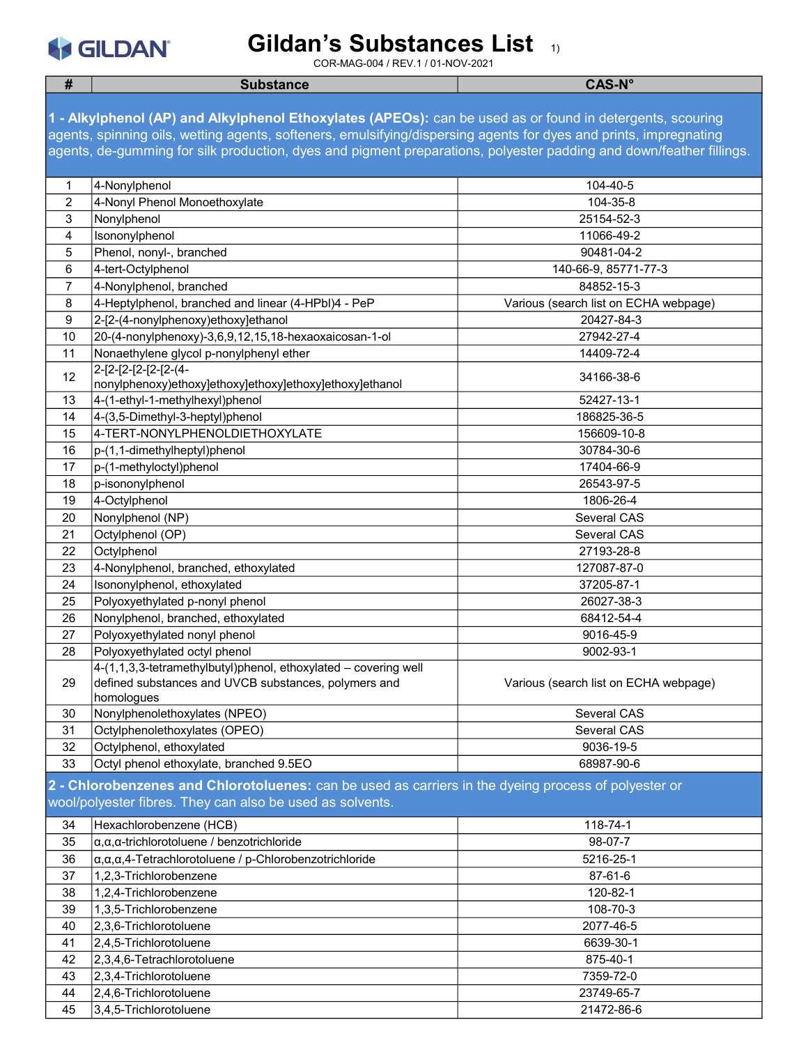# Gildan's Substances List 1)

COR-MAG-004 / REV.1 / 01-NOV-2021

| # | Substance | CAS-N° |
|---|---|---|
| **1 - Alkylphenol (AP) and Alkylphenol Ethoxylates (APEOs):** can be used as or found in detergents, scouring agents, spinning oils, wetting agents, softeners, emulsifying/dispersing agents for dyes and prints, impregnating agents, de-gumming for silk production, dyes and pigment preparations, polyester padding and down/feather fillings. | | |
| 1 | 4-Nonylphenol | 104-40-5 |
| 2 | 4-Nonyl Phenol Monoethoxylate | 104-35-8 |
| 3 | Nonylphenol | 25154-52-3 |
| 4 | Isononylphenol | 11066-49-2 |
| 5 | Phenol, nonyl-, branched | 90481-04-2 |
| 6 | 4-tert-Octylphenol | 140-66-9, 85771-77-3 |
| 7 | 4-Nonylphenol, branched | 84852-15-3 |
| 8 | 4-Heptylphenol, branched and linear (4-HPbl)4 - PeP | Various (search list on ECHA webpage) |
| 9 | 2-[2-(4-nonylphenoxy)ethoxy]ethanol | 20427-84-3 |
| 10 | 20-(4-nonylphenoxy)-3,6,9,12,15,18-hexaoxaicosan-1-ol | 27942-27-4 |
| 11 | Nonaethylene glycol p-nonylphenyl ether | 14409-72-4 |
| 12 | 2-[2-[2-[2-[2-[2-(4-nonylphenoxy)ethoxy]ethoxy]ethoxy]ethoxy]ethoxy]ethanol | 34166-38-6 |
| 13 | 4-(1-ethyl-1-methylhexyl)phenol | 52427-13-1 |
| 14 | 4-(3,5-Dimethyl-3-heptyl)phenol | 186825-36-5 |
| 15 | 4-TERT-NONYLPHENOLDIETHOXYLATE | 156609-10-8 |
| 16 | p-(1,1-dimethylheptyl)phenol | 30784-30-6 |
| 17 | p-(1-methyloctyl)phenol | 17404-66-9 |
| 18 | p-isononylphenol | 26543-97-5 |
| 19 | 4-Octylphenol | 1806-26-4 |
| 20 | Nonylphenol (NP) | Several CAS |
| 21 | Octylphenol (OP) | Several CAS |
| 22 | Octylphenol | 27193-28-8 |
| 23 | 4-Nonylphenol, branched, ethoxylated | 127087-87-0 |
| 24 | Isononylphenol, ethoxylated | 37205-87-1 |
| 25 | Polyoxyethylated p-nonyl phenol | 26027-38-3 |
| 26 | Nonylphenol, branched, ethoxylated | 68412-54-4 |
| 27 | Polyoxyethylated nonyl phenol | 9016-45-9 |
| 28 | Polyoxyethylated octyl phenol | 9002-93-1 |
| 29 | 4-(1,1,3,3-tetramethylbutyl)phenol, ethoxylated – covering well defined substances and UVCB substances, polymers and homologues | Various (search list on ECHA webpage) |
| 30 | Nonylphenolethoxylates (NPEO) | Several CAS |
| 31 | Octylphenolethoxylates (OPEO) | Several CAS |
| 32 | Octylphenol, ethoxylated | 9036-19-5 |
| 33 | Octyl phenol ethoxylate, branched 9.5EO | 68987-90-6 |
| **2 - Chlorobenzenes and Chlorotoluenes:** can be used as carriers in the dyeing process of polyester or wool/polyester fibres. They can also be used as solvents. | | |
| 34 | Hexachlorobenzene (HCB) | 118-74-1 |
| 35 | α,α,α-trichlorotoluene / benzotrichloride | 98-07-7 |
| 36 | α,α,α,4-Tetrachlorotoluene / p-Chlorobenzotrichloride | 5216-25-1 |
| 37 | 1,2,3-Trichlorobenzene | 87-61-6 |
| 38 | 1,2,4-Trichlorobenzene | 120-82-1 |
| 39 | 1,3,5-Trichlorobenzene | 108-70-3 |
| 40 | 2,3,6-Trichlorotoluene | 2077-46-5 |
| 41 | 2,4,5-Trichlorotoluene | 6639-30-1 |
| 42 | 2,3,4,6-Tetrachlorotoluene | 875-40-1 |
| 43 | 2,3,4-Trichlorotoluene | 7359-72-0 |
| 44 | 2,4,6-Trichlorotoluene | 23749-65-7 |
| 45 | 3,4,5-Trichlorotoluene | 21472-86-6 |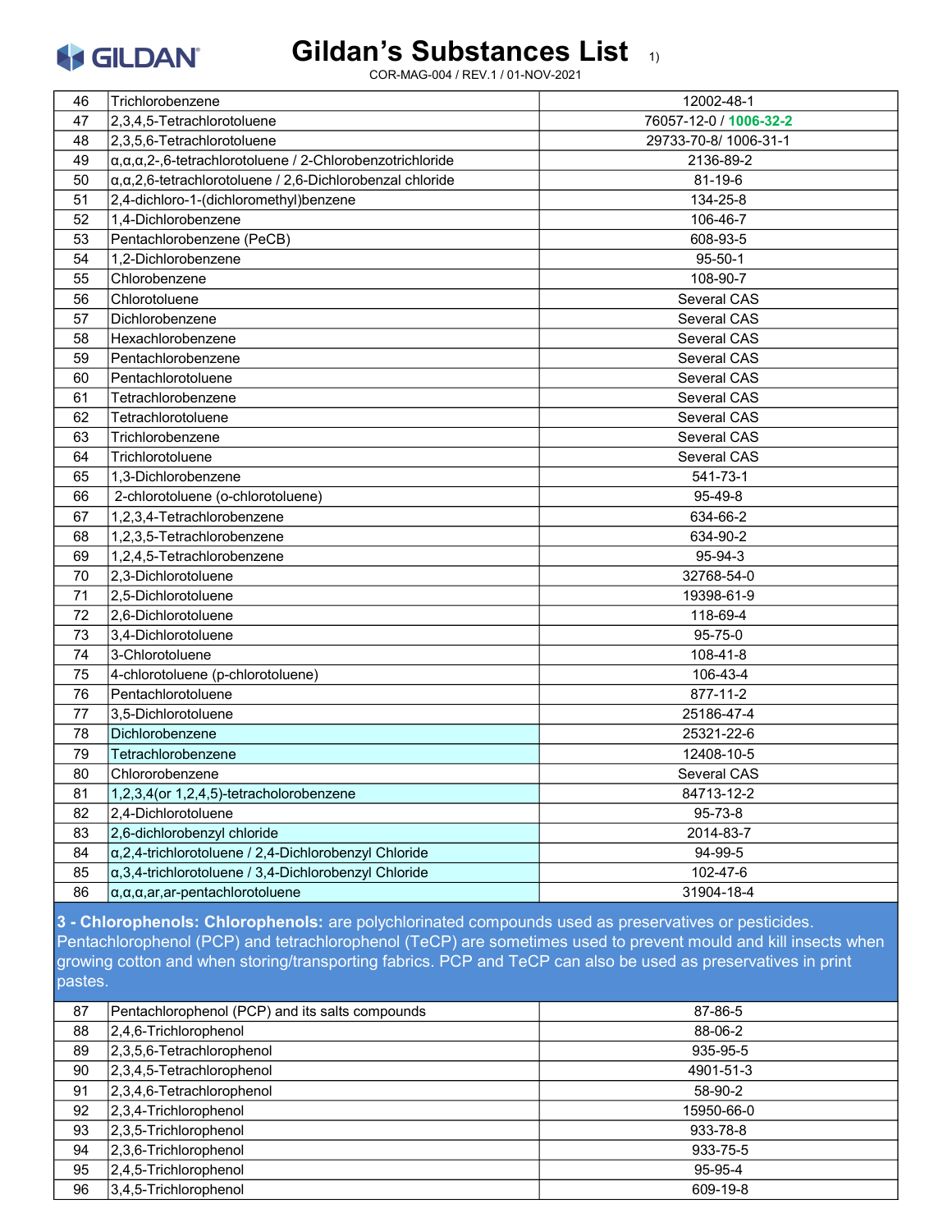| | | |
|---|---|---|
| 46 | Trichlorobenzene | 12002-48-1 |
| 47 | 2,3,4,5-Tetrachlorotoluene | 76057-12-0 / 1006-32-2 |
| 48 | 2,3,5,6-Tetrachlorotoluene | 29733-70-8/ 1006-31-1 |
| 49 | α,α,α,2-,6-tetrachlorotoluene / 2-Chlorobenzotrichloride | 2136-89-2 |
| 50 | α,α,2,6-tetrachlorotoluene / 2,6-Dichlorobenzal chloride | 81-19-6 |
| 51 | 2,4-dichloro-1-(dichloromethyl)benzene | 134-25-8 |
| 52 | 1,4-Dichlorobenzene | 106-46-7 |
| 53 | Pentachlorobenzene (PeCB) | 608-93-5 |
| 54 | 1,2-Dichlorobenzene | 95-50-1 |
| 55 | Chlorobenzene | 108-90-7 |
| 56 | Chlorotoluene | Several CAS |
| 57 | Dichlorobenzene | Several CAS |
| 58 | Hexachlorobenzene | Several CAS |
| 59 | Pentachlorobenzene | Several CAS |
| 60 | Pentachlorotoluene | Several CAS |
| 61 | Tetrachlorobenzene | Several CAS |
| 62 | Tetrachlorotoluene | Several CAS |
| 63 | Trichlorobenzene | Several CAS |
| 64 | Trichlorotoluene | Several CAS |
| 65 | 1,3-Dichlorobenzene | 541-73-1 |
| 66 | 2-chlorotoluene (o-chlorotoluene) | 95-49-8 |
| 67 | 1,2,3,4-Tetrachlorobenzene | 634-66-2 |
| 68 | 1,2,3,5-Tetrachlorobenzene | 634-90-2 |
| 69 | 1,2,4,5-Tetrachlorobenzene | 95-94-3 |
| 70 | 2,3-Dichlorotoluene | 32768-54-0 |
| 71 | 2,5-Dichlorotoluene | 19398-61-9 |
| 72 | 2,6-Dichlorotoluene | 118-69-4 |
| 73 | 3,4-Dichlorotoluene | 95-75-0 |
| 74 | 3-Chlorotoluene | 108-41-8 |
| 75 | 4-chlorotoluene (p-chlorotoluene) | 106-43-4 |
| 76 | Pentachlorotoluene | 877-11-2 |
| 77 | 3,5-Dichlorotoluene | 25186-47-4 |
| 78 | Dichlorobenzene | 25321-22-6 |
| 79 | Tetrachlorobenzene | 12408-10-5 |
| 80 | Chlororobenzene | Several CAS |
| 81 | 1,2,3,4(or 1,2,4,5)-tetracholorobenzene | 84713-12-2 |
| 82 | 2,4-Dichlorotoluene | 95-73-8 |
| 83 | 2,6-dichlorobenzyl chloride | 2014-83-7 |
| 84 | α,2,4-trichlorotoluene / 2,4-Dichlorobenzyl Chloride | 94-99-5 |
| 85 | α,3,4-trichlorotoluene / 3,4-Dichlorobenzyl Chloride | 102-47-6 |
| 86 | α,α,α,ar,ar-pentachlorotoluene | 31904-18-4 |

**3 - Chlorophenols: Chlorophenols:** are polychlorinated compounds used as preservatives or pesticides. Pentachlorophenol (PCP) and tetrachlorophenol (TeCP) are sometimes used to prevent mould and kill insects when growing cotton and when storing/transporting fabrics. PCP and TeCP can also be used as preservatives in print pastes.

| | | |
|---|---|---|
| 87 | Pentachlorophenol (PCP) and its salts compounds | 87-86-5 |
| 88 | 2,4,6-Trichlorophenol | 88-06-2 |
| 89 | 2,3,5,6-Tetrachlorophenol | 935-95-5 |
| 90 | 2,3,4,5-Tetrachlorophenol | 4901-51-3 |
| 91 | 2,3,4,6-Tetrachlorophenol | 58-90-2 |
| 92 | 2,3,4-Trichlorophenol | 15950-66-0 |
| 93 | 2,3,5-Trichlorophenol | 933-78-8 |
| 94 | 2,3,6-Trichlorophenol | 933-75-5 |
| 95 | 2,4,5-Trichlorophenol | 95-95-4 |
| 96 | 3,4,5-Trichlorophenol | 609-19-8 |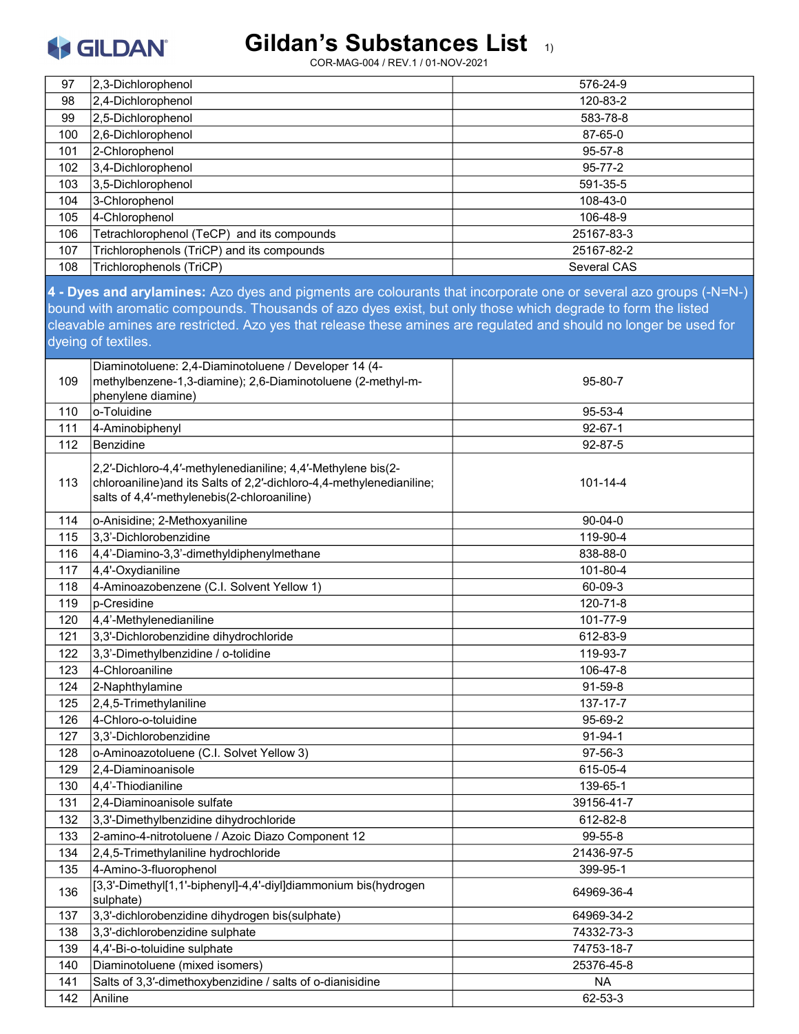# Gildan's Substances List 1)

COR-MAG-004 / REV.1 / 01-NOV-2021

| | | |
|---|---|---|
| 97 | 2,3-Dichlorophenol | 576-24-9 |
| 98 | 2,4-Dichlorophenol | 120-83-2 |
| 99 | 2,5-Dichlorophenol | 583-78-8 |
| 100 | 2,6-Dichlorophenol | 87-65-0 |
| 101 | 2-Chlorophenol | 95-57-8 |
| 102 | 3,4-Dichlorophenol | 95-77-2 |
| 103 | 3,5-Dichlorophenol | 591-35-5 |
| 104 | 3-Chlorophenol | 108-43-0 |
| 105 | 4-Chlorophenol | 106-48-9 |
| 106 | Tetrachlorophenol (TeCP) and its compounds | 25167-83-3 |
| 107 | Trichlorophenols (TriCP) and its compounds | 25167-82-2 |
| 108 | Trichlorophenols (TriCP) | Several CAS |

**4 - Dyes and arylamines:** Azo dyes and pigments are colourants that incorporate one or several azo groups (-N=N-) bound with aromatic compounds. Thousands of azo dyes exist, but only those which degrade to form the listed cleavable amines are restricted. Azo yes that release these amines are regulated and should no longer be used for dyeing of textiles.

| | | |
|---|---|---|
| 109 | Diaminotoluene: 2,4-Diaminotoluene / Developer 14 (4-methylbenzene-1,3-diamine); 2,6-Diaminotoluene (2-methyl-m-phenylene diamine) | 95-80-7 |
| 110 | o-Toluidine | 95-53-4 |
| 111 | 4-Aminobiphenyl | 92-67-1 |
| 112 | Benzidine | 92-87-5 |
| 113 | 2,2′-Dichloro-4,4′-methylenedianiline; 4,4′-Methylene bis(2-chloroaniline)and its Salts of 2,2′-dichloro-4,4-methylenedianiline; salts of 4,4′-methylenebis(2-chloroaniline) | 101-14-4 |
| 114 | o-Anisidine; 2-Methoxyaniline | 90-04-0 |
| 115 | 3,3'-Dichlorobenzidine | 119-90-4 |
| 116 | 4,4'-Diamino-3,3'-dimethyldiphenylmethane | 838-88-0 |
| 117 | 4,4'-Oxydianiline | 101-80-4 |
| 118 | 4-Aminoazobenzene (C.I. Solvent Yellow 1) | 60-09-3 |
| 119 | p-Cresidine | 120-71-8 |
| 120 | 4,4'-Methylenedianiline | 101-77-9 |
| 121 | 3,3'-Dichlorobenzidine dihydrochloride | 612-83-9 |
| 122 | 3,3'-Dimethylbenzidine / o-tolidine | 119-93-7 |
| 123 | 4-Chloroaniline | 106-47-8 |
| 124 | 2-Naphthylamine | 91-59-8 |
| 125 | 2,4,5-Trimethylaniline | 137-17-7 |
| 126 | 4-Chloro-o-toluidine | 95-69-2 |
| 127 | 3,3'-Dichlorobenzidine | 91-94-1 |
| 128 | o-Aminoazotoluene (C.I. Solvet Yellow 3) | 97-56-3 |
| 129 | 2,4-Diaminoanisole | 615-05-4 |
| 130 | 4,4'-Thiodianiline | 139-65-1 |
| 131 | 2,4-Diaminoanisole sulfate | 39156-41-7 |
| 132 | 3,3'-Dimethylbenzidine dihydrochloride | 612-82-8 |
| 133 | 2-amino-4-nitrotoluene / Azoic Diazo Component 12 | 99-55-8 |
| 134 | 2,4,5-Trimethylaniline hydrochloride | 21436-97-5 |
| 135 | 4-Amino-3-fluorophenol | 399-95-1 |
| 136 | [3,3'-Dimethyl[1,1'-biphenyl]-4,4'-diyl]diammonium bis(hydrogen sulphate) | 64969-36-4 |
| 137 | 3,3'-dichlorobenzidine dihydrogen bis(sulphate) | 64969-34-2 |
| 138 | 3,3'-dichlorobenzidine sulphate | 74332-73-3 |
| 139 | 4,4'-Bi-o-toluidine sulphate | 74753-18-7 |
| 140 | Diaminotoluene (mixed isomers) | 25376-45-8 |
| 141 | Salts of 3,3′-dimethoxybenzidine / salts of o-dianisidine | NA |
| 142 | Aniline | 62-53-3 |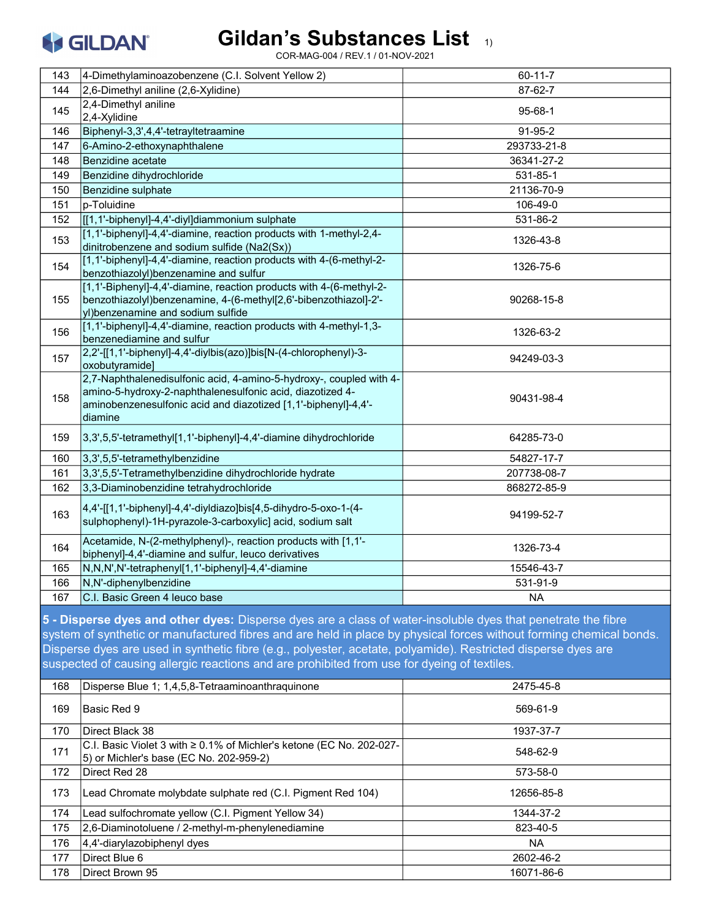| | | |
|---|---|---|
| 143 | 4-Dimethylaminoazobenzene (C.I. Solvent Yellow 2) | 60-11-7 |
| 144 | 2,6-Dimethyl aniline (2,6-Xylidine) | 87-62-7 |
| 145 | 2,4-Dimethyl aniline 2,4-Xylidine | 95-68-1 |
| 146 | Biphenyl-3,3',4,4'-tetrayltetraamine | 91-95-2 |
| 147 | 6-Amino-2-ethoxynaphthalene | 293733-21-8 |
| 148 | Benzidine acetate | 36341-27-2 |
| 149 | Benzidine dihydrochloride | 531-85-1 |
| 150 | Benzidine sulphate | 21136-70-9 |
| 151 | p-Toluidine | 106-49-0 |
| 152 | [[1,1'-biphenyl]-4,4'-diyl]diammonium sulphate | 531-86-2 |
| 153 | [1,1'-biphenyl]-4,4'-diamine, reaction products with 1-methyl-2,4-dinitrobenzene and sodium sulfide (Na2(Sx)) | 1326-43-8 |
| 154 | [1,1'-biphenyl]-4,4'-diamine, reaction products with 4-(6-methyl-2-benzothiazolyl)benzenamine and sulfur | 1326-75-6 |
| 155 | [1,1'-Biphenyl]-4,4'-diamine, reaction products with 4-(6-methyl-2-benzothiazolyl)benzenamine, 4-(6-methyl[2,6'-bibenzothiazol]-2'-yl)benzenamine and sodium sulfide | 90268-15-8 |
| 156 | [1,1'-biphenyl]-4,4'-diamine, reaction products with 4-methyl-1,3-benzenediamine and sulfur | 1326-63-2 |
| 157 | 2,2'-[[1,1'-biphenyl]-4,4'-diylbis(azo)]bis[N-(4-chlorophenyl)-3-oxobutyramide] | 94249-03-3 |
| 158 | 2,7-Naphthalenedisulfonic acid, 4-amino-5-hydroxy-, coupled with 4-amino-5-hydroxy-2-naphthalenesulfonic acid, diazotized 4-aminobenzenesulfonic acid and diazotized [1,1'-biphenyl]-4,4'-diamine | 90431-98-4 |
| 159 | 3,3',5,5'-tetramethyl[1,1'-biphenyl]-4,4'-diamine dihydrochloride | 64285-73-0 |
| 160 | 3,3',5,5'-tetramethylbenzidine | 54827-17-7 |
| 161 | 3,3′,5,5′-Tetramethylbenzidine dihydrochloride hydrate | 207738-08-7 |
| 162 | 3,3-Diaminobenzidine tetrahydrochloride | 868272-85-9 |
| 163 | 4,4'-[[1,1'-biphenyl]-4,4'-diyldiazo]bis[4,5-dihydro-5-oxo-1-(4-sulphophenyl)-1H-pyrazole-3-carboxylic] acid, sodium salt | 94199-52-7 |
| 164 | Acetamide, N-(2-methylphenyl)-, reaction products with [1,1'-biphenyl]-4,4'-diamine and sulfur, leuco derivatives | 1326-73-4 |
| 165 | N,N,N',N'-tetraphenyl[1,1'-biphenyl]-4,4'-diamine | 15546-43-7 |
| 166 | N,N'-diphenylbenzidine | 531-91-9 |
| 167 | C.I. Basic Green 4 leuco base | NA |
| **5 - Disperse dyes and other dyes:** Disperse dyes are a class of water-insoluble dyes that penetrate the fibre system of synthetic or manufactured fibres and are held in place by physical forces without forming chemical bonds. Disperse dyes are used in synthetic fibre (e.g., polyester, acetate, polyamide). Restricted disperse dyes are suspected of causing allergic reactions and are prohibited from use for dyeing of textiles. | | |
| 168 | Disperse Blue 1; 1,4,5,8-Tetraaminoanthraquinone | 2475-45-8 |
| 169 | Basic Red 9 | 569-61-9 |
| 170 | Direct Black 38 | 1937-37-7 |
| 171 | C.I. Basic Violet 3 with ≥ 0.1% of Michler's ketone (EC No. 202-027-5) or Michler's base (EC No. 202-959-2) | 548-62-9 |
| 172 | Direct Red 28 | 573-58-0 |
| 173 | Lead Chromate molybdate sulphate red (C.I. Pigment Red 104) | 12656-85-8 |
| 174 | Lead sulfochromate yellow (C.I. Pigment Yellow 34) | 1344-37-2 |
| 175 | 2,6-Diaminotoluene / 2-methyl-m-phenylenediamine | 823-40-5 |
| 176 | 4,4'-diarylazobiphenyl dyes | NA |
| 177 | Direct Blue 6 | 2602-46-2 |
| 178 | Direct Brown 95 | 16071-86-6 |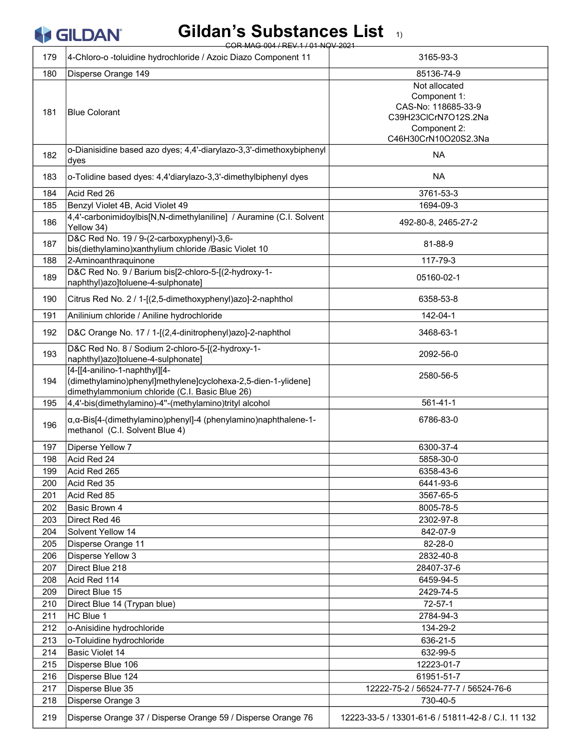# Gildan's Substances List 1)

COR-MAG-004 / REV.1 / 01-NOV-2021

| | | |
|---|---|---|
| 179 | 4-Chloro-o -toluidine hydrochloride / Azoic Diazo Component 11 | 3165-93-3 |
| 180 | Disperse Orange 149 | 85136-74-9 |
| 181 | Blue Colorant | Not allocated<br>Component 1:<br>CAS-No: 118685-33-9<br>$C_{39}H_{23}ClCrN_7O_{12}S.2Na$<br>Component 2:<br>$C_{46}H_{30}CrN_{10}O_{20}S_2.3Na$ |
| 182 | o-Dianisidine based azo dyes; 4,4'-diarylazo-3,3'-dimethoxybiphenyl dyes | NA |
| 183 | o-Tolidine based dyes: 4,4'diarylazo-3,3'-dimethylbiphenyl dyes | NA |
| 184 | Acid Red 26 | 3761-53-3 |
| 185 | Benzyl Violet 4B, Acid Violet 49 | 1694-09-3 |
| 186 | 4,4'-carbonimidoylbis[N,N-dimethylaniline] / Auramine (C.I. Solvent Yellow 34) | 492-80-8, 2465-27-2 |
| 187 | D&C Red No. 19 / 9-(2-carboxyphenyl)-3,6-bis(diethylamino)xanthylium chloride /Basic Violet 10 | 81-88-9 |
| 188 | 2-Aminoanthraquinone | 117-79-3 |
| 189 | D&C Red No. 9 / Barium bis[2-chloro-5-[(2-hydroxy-1-naphthyl)azo]toluene-4-sulphonate] | 05160-02-1 |
| 190 | Citrus Red No. 2 / 1-[(2,5-dimethoxyphenyl)azo]-2-naphthol | 6358-53-8 |
| 191 | Anilinium chloride / Aniline hydrochloride | 142-04-1 |
| 192 | D&C Orange No. 17 / 1-[(2,4-dinitrophenyl)azo]-2-naphthol | 3468-63-1 |
| 193 | D&C Red No. 8 / Sodium 2-chloro-5-[(2-hydroxy-1-naphthyl)azo]toluene-4-sulphonate] | 2092-56-0 |
| 194 | [4-[[4-anilino-1-naphthyl][4-(dimethylamino)phenyl]methylene]cyclohexa-2,5-dien-1-ylidene] dimethylammonium chloride (C.I. Basic Blue 26) | 2580-56-5 |
| 195 | 4,4'-bis(dimethylamino)-4''-(methylamino)trityl alcohol | 561-41-1 |
| 196 | α,α-Bis[4-(dimethylamino)phenyl]-4 (phenylamino)naphthalene-1-methanol (C.I. Solvent Blue 4) | 6786-83-0 |
| 197 | Diperse Yellow 7 | 6300-37-4 |
| 198 | Acid Red 24 | 5858-30-0 |
| 199 | Acid Red 265 | 6358-43-6 |
| 200 | Acid Red 35 | 6441-93-6 |
| 201 | Acid Red 85 | 3567-65-5 |
| 202 | Basic Brown 4 | 8005-78-5 |
| 203 | Direct Red 46 | 2302-97-8 |
| 204 | Solvent Yellow 14 | 842-07-9 |
| 205 | Disperse Orange 11 | 82-28-0 |
| 206 | Disperse Yellow 3 | 2832-40-8 |
| 207 | Direct Blue 218 | 28407-37-6 |
| 208 | Acid Red 114 | 6459-94-5 |
| 209 | Direct Blue 15 | 2429-74-5 |
| 210 | Direct Blue 14 (Trypan blue) | 72-57-1 |
| 211 | HC Blue 1 | 2784-94-3 |
| 212 | o-Anisidine hydrochloride | 134-29-2 |
| 213 | o-Toluidine hydrochloride | 636-21-5 |
| 214 | Basic Violet 14 | 632-99-5 |
| 215 | Disperse Blue 106 | 12223-01-7 |
| 216 | Disperse Blue 124 | 61951-51-7 |
| 217 | Disperse Blue 35 | 12222-75-2 / 56524-77-7 / 56524-76-6 |
| 218 | Disperse Orange 3 | 730-40-5 |
| 219 | Disperse Orange 37 / Disperse Orange 59 / Disperse Orange 76 | 12223-33-5 / 13301-61-6 / 51811-42-8 / C.I. 11 132 |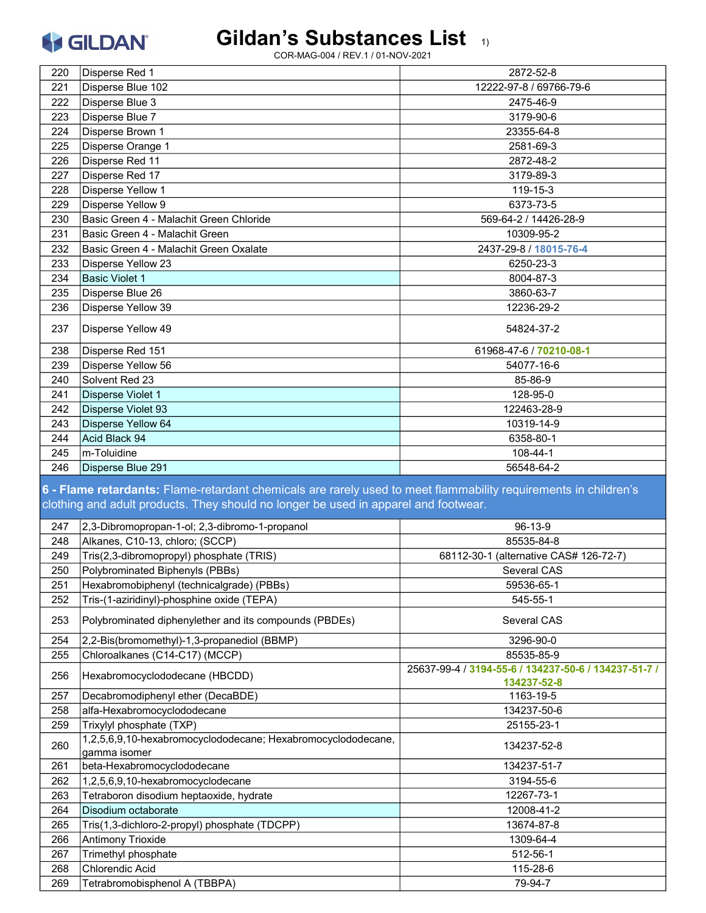# Gildan's Substances List [1)]

COR-MAG-004 / REV.1 / 01-NOV-2021

| | | |
|---|---|---|
| 220 | Disperse Red 1 | 2872-52-8 |
| 221 | Disperse Blue 102 | 12222-97-8 / 69766-79-6 |
| 222 | Disperse Blue 3 | 2475-46-9 |
| 223 | Disperse Blue 7 | 3179-90-6 |
| 224 | Disperse Brown 1 | 23355-64-8 |
| 225 | Disperse Orange 1 | 2581-69-3 |
| 226 | Disperse Red 11 | 2872-48-2 |
| 227 | Disperse Red 17 | 3179-89-3 |
| 228 | Disperse Yellow 1 | 119-15-3 |
| 229 | Disperse Yellow 9 | 6373-73-5 |
| 230 | Basic Green 4 - Malachit Green Chloride | 569-64-2 / 14426-28-9 |
| 231 | Basic Green 4 - Malachit Green | 10309-95-2 |
| 232 | Basic Green 4 - Malachit Green Oxalate | 2437-29-8 / 18015-76-4 |
| 233 | Disperse Yellow 23 | 6250-23-3 |
| 234 | Basic Violet 1 | 8004-87-3 |
| 235 | Disperse Blue 26 | 3860-63-7 |
| 236 | Disperse Yellow 39 | 12236-29-2 |
| 237 | Disperse Yellow 49 | 54824-37-2 |
| 238 | Disperse Red 151 | 61968-47-6 / 70210-08-1 |
| 239 | Disperse Yellow 56 | 54077-16-6 |
| 240 | Solvent Red 23 | 85-86-9 |
| 241 | Disperse Violet 1 | 128-95-0 |
| 242 | Disperse Violet 93 | 122463-28-9 |
| 243 | Disperse Yellow 64 | 10319-14-9 |
| 244 | Acid Black 94 | 6358-80-1 |
| 245 | m-Toluidine | 108-44-1 |
| 246 | Disperse Blue 291 | 56548-64-2 |

**6 - Flame retardants:** Flame-retardant chemicals are rarely used to meet flammability requirements in children's clothing and adult products. They should no longer be used in apparel and footwear.

| | | |
|---|---|---|
| 247 | 2,3-Dibromopropan-1-ol; 2,3-dibromo-1-propanol | 96-13-9 |
| 248 | Alkanes, C10-13, chloro; (SCCP) | 85535-84-8 |
| 249 | Tris(2,3-dibromopropyl) phosphate (TRIS) | 68112-30-1 (alternative CAS# 126-72-7) |
| 250 | Polybrominated Biphenyls (PBBs) | Several CAS |
| 251 | Hexabromobiphenyl (technicalgrade) (PBBs) | 59536-65-1 |
| 252 | Tris-(1-aziridinyl)-phosphine oxide (TEPA) | 545-55-1 |
| 253 | Polybrominated diphenylether and its compounds (PBDEs) | Several CAS |
| 254 | 2,2-Bis(bromomethyl)-1,3-propanediol (BBMP) | 3296-90-0 |
| 255 | Chloroalkanes (C14-C17) (MCCP) | 85535-85-9 |
| 256 | Hexabromocyclododecane (HBCDD) | 25637-99-4 / 3194-55-6 / 134237-50-6 / 134237-51-7 / 134237-52-8 |
| 257 | Decabromodiphenyl ether (DecaBDE) | 1163-19-5 |
| 258 | alfa-Hexabromocyclododecane | 134237-50-6 |
| 259 | Trixylyl phosphate (TXP) | 25155-23-1 |
| 260 | 1,2,5,6,9,10-hexabromocyclododecane; Hexabromocyclododecane, gamma isomer | 134237-52-8 |
| 261 | beta-Hexabromocyclododecane | 134237-51-7 |
| 262 | 1,2,5,6,9,10-hexabromocyclodecane | 3194-55-6 |
| 263 | Tetraboron disodium heptaoxide, hydrate | 12267-73-1 |
| 264 | Disodium octaborate | 12008-41-2 |
| 265 | Tris(1,3-dichloro-2-propyl) phosphate (TDCPP) | 13674-87-8 |
| 266 | Antimony Trioxide | 1309-64-4 |
| 267 | Trimethyl phosphate | 512-56-1 |
| 268 | Chlorendic Acid | 115-28-6 |
| 269 | Tetrabromobisphenol A (TBBPA) | 79-94-7 |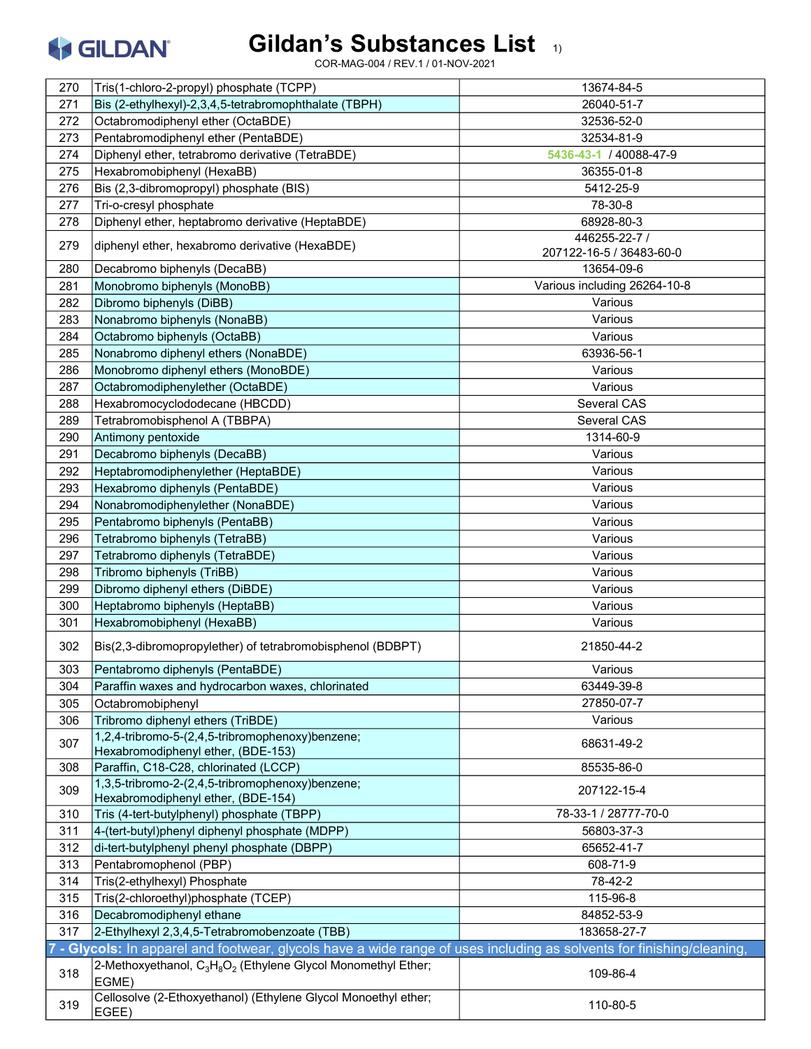# Gildan's Substances List 1)

COR-MAG-004 / REV.1 / 01-NOV-2021

| | | |
|---|---|---|
| 270 | Tris(1-chloro-2-propyl) phosphate (TCPP) | 13674-84-5 |
| 271 | Bis (2-ethylhexyl)-2,3,4,5-tetrabromophthalate (TBPH) | 26040-51-7 |
| 272 | Octabromodiphenyl ether (OctaBDE) | 32536-52-0 |
| 273 | Pentabromodiphenyl ether (PentaBDE) | 32534-81-9 |
| 274 | Diphenyl ether, tetrabromo derivative (TetraBDE) | 5436-43-1 / 40088-47-9 |
| 275 | Hexabromobiphenyl (HexaBB) | 36355-01-8 |
| 276 | Bis (2,3-dibromopropyl) phosphate (BIS) | 5412-25-9 |
| 277 | Tri-o-cresyl phosphate | 78-30-8 |
| 278 | Diphenyl ether, heptabromo derivative (HeptaBDE) | 68928-80-3 |
| 279 | diphenyl ether, hexabromo derivative (HexaBDE) | 446255-22-7 / 207122-16-5 / 36483-60-0 |
| 280 | Decabromo biphenyls (DecaBB) | 13654-09-6 |
| 281 | Monobromo biphenyls (MonoBB) | Various including 26264-10-8 |
| 282 | Dibromo biphenyls (DiBB) | Various |
| 283 | Nonabromo biphenyls (NonaBB) | Various |
| 284 | Octabromo biphenyls (OctaBB) | Various |
| 285 | Nonabromo diphenyl ethers (NonaBDE) | 63936-56-1 |
| 286 | Monobromo diphenyl ethers (MonoBDE) | Various |
| 287 | Octabromodiphenylether (OctaBDE) | Various |
| 288 | Hexabromocyclododecane (HBCDD) | Several CAS |
| 289 | Tetrabromobisphenol A (TBBPA) | Several CAS |
| 290 | Antimony pentoxide | 1314-60-9 |
| 291 | Decabromo biphenyls (DecaBB) | Various |
| 292 | Heptabromodiphenylether (HeptaBDE) | Various |
| 293 | Hexabromo diphenyls (PentaBDE) | Various |
| 294 | Nonabromodiphenylether (NonaBDE) | Various |
| 295 | Pentabromo biphenyls (PentaBB) | Various |
| 296 | Tetrabromo biphenyls (TetraBB) | Various |
| 297 | Tetrabromo diphenyls (TetraBDE) | Various |
| 298 | Tribromo biphenyls (TriBB) | Various |
| 299 | Dibromo diphenyl ethers (DiBDE) | Various |
| 300 | Heptabromo biphenyls (HeptaBB) | Various |
| 301 | Hexabromobiphenyl (HexaBB) | Various |
| 302 | Bis(2,3-dibromopropylether) of tetrabromobisphenol (BDBPT) | 21850-44-2 |
| 303 | Pentabromo diphenyls (PentaBDE) | Various |
| 304 | Paraffin waxes and hydrocarbon waxes, chlorinated | 63449-39-8 |
| 305 | Octabromobiphenyl | 27850-07-7 |
| 306 | Tribromo diphenyl ethers (TriBDE) | Various |
| 307 | 1,2,4-tribromo-5-(2,4,5-tribromophenoxy)benzene; Hexabromodiphenyl ether, (BDE-153) | 68631-49-2 |
| 308 | Paraffin, C18-C28, chlorinated (LCCP) | 85535-86-0 |
| 309 | 1,3,5-tribromo-2-(2,4,5-tribromophenoxy)benzene; Hexabromodiphenyl ether, (BDE-154) | 207122-15-4 |
| 310 | Tris (4-tert-butylphenyl) phosphate (TBPP) | 78-33-1 / 28777-70-0 |
| 311 | 4-(tert-butyl)phenyl diphenyl phosphate (MDPP) | 56803-37-3 |
| 312 | di-tert-butylphenyl phenyl phosphate (DBPP) | 65652-41-7 |
| 313 | Pentabromophenol (PBP) | 608-71-9 |
| 314 | Tris(2-ethylhexyl) Phosphate | 78-42-2 |
| 315 | Tris(2-chloroethyl)phosphate (TCEP) | 115-96-8 |
| 316 | Decabromodiphenyl ethane | 84852-53-9 |
| 317 | 2-Ethylhexyl 2,3,4,5-Tetrabromobenzoate (TBB) | 183658-27-7 |
| **7 - Glycols:** In apparel and footwear, glycols have a wide range of uses including as solvents for finishing/cleaning, | | |
| 318 | 2-Methoxyethanol, $C_3H_8O_2$ (Ethylene Glycol Monomethyl Ether; EGME) | 109-86-4 |
| 319 | Cellosolve (2-Ethoxyethanol) (Ethylene Glycol Monoethyl ether; EGEE) | 110-80-5 |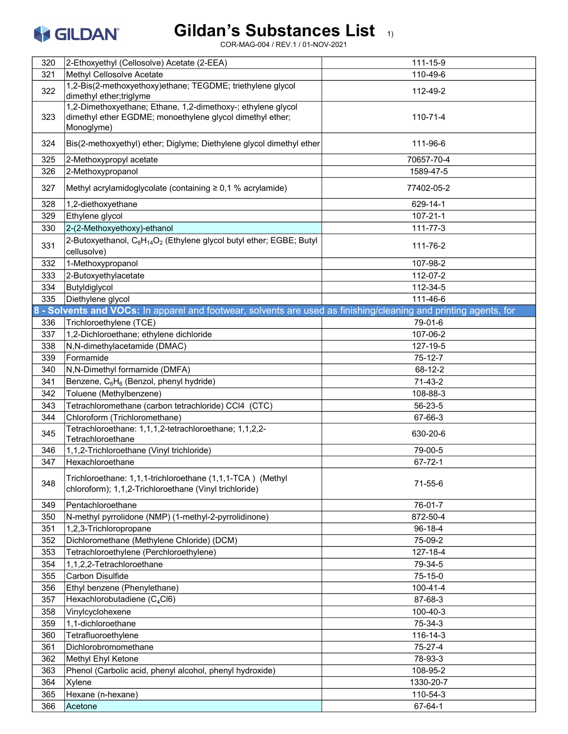# Gildan's Substances List 1)

COR-MAG-004 / REV.1 / 01-NOV-2021

| | | |
|---|---|---|
| 320 | 2-Ethoxyethyl (Cellosolve) Acetate (2-EEA) | 111-15-9 |
| 321 | Methyl Cellosolve Acetate | 110-49-6 |
| 322 | 1,2-Bis(2-methoxyethoxy)ethane; TEGDME; triethylene glycol dimethyl ether;triglyme | 112-49-2 |
| 323 | 1,2-Dimethoxyethane; Ethane, 1,2-dimethoxy-; ethylene glycol dimethyl ether EGDME; monoethylene glycol dimethyl ether; Monoglyme) | 110-71-4 |
| 324 | Bis(2-methoxyethyl) ether; Diglyme; Diethylene glycol dimethyl ether | 111-96-6 |
| 325 | 2-Methoxypropyl acetate | 70657-70-4 |
| 326 | 2-Methoxypropanol | 1589-47-5 |
| 327 | Methyl acrylamidoglycolate (containing ≥ 0,1 % acrylamide) | 77402-05-2 |
| 328 | 1,2-diethoxyethane | 629-14-1 |
| 329 | Ethylene glycol | 107-21-1 |
| 330 | 2-(2-Methoxyethoxy)-ethanol | 111-77-3 |
| 331 | 2-Butoxyethanol, $C_6H_{14}O_2$ (Ethylene glycol butyl ether; EGBE; Butyl cellusolve) | 111-76-2 |
| 332 | 1-Methoxypropanol | 107-98-2 |
| 333 | 2-Butoxyethylacetate | 112-07-2 |
| 334 | Butyldiglycol | 112-34-5 |
| 335 | Diethylene glycol | 111-46-6 |
| **8 - Solvents and VOCs:** In apparel and footwear, solvents are used as finishing/cleaning and printing agents, for | | |
| 336 | Trichloroethylene (TCE) | 79-01-6 |
| 337 | 1,2-Dichloroethane; ethylene dichloride | 107-06-2 |
| 338 | N,N-dimethylacetamide (DMAC) | 127-19-5 |
| 339 | Formamide | 75-12-7 |
| 340 | N,N-Dimethyl formamide (DMFA) | 68-12-2 |
| 341 | Benzene, $C_6H_6$ (Benzol, phenyl hydride) | 71-43-2 |
| 342 | Toluene (Methylbenzene) | 108-88-3 |
| 343 | Tetrachloromethane (carbon tetrachloride) $CCl_4$ (CTC) | 56-23-5 |
| 344 | Chloroform (Trichloromethane) | 67-66-3 |
| 345 | Tetrachloroethane: 1,1,1,2-tetrachloroethane; 1,1,2,2-Tetrachloroethane | 630-20-6 |
| 346 | 1,1,2-Trichloroethane (Vinyl trichloride) | 79-00-5 |
| 347 | Hexachloroethane | 67-72-1 |
| 348 | Trichloroethane: 1,1,1-trichloroethane (1,1,1-TCA ) (Methyl chloroform); 1,1,2-Trichloroethane (Vinyl trichloride) | 71-55-6 |
| 349 | Pentachloroethane | 76-01-7 |
| 350 | N-methyl pyrrolidone (NMP) (1-methyl-2-pyrrolidinone) | 872-50-4 |
| 351 | 1,2,3-Trichloropropane | 96-18-4 |
| 352 | Dichloromethane (Methylene Chloride) (DCM) | 75-09-2 |
| 353 | Tetrachloroethylene (Perchloroethylene) | 127-18-4 |
| 354 | 1,1,2,2-Tetrachloroethane | 79-34-5 |
| 355 | Carbon Disulfide | 75-15-0 |
| 356 | Ethyl benzene (Phenylethane) | 100-41-4 |
| 357 | Hexachlorobutadiene ($C_4Cl_6$) | 87-68-3 |
| 358 | Vinylcyclohexene | 100-40-3 |
| 359 | 1,1-dichloroethane | 75-34-3 |
| 360 | Tetrafluoroethylene | 116-14-3 |
| 361 | Dichlorobromomethane | 75-27-4 |
| 362 | Methyl Ethyl Ketone | 78-93-3 |
| 363 | Phenol (Carbolic acid, phenyl alcohol, phenyl hydroxide) | 108-95-2 |
| 364 | Xylene | 1330-20-7 |
| 365 | Hexane (n-hexane) | 110-54-3 |
| 366 | Acetone | 67-64-1 |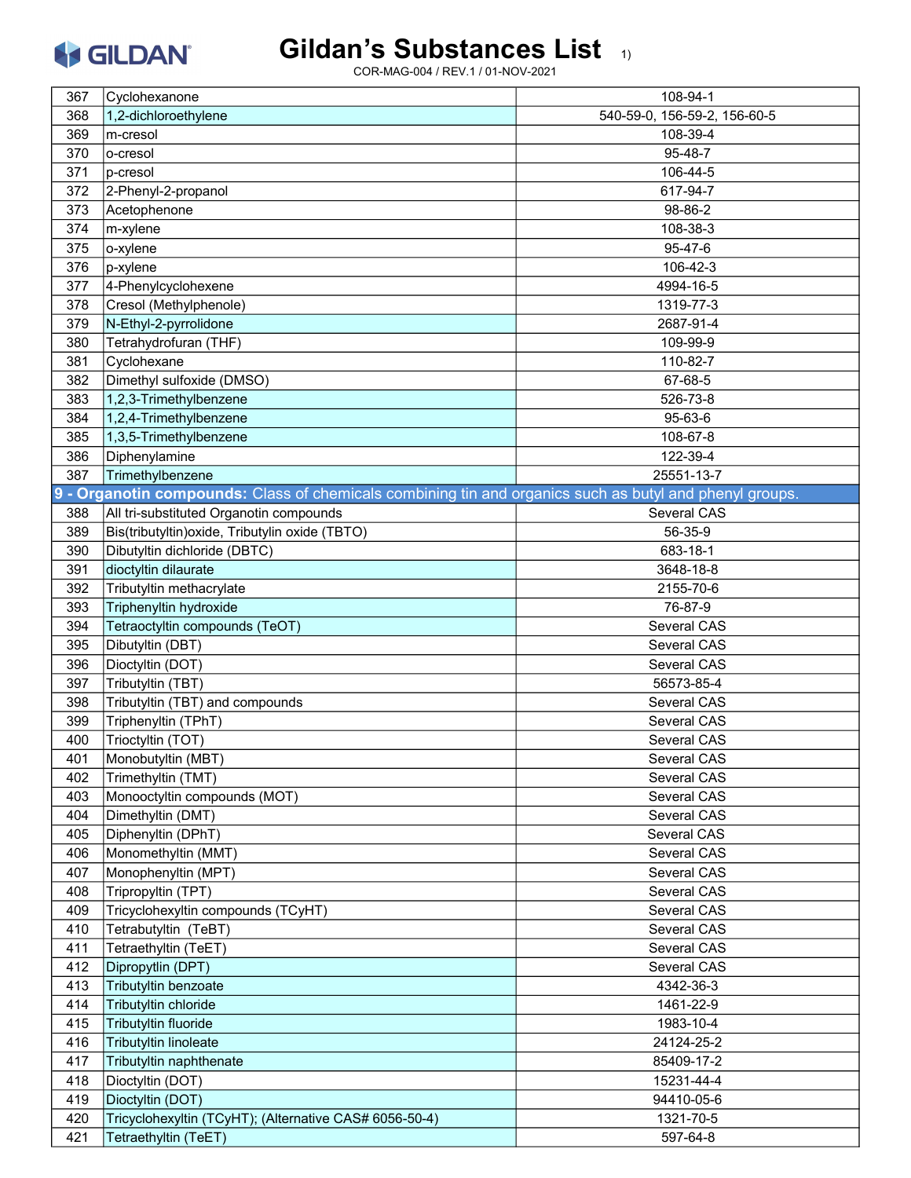# Gildan's Substances List 1)

COR-MAG-004 / REV.1 / 01-NOV-2021

| | | |
|---|---|---|
| 367 | Cyclohexanone | 108-94-1 |
| 368 | 1,2-dichloroethylene | 540-59-0, 156-59-2, 156-60-5 |
| 369 | m-cresol | 108-39-4 |
| 370 | o-cresol | 95-48-7 |
| 371 | p-cresol | 106-44-5 |
| 372 | 2-Phenyl-2-propanol | 617-94-7 |
| 373 | Acetophenone | 98-86-2 |
| 374 | m-xylene | 108-38-3 |
| 375 | o-xylene | 95-47-6 |
| 376 | p-xylene | 106-42-3 |
| 377 | 4-Phenylcyclohexene | 4994-16-5 |
| 378 | Cresol (Methylphenole) | 1319-77-3 |
| 379 | N-Ethyl-2-pyrrolidone | 2687-91-4 |
| 380 | Tetrahydrofuran (THF) | 109-99-9 |
| 381 | Cyclohexane | 110-82-7 |
| 382 | Dimethyl sulfoxide (DMSO) | 67-68-5 |
| 383 | 1,2,3-Trimethylbenzene | 526-73-8 |
| 384 | 1,2,4-Trimethylbenzene | 95-63-6 |
| 385 | 1,3,5-Trimethylbenzene | 108-67-8 |
| 386 | Diphenylamine | 122-39-4 |
| 387 | Trimethylbenzene | 25551-13-7 |
| **9 - Organotin compounds:** Class of chemicals combining tin and organics such as butyl and phenyl groups. | | |
| 388 | All tri-substituted Organotin compounds | Several CAS |
| 389 | Bis(tributyltin)oxide, Tributylin oxide (TBTO) | 56-35-9 |
| 390 | Dibutyltin dichloride (DBTC) | 683-18-1 |
| 391 | dioctyltin dilaurate | 3648-18-8 |
| 392 | Tributyltin methacrylate | 2155-70-6 |
| 393 | Triphenyltin hydroxide | 76-87-9 |
| 394 | Tetraoctyltin compounds (TeOT) | Several CAS |
| 395 | Dibutyltin (DBT) | Several CAS |
| 396 | Dioctyltin (DOT) | Several CAS |
| 397 | Tributyltin (TBT) | 56573-85-4 |
| 398 | Tributyltin (TBT) and compounds | Several CAS |
| 399 | Triphenyltin (TPhT) | Several CAS |
| 400 | Trioctyltin (TOT) | Several CAS |
| 401 | Monobutyltin (MBT) | Several CAS |
| 402 | Trimethyltin (TMT) | Several CAS |
| 403 | Monooctyltin compounds (MOT) | Several CAS |
| 404 | Dimethyltin (DMT) | Several CAS |
| 405 | Diphenyltin (DPhT) | Several CAS |
| 406 | Monomethyltin (MMT) | Several CAS |
| 407 | Monophenyltin (MPT) | Several CAS |
| 408 | Tripropyltin (TPT) | Several CAS |
| 409 | Tricyclohexyltin compounds (TCyHT) | Several CAS |
| 410 | Tetrabutyltin (TeBT) | Several CAS |
| 411 | Tetraethyltin (TeET) | Several CAS |
| 412 | Dipropytlin (DPT) | Several CAS |
| 413 | Tributyltin benzoate | 4342-36-3 |
| 414 | Tributyltin chloride | 1461-22-9 |
| 415 | Tributyltin fluoride | 1983-10-4 |
| 416 | Tributyltin linoleate | 24124-25-2 |
| 417 | Tributyltin naphthenate | 85409-17-2 |
| 418 | Dioctyltin (DOT) | 15231-44-4 |
| 419 | Dioctyltin (DOT) | 94410-05-6 |
| 420 | Tricyclohexyltin (TCyHT); (Alternative CAS# 6056-50-4) | 1321-70-5 |
| 421 | Tetraethyltin (TeET) | 597-64-8 |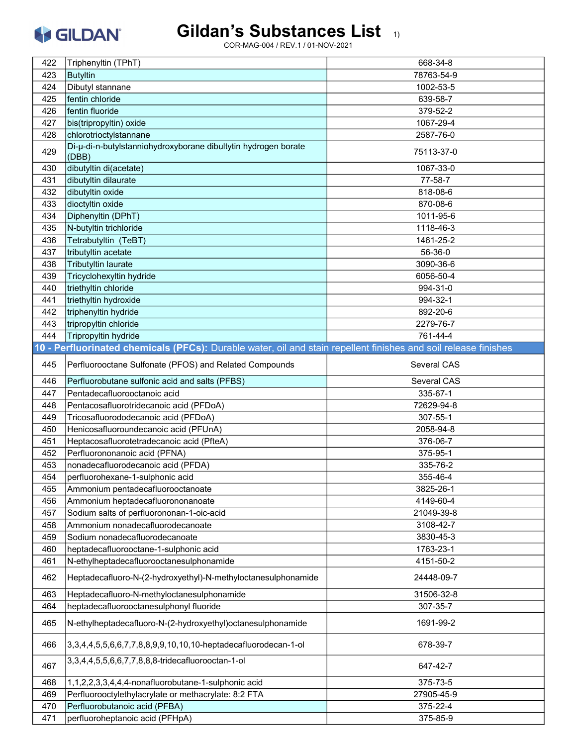# Gildan's Substances List 1)

COR-MAG-004 / REV.1 / 01-NOV-2021

| | | |
|---|---|---|
| 422 | Triphenyltin (TPhT) | 668-34-8 |
| 423 | Butyltin | 78763-54-9 |
| 424 | Dibutyl stannane | 1002-53-5 |
| 425 | fentin chloride | 639-58-7 |
| 426 | fentin fluoride | 379-52-2 |
| 427 | bis(tripropyltin) oxide | 1067-29-4 |
| 428 | chlorotrioctylstannane | 2587-76-0 |
| 429 | Di-μ-di-n-butylstanniohydroxyborane dibultytin hydrogen borate (DBB) | 75113-37-0 |
| 430 | dibutyltin di(acetate) | 1067-33-0 |
| 431 | dibutyltin dilaurate | 77-58-7 |
| 432 | dibutyltin oxide | 818-08-6 |
| 433 | dioctyltin oxide | 870-08-6 |
| 434 | Diphenyltin (DPhT) | 1011-95-6 |
| 435 | N-butyltin trichloride | 1118-46-3 |
| 436 | Tetrabutyltin (TeBT) | 1461-25-2 |
| 437 | tributyltin acetate | 56-36-0 |
| 438 | Tributyltin laurate | 3090-36-6 |
| 439 | Tricyclohexyltin hydride | 6056-50-4 |
| 440 | triethyltin chloride | 994-31-0 |
| 441 | triethyltin hydroxide | 994-32-1 |
| 442 | triphenyltin hydride | 892-20-6 |
| 443 | tripropyltin chloride | 2279-76-7 |
| 444 | Tripropyltin hydride | 761-44-4 |
| **10 - Perfluorinated chemicals (PFCs):** Durable water, oil and stain repellent finishes and soil release finishes | | |
| 445 | Perfluorooctane Sulfonate (PFOS) and Related Compounds | Several CAS |
| 446 | Perfluorobutane sulfonic acid and salts (PFBS) | Several CAS |
| 447 | Pentadecafluorooctanoic acid | 335-67-1 |
| 448 | Pentacosafluorotridecanoic acid (PFDoA) | 72629-94-8 |
| 449 | Tricosafluorododecanoic acid (PFDoA) | 307-55-1 |
| 450 | Henicosafluoroundecanoic acid (PFUnA) | 2058-94-8 |
| 451 | Heptacosafluorotetradecanoic acid (PfteA) | 376-06-7 |
| 452 | Perfluorononanoic acid (PFNA) | 375-95-1 |
| 453 | nonadecafluorodecanoic acid (PFDA) | 335-76-2 |
| 454 | perfluorohexane-1-sulphonic acid | 355-46-4 |
| 455 | Ammonium pentadecafluorooctanoate | 3825-26-1 |
| 456 | Ammonium heptadecafluorononanoate | 4149-60-4 |
| 457 | Sodium salts of perfluorononan-1-oic-acid | 21049-39-8 |
| 458 | Ammonium nonadecafluorodecanoate | 3108-42-7 |
| 459 | Sodium nonadecafluorodecanoate | 3830-45-3 |
| 460 | heptadecafluorooctane-1-sulphonic acid | 1763-23-1 |
| 461 | N-ethylheptadecafluorooctanesulphonamide | 4151-50-2 |
| 462 | Heptadecafluoro-N-(2-hydroxyethyl)-N-methyloctanesulphonamide | 24448-09-7 |
| 463 | Heptadecafluoro-N-methyloctanesulphonamide | 31506-32-8 |
| 464 | heptadecafluorooctanesulphonyl fluoride | 307-35-7 |
| 465 | N-ethylheptadecafluoro-N-(2-hydroxyethyl)octanesulphonamide | 1691-99-2 |
| 466 | 3,3,4,4,5,5,6,6,7,7,8,8,9,9,10,10,10-heptadecafluorodecan-1-ol | 678-39-7 |
| 467 | 3,3,4,4,5,5,6,6,7,7,8,8,8-tridecafluorooctan-1-ol | 647-42-7 |
| 468 | 1,1,2,2,3,3,4,4,4-nonafluorobutane-1-sulphonic acid | 375-73-5 |
| 469 | Perfluorooctylethylacrylate or methacrylate: 8:2 FTA | 27905-45-9 |
| 470 | Perfluorobutanoic acid (PFBA) | 375-22-4 |
| 471 | perfluoroheptanoic acid (PFHpA) | 375-85-9 |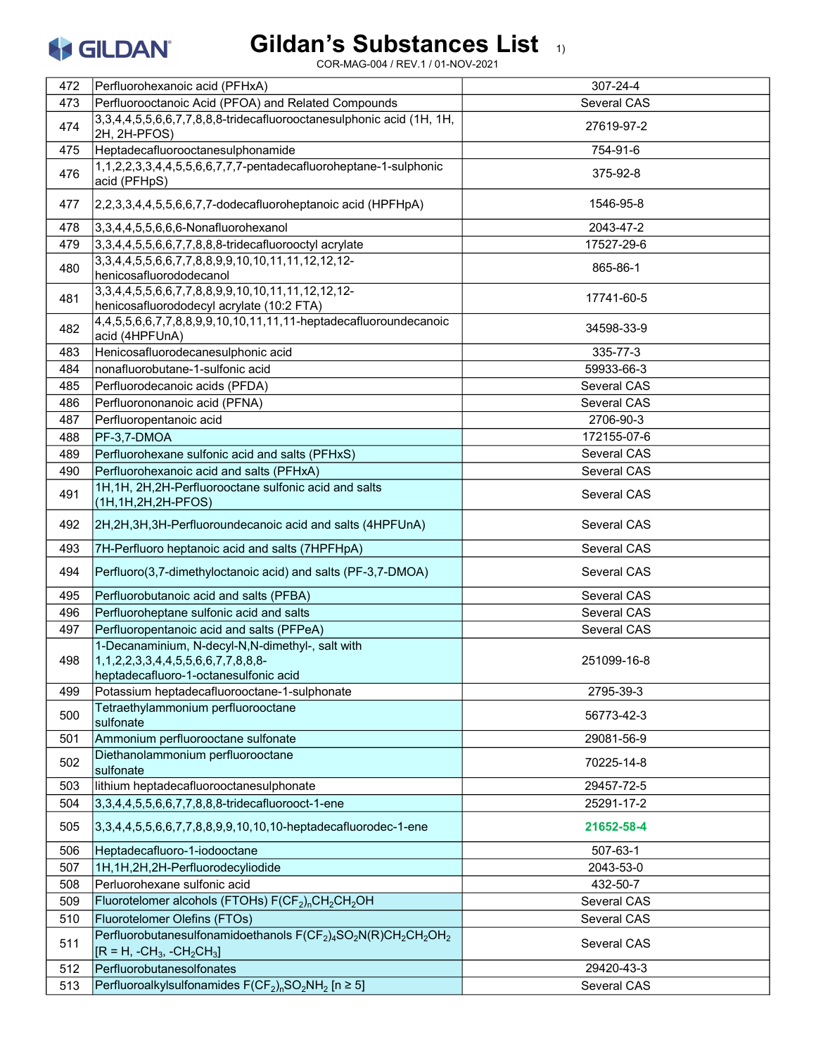# Gildan's Substances List 1)

COR-MAG-004 / REV.1 / 01-NOV-2021

| | | |
|---|---|---|
| 472 | Perfluorohexanoic acid (PFHxA) | 307-24-4 |
| 473 | Perfluorooctanoic Acid (PFOA) and Related Compounds | Several CAS |
| 474 | 3,3,4,4,5,5,6,6,7,7,8,8,8-tridecafluorooctanesulphonic acid (1H, 1H, 2H, 2H-PFOS) | 27619-97-2 |
| 475 | Heptadecafluorooctanesulphonamide | 754-91-6 |
| 476 | 1,1,2,2,3,3,4,4,5,5,6,6,7,7,7-pentadecafluoroheptane-1-sulphonic acid (PFHpS) | 375-92-8 |
| 477 | 2,2,3,3,4,4,5,5,6,6,7,7-dodecafluoroheptanoic acid (HPFHpA) | 1546-95-8 |
| 478 | 3,3,4,4,5,5,6,6,6-Nonafluorohexanol | 2043-47-2 |
| 479 | 3,3,4,4,5,5,6,6,7,7,8,8,8-tridecafluorooctyl acrylate | 17527-29-6 |
| 480 | 3,3,4,4,5,5,6,6,7,7,8,8,9,9,10,10,11,11,12,12,12-henicosafluorododecanol | 865-86-1 |
| 481 | 3,3,4,4,5,5,6,6,7,7,8,8,9,9,10,10,11,11,12,12,12-henicosafluorododecyl acrylate (10:2 FTA) | 17741-60-5 |
| 482 | 4,4,5,5,6,6,7,7,8,8,9,9,10,10,11,11,11-heptadecafluoroundecanoic acid (4HPFUnA) | 34598-33-9 |
| 483 | Henicosafluorodecanesulphonic acid | 335-77-3 |
| 484 | nonafluorobutane-1-sulfonic acid | 59933-66-3 |
| 485 | Perfluorodecanoic acids (PFDA) | Several CAS |
| 486 | Perfluorononanoic acid (PFNA) | Several CAS |
| 487 | Perfluoropentanoic acid | 2706-90-3 |
| 488 | PF-3,7-DMOA | 172155-07-6 |
| 489 | Perfluorohexane sulfonic acid and salts (PFHxS) | Several CAS |
| 490 | Perfluorohexanoic acid and salts (PFHxA) | Several CAS |
| 491 | 1H,1H, 2H,2H-Perfluorooctane sulfonic acid and salts (1H,1H,2H,2H-PFOS) | Several CAS |
| 492 | 2H,2H,3H,3H-Perfluoroundecanoic acid and salts (4HPFUnA) | Several CAS |
| 493 | 7H-Perfluoro heptanoic acid and salts (7HPFHpA) | Several CAS |
| 494 | Perfluoro(3,7-dimethyloctanoic acid) and salts (PF-3,7-DMOA) | Several CAS |
| 495 | Perfluorobutanoic acid and salts (PFBA) | Several CAS |
| 496 | Perfluoroheptane sulfonic acid and salts | Several CAS |
| 497 | Perfluoropentanoic acid and salts (PFPeA) | Several CAS |
| 498 | 1-Decanaminium, N-decyl-N,N-dimethyl-, salt with 1,1,2,2,3,3,4,4,5,5,6,6,7,7,8,8,8-heptadecafluoro-1-octanesulfonic acid | 251099-16-8 |
| 499 | Potassium heptadecafluorooctane-1-sulphonate | 2795-39-3 |
| 500 | Tetraethylammonium perfluorooctane sulfonate | 56773-42-3 |
| 501 | Ammonium perfluorooctane sulfonate | 29081-56-9 |
| 502 | Diethanolammonium perfluorooctane sulfonate | 70225-14-8 |
| 503 | lithium heptadecafluorooctanesulphonate | 29457-72-5 |
| 504 | 3,3,4,4,5,5,6,6,7,7,8,8,8-tridecafluorooct-1-ene | 25291-17-2 |
| 505 | 3,3,4,4,5,5,6,6,7,7,8,8,9,9,10,10,10-heptadecafluorodec-1-ene | **21652-58-4** |
| 506 | Heptadecafluoro-1-iodooctane | 507-63-1 |
| 507 | 1H,1H,2H,2H-Perfluorodecyliodide | 2043-53-0 |
| 508 | Perluorohexane sulfonic acid | 432-50-7 |
| 509 | Fluorotelomer alcohols (FTOHs) $F(CF_2)_nCH_2CH_2OH$ | Several CAS |
| 510 | Fluorotelomer Olefins (FTOs) | Several CAS |
| 511 | Perfluorobutanesulfonamidoethanols $F(CF_2)_4SO_2N(R)CH_2CH_2OH_2$ [R = H, $-CH_3$, $-CH_2CH_3$] | Several CAS |
| 512 | Perfluorobutanesolfonates | 29420-43-3 |
| 513 | Perfluoroalkylsulfonamides $F(CF_2)_nSO_2NH_2$ [n ≥ 5] | Several CAS |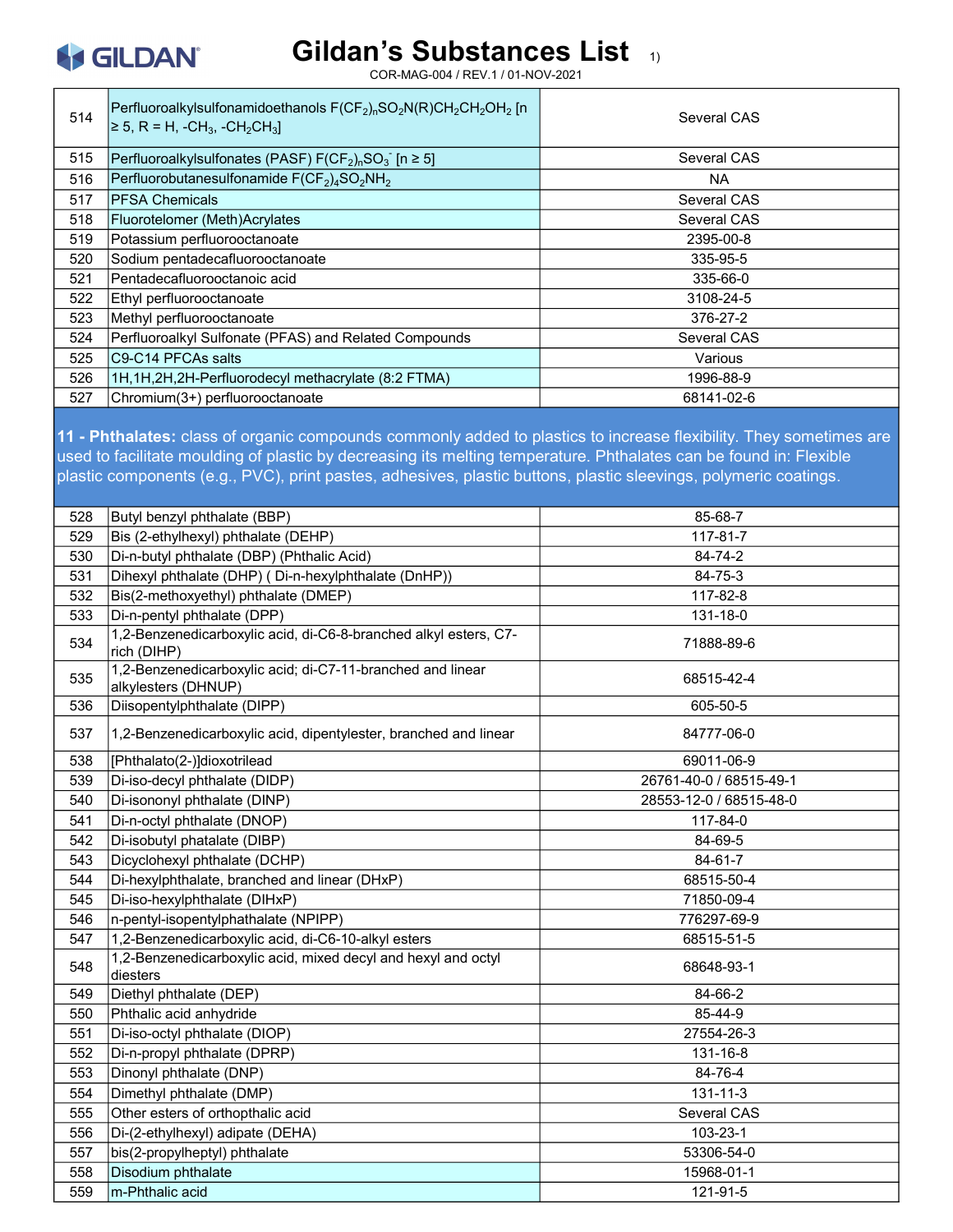# Gildan's Substances List 1)

COR-MAG-004 / REV.1 / 01-NOV-2021

| | | |
|---|---|---|
| 514 | Perfluoroalkylsulfonamidoethanols $F(CF_2)_nSO_2N(R)CH_2CH_2OH_2$ [n ≥ 5, R = H, $-CH_3$, $-CH_2CH_3$] | Several CAS |
| 515 | Perfluoroalkylsulfonates (PASF) $F(CF_2)_nSO_3^-$ [n ≥ 5] | Several CAS |
| 516 | Perfluorobutanesulfonamide $F(CF_2)_4SO_2NH_2$ | NA |
| 517 | PFSA Chemicals | Several CAS |
| 518 | Fluorotelomer (Meth)Acrylates | Several CAS |
| 519 | Potassium perfluorooctanoate | 2395-00-8 |
| 520 | Sodium pentadecafluorooctanoate | 335-95-5 |
| 521 | Pentadecafluorooctanoic acid | 335-66-0 |
| 522 | Ethyl perfluorooctanoate | 3108-24-5 |
| 523 | Methyl perfluorooctanoate | 376-27-2 |
| 524 | Perfluoroalkyl Sulfonate (PFAS) and Related Compounds | Several CAS |
| 525 | C9-C14 PFCAs salts | Various |
| 526 | 1H,1H,2H,2H-Perfluorodecyl methacrylate (8:2 FTMA) | 1996-88-9 |
| 527 | Chromium(3+) perfluorooctanoate | 68141-02-6 |

**11 - Phthalates:** class of organic compounds commonly added to plastics to increase flexibility. They sometimes are used to facilitate moulding of plastic by decreasing its melting temperature. Phthalates can be found in: Flexible plastic components (e.g., PVC), print pastes, adhesives, plastic buttons, plastic sleevings, polymeric coatings.

| | | |
|---|---|---|
| 528 | Butyl benzyl phthalate (BBP) | 85-68-7 |
| 529 | Bis (2-ethylhexyl) phthalate (DEHP) | 117-81-7 |
| 530 | Di-n-butyl phthalate (DBP) (Phthalic Acid) | 84-74-2 |
| 531 | Dihexyl phthalate (DHP) ( Di-n-hexylphthalate (DnHP)) | 84-75-3 |
| 532 | Bis(2-methoxyethyl) phthalate (DMEP) | 117-82-8 |
| 533 | Di-n-pentyl phthalate (DPP) | 131-18-0 |
| 534 | 1,2-Benzenedicarboxylic acid, di-C6-8-branched alkyl esters, C7-rich (DIHP) | 71888-89-6 |
| 535 | 1,2-Benzenedicarboxylic acid; di-C7-11-branched and linear alkylesters (DHNUP) | 68515-42-4 |
| 536 | Diisopentylphthalate (DIPP) | 605-50-5 |
| 537 | 1,2-Benzenedicarboxylic acid, dipentylester, branched and linear | 84777-06-0 |
| 538 | [Phthalato(2-)]dioxotrilead | 69011-06-9 |
| 539 | Di-iso-decyl phthalate (DIDP) | 26761-40-0 / 68515-49-1 |
| 540 | Di-isononyl phthalate (DINP) | 28553-12-0 / 68515-48-0 |
| 541 | Di-n-octyl phthalate (DNOP) | 117-84-0 |
| 542 | Di-isobutyl phatalate (DIBP) | 84-69-5 |
| 543 | Dicyclohexyl phthalate (DCHP) | 84-61-7 |
| 544 | Di-hexylphthalate, branched and linear (DHxP) | 68515-50-4 |
| 545 | Di-iso-hexylphthalate (DIHxP) | 71850-09-4 |
| 546 | n-pentyl-isopentylphathalate (NPIPP) | 776297-69-9 |
| 547 | 1,2-Benzenedicarboxylic acid, di-C6-10-alkyl esters | 68515-51-5 |
| 548 | 1,2-Benzenedicarboxylic acid, mixed decyl and hexyl and octyl diesters | 68648-93-1 |
| 549 | Diethyl phthalate (DEP) | 84-66-2 |
| 550 | Phthalic acid anhydride | 85-44-9 |
| 551 | Di-iso-octyl phthalate (DIOP) | 27554-26-3 |
| 552 | Di-n-propyl phthalate (DPRP) | 131-16-8 |
| 553 | Dinonyl phthalate (DNP) | 84-76-4 |
| 554 | Dimethyl phthalate (DMP) | 131-11-3 |
| 555 | Other esters of orthopthalic acid | Several CAS |
| 556 | Di-(2-ethylhexyl) adipate (DEHA) | 103-23-1 |
| 557 | bis(2-propylheptyl) phthalate | 53306-54-0 |
| 558 | Disodium phthalate | 15968-01-1 |
| 559 | m-Phthalic acid | 121-91-5 |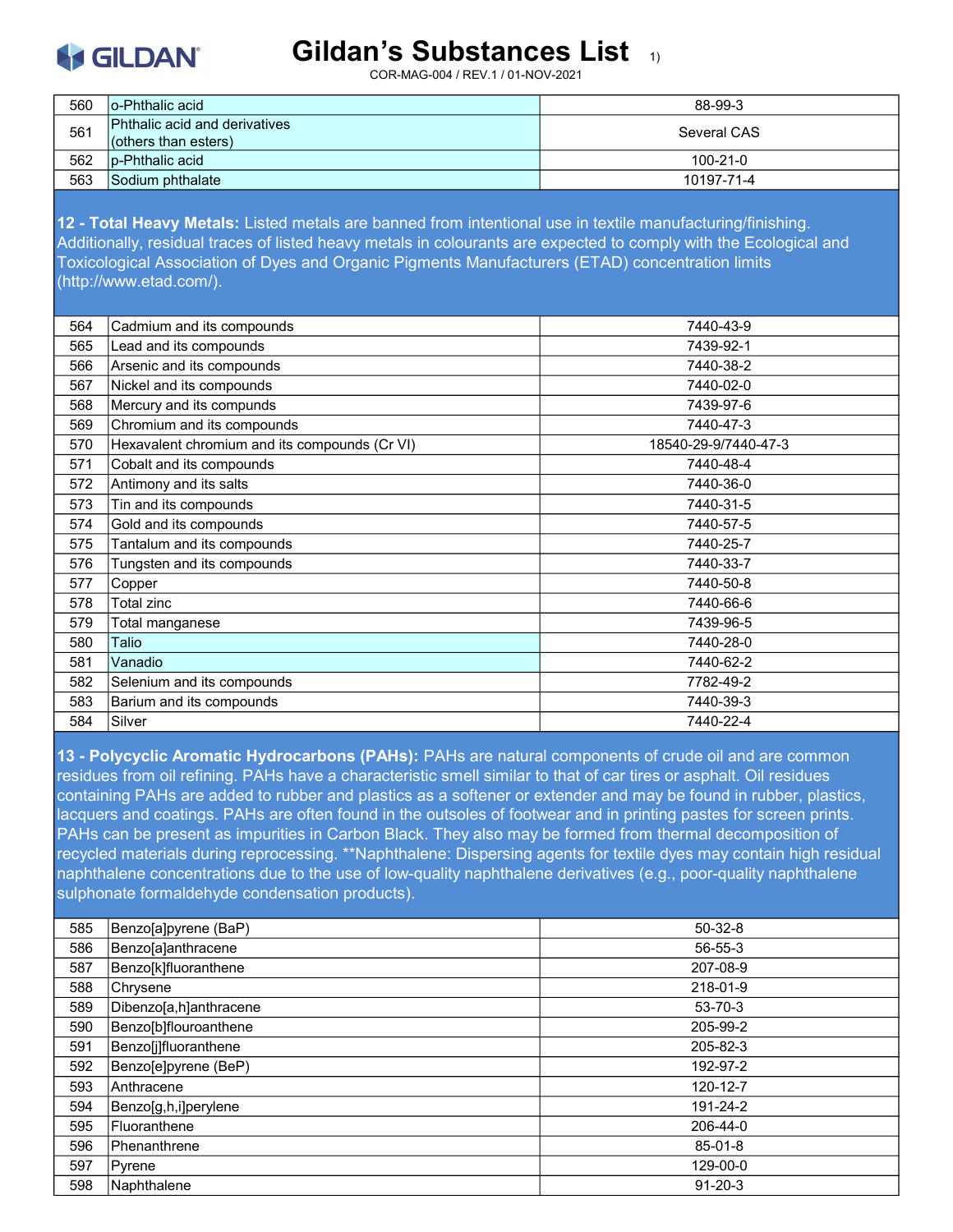| | | |
|---|---|---|
| 560 | o-Phthalic acid | 88-99-3 |
| 561 | Phthalic acid and derivatives (others than esters) | Several CAS |
| 562 | p-Phthalic acid | 100-21-0 |
| 563 | Sodium phthalate | 10197-71-4 |

**12 - Total Heavy Metals:** Listed metals are banned from intentional use in textile manufacturing/finishing. Additionally, residual traces of listed heavy metals in colourants are expected to comply with the Ecological and Toxicological Association of Dyes and Organic Pigments Manufacturers (ETAD) concentration limits (http://www.etad.com/).

| | | |
|---|---|---|
| 564 | Cadmium and its compounds | 7440-43-9 |
| 565 | Lead and its compounds | 7439-92-1 |
| 566 | Arsenic and its compounds | 7440-38-2 |
| 567 | Nickel and its compounds | 7440-02-0 |
| 568 | Mercury and its compunds | 7439-97-6 |
| 569 | Chromium and its compounds | 7440-47-3 |
| 570 | Hexavalent chromium and its compounds (Cr VI) | 18540-29-9/7440-47-3 |
| 571 | Cobalt and its compounds | 7440-48-4 |
| 572 | Antimony and its salts | 7440-36-0 |
| 573 | Tin and its compounds | 7440-31-5 |
| 574 | Gold and its compounds | 7440-57-5 |
| 575 | Tantalum and its compounds | 7440-25-7 |
| 576 | Tungsten and its compounds | 7440-33-7 |
| 577 | Copper | 7440-50-8 |
| 578 | Total zinc | 7440-66-6 |
| 579 | Total manganese | 7439-96-5 |
| 580 | Talio | 7440-28-0 |
| 581 | Vanadio | 7440-62-2 |
| 582 | Selenium and its compounds | 7782-49-2 |
| 583 | Barium and its compounds | 7440-39-3 |
| 584 | Silver | 7440-22-4 |

**13 - Polycyclic Aromatic Hydrocarbons (PAHs):** PAHs are natural components of crude oil and are common residues from oil refining. PAHs have a characteristic smell similar to that of car tires or asphalt. Oil residues containing PAHs are added to rubber and plastics as a softener or extender and may be found in rubber, plastics, lacquers and coatings. PAHs are often found in the outsoles of footwear and in printing pastes for screen prints. PAHs can be present as impurities in Carbon Black. They also may be formed from thermal decomposition of recycled materials during reprocessing. **Naphthalene: Dispersing agents for textile dyes may contain high residual naphthalene concentrations due to the use of low-quality naphthalene derivatives (e.g., poor-quality naphthalene sulphonate formaldehyde condensation products).

| | | |
|---|---|---|
| 585 | Benzo[a]pyrene (BaP) | 50-32-8 |
| 586 | Benzo[a]anthracene | 56-55-3 |
| 587 | Benzo[k]fluoranthene | 207-08-9 |
| 588 | Chrysene | 218-01-9 |
| 589 | Dibenzo[a,h]anthracene | 53-70-3 |
| 590 | Benzo[b]flouroanthene | 205-99-2 |
| 591 | Benzo[j]fluoranthene | 205-82-3 |
| 592 | Benzo[e]pyrene (BeP) | 192-97-2 |
| 593 | Anthracene | 120-12-7 |
| 594 | Benzo[g,h,i]perylene | 191-24-2 |
| 595 | Fluoranthene | 206-44-0 |
| 596 | Phenanthrene | 85-01-8 |
| 597 | Pyrene | 129-00-0 |
| 598 | Naphthalene | 91-20-3 |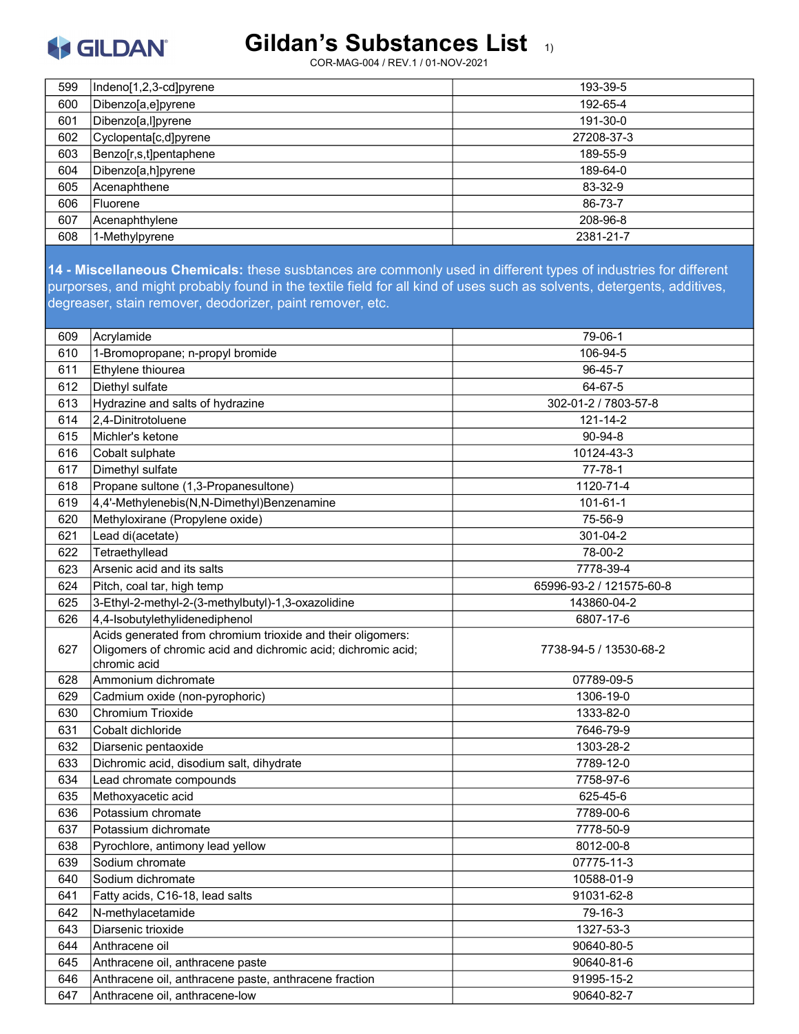| 599 | Indeno[1,2,3-cd]pyrene | 193-39-5 |
|---|---|---|
| 600 | Dibenzo[a,e]pyrene | 192-65-4 |
| 601 | Dibenzo[a,l]pyrene | 191-30-0 |
| 602 | Cyclopenta[c,d]pyrene | 27208-37-3 |
| 603 | Benzo[r,s,t]pentaphene | 189-55-9 |
| 604 | Dibenzo[a,h]pyrene | 189-64-0 |
| 605 | Acenaphthene | 83-32-9 |
| 606 | Fluorene | 86-73-7 |
| 607 | Acenaphthylene | 208-96-8 |
| 608 | 1-Methylpyrene | 2381-21-7 |

**14 - Miscellaneous Chemicals:** these susbtances are commonly used in different types of industries for different purposes, and might probably found in the textile field for all kind of uses such as solvents, detergents, additives, degreaser, stain remover, deodorizer, paint remover, etc.

| 609 | Acrylamide | 79-06-1 |
|---|---|---|
| 610 | 1-Bromopropane; n-propyl bromide | 106-94-5 |
| 611 | Ethylene thiourea | 96-45-7 |
| 612 | Diethyl sulfate | 64-67-5 |
| 613 | Hydrazine and salts of hydrazine | 302-01-2 / 7803-57-8 |
| 614 | 2,4-Dinitrotoluene | 121-14-2 |
| 615 | Michler's ketone | 90-94-8 |
| 616 | Cobalt sulphate | 10124-43-3 |
| 617 | Dimethyl sulfate | 77-78-1 |
| 618 | Propane sultone (1,3-Propanesultone) | 1120-71-4 |
| 619 | 4,4'-Methylenebis(N,N-Dimethyl)Benzenamine | 101-61-1 |
| 620 | Methyloxirane (Propylene oxide) | 75-56-9 |
| 621 | Lead di(acetate) | 301-04-2 |
| 622 | Tetraethyllead | 78-00-2 |
| 623 | Arsenic acid and its salts | 7778-39-4 |
| 624 | Pitch, coal tar, high temp | 65996-93-2 / 121575-60-8 |
| 625 | 3-Ethyl-2-methyl-2-(3-methylbutyl)-1,3-oxazolidine | 143860-04-2 |
| 626 | 4,4-Isobutylethylidenediphenol | 6807-17-6 |
| 627 | Acids generated from chromium trioxide and their oligomers: Oligomers of chromic acid and dichromic acid; dichromic acid; chromic acid | 7738-94-5 / 13530-68-2 |
| 628 | Ammonium dichromate | 07789-09-5 |
| 629 | Cadmium oxide (non-pyrophoric) | 1306-19-0 |
| 630 | Chromium Trioxide | 1333-82-0 |
| 631 | Cobalt dichloride | 7646-79-9 |
| 632 | Diarsenic pentaoxide | 1303-28-2 |
| 633 | Dichromic acid, disodium salt, dihydrate | 7789-12-0 |
| 634 | Lead chromate compounds | 7758-97-6 |
| 635 | Methoxyacetic acid | 625-45-6 |
| 636 | Potassium chromate | 7789-00-6 |
| 637 | Potassium dichromate | 7778-50-9 |
| 638 | Pyrochlore, antimony lead yellow | 8012-00-8 |
| 639 | Sodium chromate | 07775-11-3 |
| 640 | Sodium dichromate | 10588-01-9 |
| 641 | Fatty acids, C16-18, lead salts | 91031-62-8 |
| 642 | N-methylacetamide | 79-16-3 |
| 643 | Diarsenic trioxide | 1327-53-3 |
| 644 | Anthracene oil | 90640-80-5 |
| 645 | Anthracene oil, anthracene paste | 90640-81-6 |
| 646 | Anthracene oil, anthracene paste, anthracene fraction | 91995-15-2 |
| 647 | Anthracene oil, anthracene-low | 90640-82-7 |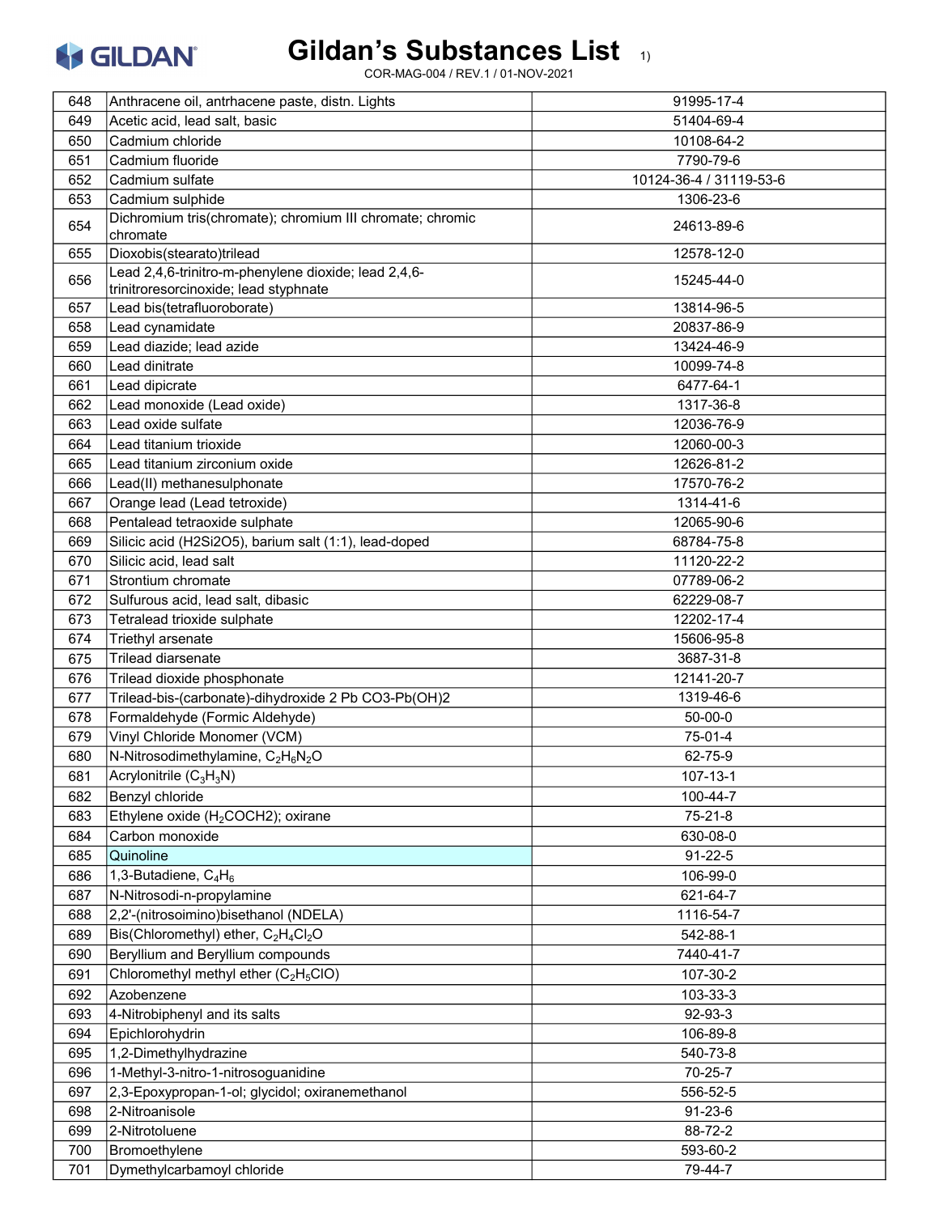# Gildan's Substances List [1)]

COR-MAG-004 / REV.1 / 01-NOV-2021

| | | |
|---|---|---|
| 648 | Anthracene oil, antrhacene paste, distn. Lights | 91995-17-4 |
| 649 | Acetic acid, lead salt, basic | 51404-69-4 |
| 650 | Cadmium chloride | 10108-64-2 |
| 651 | Cadmium fluoride | 7790-79-6 |
| 652 | Cadmium sulfate | 10124-36-4 / 31119-53-6 |
| 653 | Cadmium sulphide | 1306-23-6 |
| 654 | Dichromium tris(chromate); chromium III chromate; chromic chromate | 24613-89-6 |
| 655 | Dioxobis(stearato)trilead | 12578-12-0 |
| 656 | Lead 2,4,6-trinitro-m-phenylene dioxide; lead 2,4,6-trinitroresorcinoxide; lead styphnate | 15245-44-0 |
| 657 | Lead bis(tetrafluoroborate) | 13814-96-5 |
| 658 | Lead cynamidate | 20837-86-9 |
| 659 | Lead diazide; lead azide | 13424-46-9 |
| 660 | Lead dinitrate | 10099-74-8 |
| 661 | Lead dipicrate | 6477-64-1 |
| 662 | Lead monoxide (Lead oxide) | 1317-36-8 |
| 663 | Lead oxide sulfate | 12036-76-9 |
| 664 | Lead titanium trioxide | 12060-00-3 |
| 665 | Lead titanium zirconium oxide | 12626-81-2 |
| 666 | Lead(II) methanesulphonate | 17570-76-2 |
| 667 | Orange lead (Lead tetroxide) | 1314-41-6 |
| 668 | Pentalead tetraoxide sulphate | 12065-90-6 |
| 669 | Silicic acid (H2Si2O5), barium salt (1:1), lead-doped | 68784-75-8 |
| 670 | Silicic acid, lead salt | 11120-22-2 |
| 671 | Strontium chromate | 07789-06-2 |
| 672 | Sulfurous acid, lead salt, dibasic | 62229-08-7 |
| 673 | Tetralead trioxide sulphate | 12202-17-4 |
| 674 | Triethyl arsenate | 15606-95-8 |
| 675 | Trilead diarsenate | 3687-31-8 |
| 676 | Trilead dioxide phosphonate | 12141-20-7 |
| 677 | Trilead-bis-(carbonate)-dihydroxide 2 Pb CO3-Pb(OH)2 | 1319-46-6 |
| 678 | Formaldehyde (Formic Aldehyde) | 50-00-0 |
| 679 | Vinyl Chloride Monomer (VCM) | 75-01-4 |
| 680 | N-Nitrosodimethylamine, $C_2H_6N_2O$ | 62-75-9 |
| 681 | Acrylonitrile ($C_3H_3N$) | 107-13-1 |
| 682 | Benzyl chloride | 100-44-7 |
| 683 | Ethylene oxide ($H_2COCH2$); oxirane | 75-21-8 |
| 684 | Carbon monoxide | 630-08-0 |
| 685 | Quinoline | 91-22-5 |
| 686 | 1,3-Butadiene, $C_4H_6$ | 106-99-0 |
| 687 | N-Nitrosodi-n-propylamine | 621-64-7 |
| 688 | 2,2'-(nitrosoimino)bisethanol (NDELA) | 1116-54-7 |
| 689 | Bis(Chloromethyl) ether, $C_2H_4Cl_2O$ | 542-88-1 |
| 690 | Beryllium and Beryllium compounds | 7440-41-7 |
| 691 | Chloromethyl methyl ether ($C_2H_5ClO$) | 107-30-2 |
| 692 | Azobenzene | 103-33-3 |
| 693 | 4-Nitrobiphenyl and its salts | 92-93-3 |
| 694 | Epichlorohydrin | 106-89-8 |
| 695 | 1,2-Dimethylhydrazine | 540-73-8 |
| 696 | 1-Methyl-3-nitro-1-nitrosoguanidine | 70-25-7 |
| 697 | 2,3-Epoxypropan-1-ol; glycidol; oxiranemethanol | 556-52-5 |
| 698 | 2-Nitroanisole | 91-23-6 |
| 699 | 2-Nitrotoluene | 88-72-2 |
| 700 | Bromoethylene | 593-60-2 |
| 701 | Dymethylcarbamoyl chloride | 79-44-7 |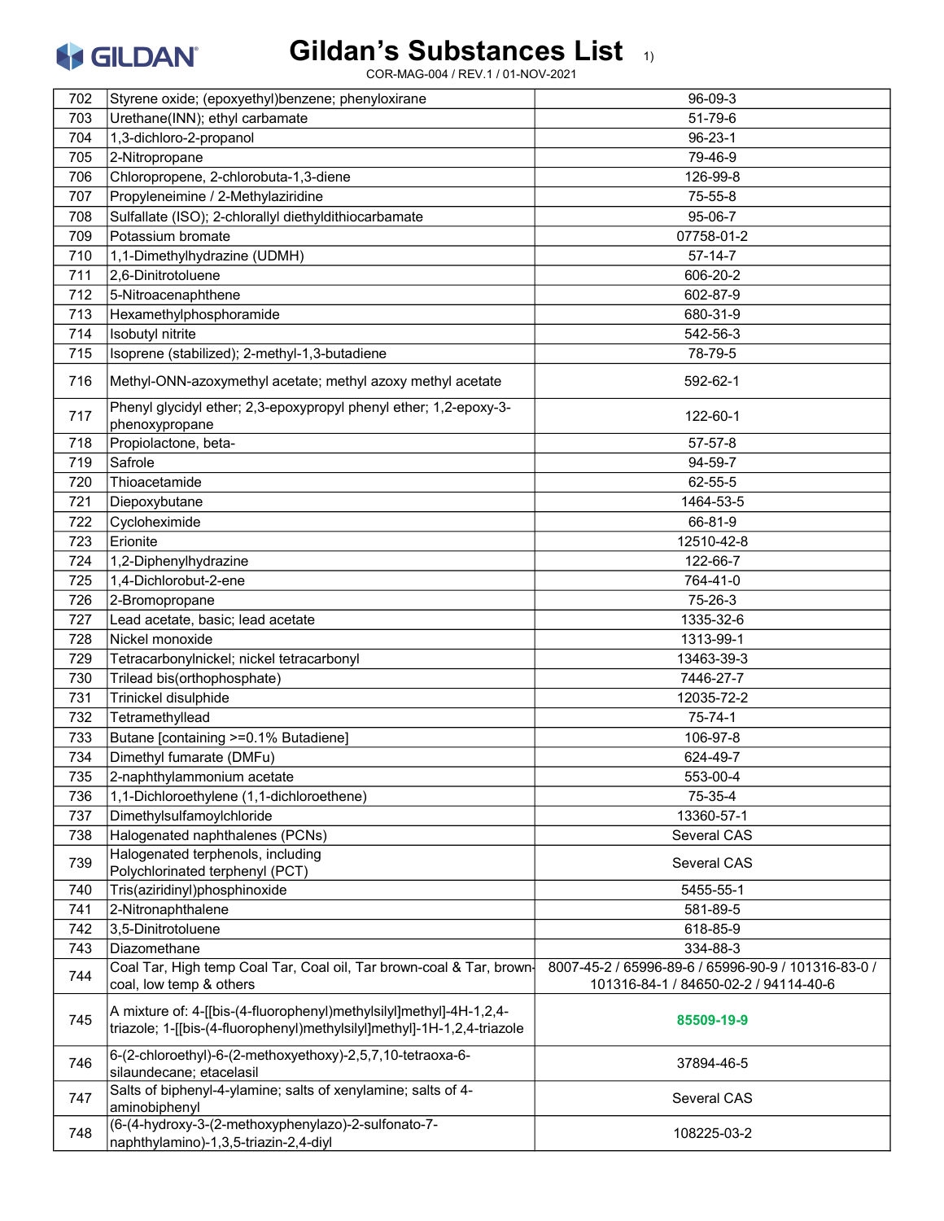# Gildan's Substances List 1)

COR-MAG-004 / REV.1 / 01-NOV-2021

| | | |
|---|---|---|
| 702 | Styrene oxide; (epoxyethyl)benzene; phenyloxirane | 96-09-3 |
| 703 | Urethane(INN); ethyl carbamate | 51-79-6 |
| 704 | 1,3-dichloro-2-propanol | 96-23-1 |
| 705 | 2-Nitropropane | 79-46-9 |
| 706 | Chloropropene, 2-chlorobuta-1,3-diene | 126-99-8 |
| 707 | Propyleneimine / 2-Methylaziridine | 75-55-8 |
| 708 | Sulfallate (ISO); 2-chlorallyl diethyldithiocarbamate | 95-06-7 |
| 709 | Potassium bromate | 07758-01-2 |
| 710 | 1,1-Dimethylhydrazine (UDMH) | 57-14-7 |
| 711 | 2,6-Dinitrotoluene | 606-20-2 |
| 712 | 5-Nitroacenaphthene | 602-87-9 |
| 713 | Hexamethylphosphoramide | 680-31-9 |
| 714 | Isobutyl nitrite | 542-56-3 |
| 715 | Isoprene (stabilized); 2-methyl-1,3-butadiene | 78-79-5 |
| 716 | Methyl-ONN-azoxymethyl acetate; methyl azoxy methyl acetate | 592-62-1 |
| 717 | Phenyl glycidyl ether; 2,3-epoxypropyl phenyl ether; 1,2-epoxy-3-phenoxypropane | 122-60-1 |
| 718 | Propiolactone, beta- | 57-57-8 |
| 719 | Safrole | 94-59-7 |
| 720 | Thioacetamide | 62-55-5 |
| 721 | Diepoxybutane | 1464-53-5 |
| 722 | Cycloheximide | 66-81-9 |
| 723 | Erionite | 12510-42-8 |
| 724 | 1,2-Diphenylhydrazine | 122-66-7 |
| 725 | 1,4-Dichlorobut-2-ene | 764-41-0 |
| 726 | 2-Bromopropane | 75-26-3 |
| 727 | Lead acetate, basic; lead acetate | 1335-32-6 |
| 728 | Nickel monoxide | 1313-99-1 |
| 729 | Tetracarbonylnickel; nickel tetracarbonyl | 13463-39-3 |
| 730 | Trilead bis(orthophosphate) | 7446-27-7 |
| 731 | Trinickel disulphide | 12035-72-2 |
| 732 | Tetramethyllead | 75-74-1 |
| 733 | Butane [containing >=0.1% Butadiene] | 106-97-8 |
| 734 | Dimethyl fumarate (DMFu) | 624-49-7 |
| 735 | 2-naphthylammonium acetate | 553-00-4 |
| 736 | 1,1-Dichloroethylene (1,1-dichloroethene) | 75-35-4 |
| 737 | Dimethylsulfamoylchloride | 13360-57-1 |
| 738 | Halogenated naphthalenes (PCNs) | Several CAS |
| 739 | Halogenated terphenols, including Polychlorinated terphenyl (PCT) | Several CAS |
| 740 | Tris(aziridinyl)phosphinoxide | 5455-55-1 |
| 741 | 2-Nitronaphthalene | 581-89-5 |
| 742 | 3,5-Dinitrotoluene | 618-85-9 |
| 743 | Diazomethane | 334-88-3 |
| 744 | Coal Tar, High temp Coal Tar, Coal oil, Tar brown-coal & Tar, brown-coal, low temp & others | 8007-45-2 / 65996-89-6 / 65996-90-9 / 101316-83-0 / 101316-84-1 / 84650-02-2 / 94114-40-6 |
| 745 | A mixture of: 4-[[bis-(4-fluorophenyl)methylsilyl]methyl]-4H-1,2,4-triazole; 1-[[bis-(4-fluorophenyl)methylsilyl]methyl]-1H-1,2,4-triazole | **85509-19-9** |
| 746 | 6-(2-chloroethyl)-6-(2-methoxyethoxy)-2,5,7,10-tetraoxa-6-silaundecane; etacelasil | 37894-46-5 |
| 747 | Salts of biphenyl-4-ylamine; salts of xenylamine; salts of 4-aminobiphenyl | Several CAS |
| 748 | (6-(4-hydroxy-3-(2-methoxyphenylazo)-2-sulfonato-7-naphthylamino)-1,3,5-triazin-2,4-diyl | 108225-03-2 |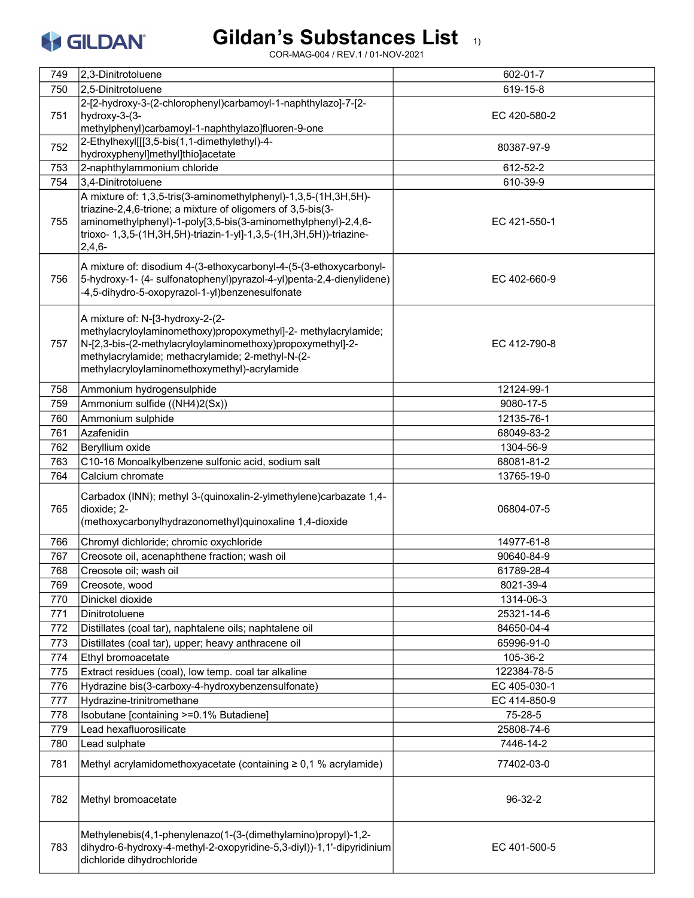# Gildan's Substances List 1)

COR-MAG-004 / REV.1 / 01-NOV-2021

| | | |
|---|---|---|
| 749 | 2,3-Dinitrotoluene | 602-01-7 |
| 750 | 2,5-Dinitrotoluene | 619-15-8 |
| 751 | 2-[2-hydroxy-3-(2-chlorophenyl)carbamoyl-1-naphthylazo]-7-[2-hydroxy-3-(3-methylphenyl)carbamoyl-1-naphthylazo]fluoren-9-one | EC 420-580-2 |
| 752 | 2-Ethylhexyl[[[3,5-bis(1,1-dimethylethyl)-4-hydroxyphenyl]methyl]thio]acetate | 80387-97-9 |
| 753 | 2-naphthylammonium chloride | 612-52-2 |
| 754 | 3,4-Dinitrotoluene | 610-39-9 |
| 755 | A mixture of: 1,3,5-tris(3-aminomethylphenyl)-1,3,5-(1H,3H,5H)-triazine-2,4,6-trione; a mixture of oligomers of 3,5-bis(3-aminomethylphenyl)-1-poly[3,5-bis(3-aminomethylphenyl)-2,4,6-trioxo- 1,3,5-(1H,3H,5H)-triazin-1-yl]-1,3,5-(1H,3H,5H))-triazine-2,4,6- | EC 421-550-1 |
| 756 | A mixture of: disodium 4-(3-ethoxycarbonyl-4-(5-(3-ethoxycarbonyl-5-hydroxy-1- (4- sulfonatophenyl)pyrazol-4-yl)penta-2,4-dienylidene)-4,5-dihydro-5-oxopyrazol-1-yl)benzenesulfonate | EC 402-660-9 |
| 757 | A mixture of: N-[3-hydroxy-2-(2-methylacryloylaminomethoxy)propoxymethyl]-2- methylacrylamide; N-[2,3-bis-(2-methylacryloylaminomethoxy)propoxymethyl]-2-methylacrylamide; methacrylamide; 2-methyl-N-(2-methylacryloylaminomethoxymethyl)-acrylamide | EC 412-790-8 |
| 758 | Ammonium hydrogensulphide | 12124-99-1 |
| 759 | Ammonium sulfide ((NH4)2(Sx)) | 9080-17-5 |
| 760 | Ammonium sulphide | 12135-76-1 |
| 761 | Azafenidin | 68049-83-2 |
| 762 | Beryllium oxide | 1304-56-9 |
| 763 | C10-16 Monoalkylbenzene sulfonic acid, sodium salt | 68081-81-2 |
| 764 | Calcium chromate | 13765-19-0 |
| 765 | Carbadox (INN); methyl 3-(quinoxalin-2-ylmethylene)carbazate 1,4-dioxide; 2-(methoxycarbonylhydrazonomethyl)quinoxaline 1,4-dioxide | 06804-07-5 |
| 766 | Chromyl dichloride; chromic oxychloride | 14977-61-8 |
| 767 | Creosote oil, acenaphthene fraction; wash oil | 90640-84-9 |
| 768 | Creosote oil; wash oil | 61789-28-4 |
| 769 | Creosote, wood | 8021-39-4 |
| 770 | Dinickel dioxide | 1314-06-3 |
| 771 | Dinitrotoluene | 25321-14-6 |
| 772 | Distillates (coal tar), naphtalene oils; naphtalene oil | 84650-04-4 |
| 773 | Distillates (coal tar), upper; heavy anthracene oil | 65996-91-0 |
| 774 | Ethyl bromoacetate | 105-36-2 |
| 775 | Extract residues (coal), low temp. coal tar alkaline | 122384-78-5 |
| 776 | Hydrazine bis(3-carboxy-4-hydroxybenzensulfonate) | EC 405-030-1 |
| 777 | Hydrazine-trinitromethane | EC 414-850-9 |
| 778 | Isobutane [containing >=0.1% Butadiene] | 75-28-5 |
| 779 | Lead hexafluorosilicate | 25808-74-6 |
| 780 | Lead sulphate | 7446-14-2 |
| 781 | Methyl acrylamidomethoxyacetate (containing ≥ 0,1 % acrylamide) | 77402-03-0 |
| 782 | Methyl bromoacetate | 96-32-2 |
| 783 | Methylenebis(4,1-phenylenazo(1-(3-(dimethylamino)propyl)-1,2-dihydro-6-hydroxy-4-methyl-2-oxopyridine-5,3-diyl))-1,1'-dipyridinium dichloride dihydrochloride | EC 401-500-5 |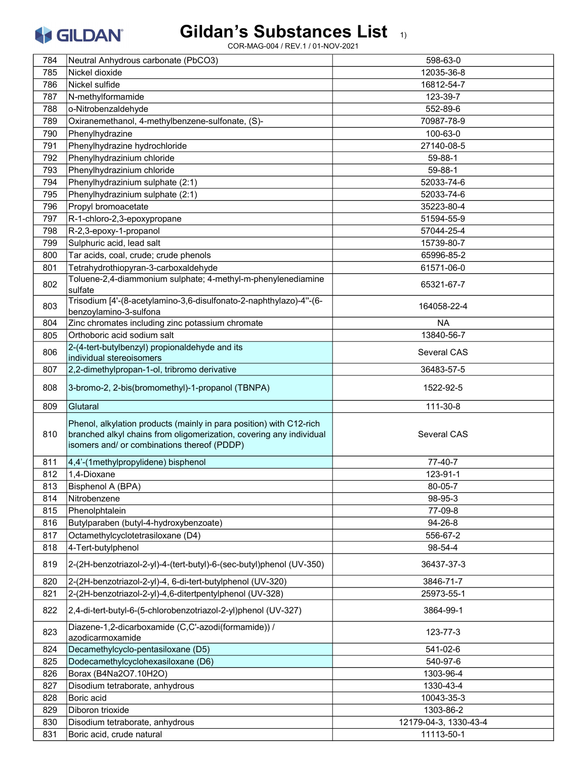# Gildan's Substances List 1)

COR-MAG-004 / REV.1 / 01-NOV-2021

| | | |
|---|---|---|
| 784 | Neutral Anhydrous carbonate (PbCO3) | 598-63-0 |
| 785 | Nickel dioxide | 12035-36-8 |
| 786 | Nickel sulfide | 16812-54-7 |
| 787 | N-methylformamide | 123-39-7 |
| 788 | o-Nitrobenzaldehyde | 552-89-6 |
| 789 | Oxiranemethanol, 4-methylbenzene-sulfonate, (S)- | 70987-78-9 |
| 790 | Phenylhydrazine | 100-63-0 |
| 791 | Phenylhydrazine hydrochloride | 27140-08-5 |
| 792 | Phenylhydrazinium chloride | 59-88-1 |
| 793 | Phenylhydrazinium chloride | 59-88-1 |
| 794 | Phenylhydrazinium sulphate (2:1) | 52033-74-6 |
| 795 | Phenylhydrazinium sulphate (2:1) | 52033-74-6 |
| 796 | Propyl bromoacetate | 35223-80-4 |
| 797 | R-1-chloro-2,3-epoxypropane | 51594-55-9 |
| 798 | R-2,3-epoxy-1-propanol | 57044-25-4 |
| 799 | Sulphuric acid, lead salt | 15739-80-7 |
| 800 | Tar acids, coal, crude; crude phenols | 65996-85-2 |
| 801 | Tetrahydrothiopyran-3-carboxaldehyde | 61571-06-0 |
| 802 | Toluene-2,4-diammonium sulphate; 4-methyl-m-phenylenediamine sulfate | 65321-67-7 |
| 803 | Trisodium [4'-(8-acetylamino-3,6-disulfonato-2-naphthylazo)-4''-(6-benzoylamino-3-sulfona | 164058-22-4 |
| 804 | Zinc chromates including zinc potassium chromate | NA |
| 805 | Orthoboric acid sodium salt | 13840-56-7 |
| 806 | 2-(4-tert-butylbenzyl) propionaldehyde and its individual stereoisomers | Several CAS |
| 807 | 2,2-dimethylpropan-1-ol, tribromo derivative | 36483-57-5 |
| 808 | 3-bromo-2, 2-bis(bromomethyl)-1-propanol (TBNPA) | 1522-92-5 |
| 809 | Glutaral | 111-30-8 |
| 810 | Phenol, alkylation products (mainly in para position) with C12-rich branched alkyl chains from oligomerization, covering any individual isomers and/ or combinations thereof (PDDP) | Several CAS |
| 811 | 4,4'-(1methylpropylidene) bisphenol | 77-40-7 |
| 812 | 1,4-Dioxane | 123-91-1 |
| 813 | Bisphenol A (BPA) | 80-05-7 |
| 814 | Nitrobenzene | 98-95-3 |
| 815 | Phenolphtalein | 77-09-8 |
| 816 | Butylparaben (butyl-4-hydroxybenzoate) | 94-26-8 |
| 817 | Octamethylcyclotetrasiloxane (D4) | 556-67-2 |
| 818 | 4-Tert-butylphenol | 98-54-4 |
| 819 | 2-(2H-benzotriazol-2-yl)-4-(tert-butyl)-6-(sec-butyl)phenol (UV-350) | 36437-37-3 |
| 820 | 2-(2H-benzotriazol-2-yl)-4, 6-di-tert-butylphenol (UV-320) | 3846-71-7 |
| 821 | 2-(2H-benzotriazol-2-yl)-4,6-ditertpentylphenol (UV-328) | 25973-55-1 |
| 822 | 2,4-di-tert-butyl-6-(5-chlorobenzotriazol-2-yl)phenol (UV-327) | 3864-99-1 |
| 823 | Diazene-1,2-dicarboxamide (C,C'-azodi(formamide)) / azodicarmoxamide | 123-77-3 |
| 824 | Decamethylcyclo-pentasiloxane (D5) | 541-02-6 |
| 825 | Dodecamethylcyclohexasiloxane (D6) | 540-97-6 |
| 826 | Borax (B4Na2O7.10H2O) | 1303-96-4 |
| 827 | Disodium tetraborate, anhydrous | 1330-43-4 |
| 828 | Boric acid | 10043-35-3 |
| 829 | Diboron trioxide | 1303-86-2 |
| 830 | Disodium tetraborate, anhydrous | 12179-04-3, 1330-43-4 |
| 831 | Boric acid, crude natural | 11113-50-1 |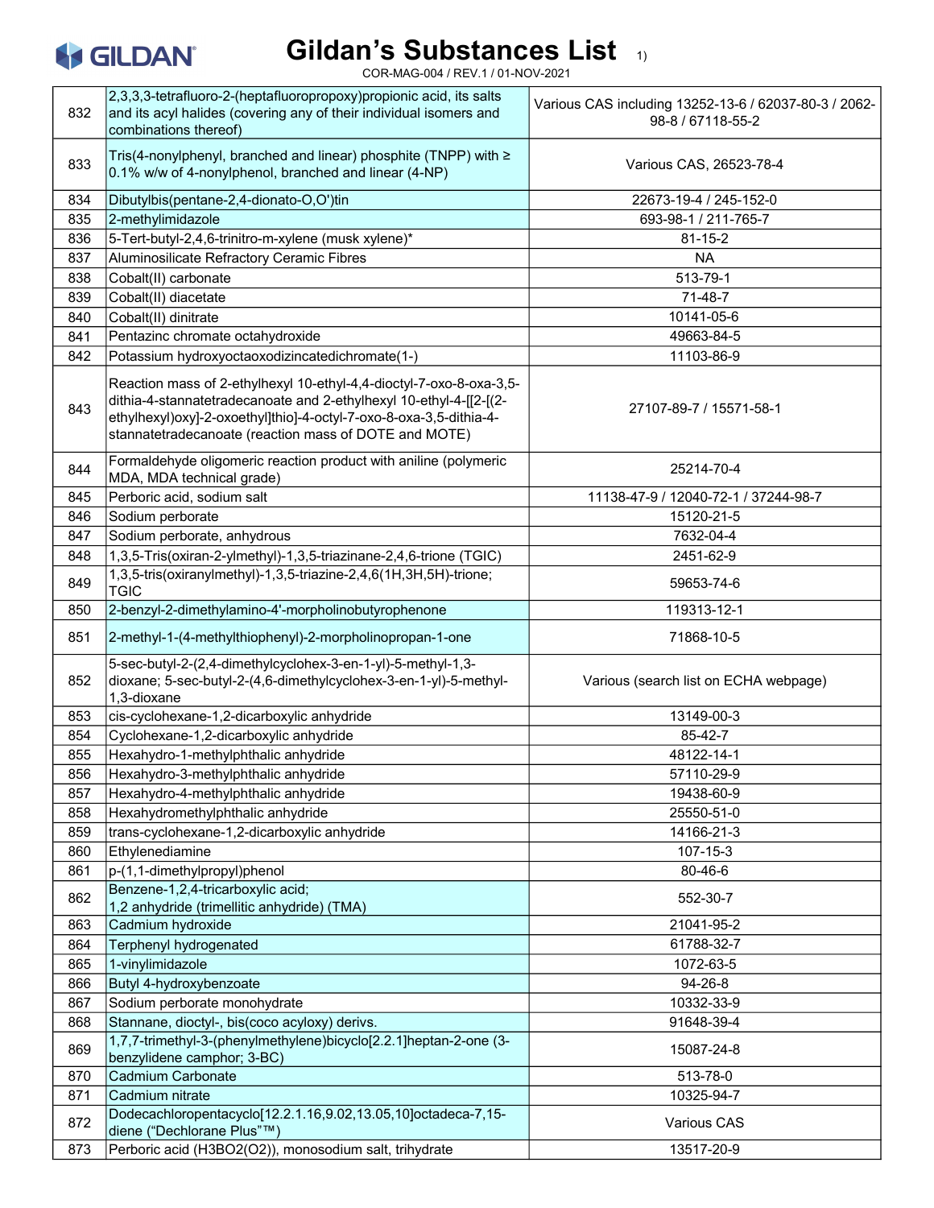# Gildan's Substances List 1)

COR-MAG-004 / REV.1 / 01-NOV-2021

| | | |
|---|---|---|
| 832 | 2,3,3,3-tetrafluoro-2-(heptafluoropropoxy)propionic acid, its salts and its acyl halides (covering any of their individual isomers and combinations thereof) | Various CAS including 13252-13-6 / 62037-80-3 / 2062-98-8 / 67118-55-2 |
| 833 | Tris(4-nonylphenyl, branched and linear) phosphite (TNPP) with ≥ 0.1% w/w of 4-nonylphenol, branched and linear (4-NP) | Various CAS, 26523-78-4 |
| 834 | Dibutylbis(pentane-2,4-dionato-O,O')tin | 22673-19-4 / 245-152-0 |
| 835 | 2-methylimidazole | 693-98-1 / 211-765-7 |
| 836 | 5-Tert-butyl-2,4,6-trinitro-m-xylene (musk xylene)* | 81-15-2 |
| 837 | Aluminosilicate Refractory Ceramic Fibres | NA |
| 838 | Cobalt(II) carbonate | 513-79-1 |
| 839 | Cobalt(II) diacetate | 71-48-7 |
| 840 | Cobalt(II) dinitrate | 10141-05-6 |
| 841 | Pentazinc chromate octahydroxide | 49663-84-5 |
| 842 | Potassium hydroxyoctaoxodizincatedichromate(1-) | 11103-86-9 |
| 843 | Reaction mass of 2-ethylhexyl 10-ethyl-4,4-dioctyl-7-oxo-8-oxa-3,5-dithia-4-stannatetradecanoate and 2-ethylhexyl 10-ethyl-4-[[2-[(2-ethylhexyl)oxy]-2-oxoethyl]thio]-4-octyl-7-oxo-8-oxa-3,5-dithia-4-stannatetradecanoate (reaction mass of DOTE and MOTE) | 27107-89-7 / 15571-58-1 |
| 844 | Formaldehyde oligomeric reaction product with aniline (polymeric MDA, MDA technical grade) | 25214-70-4 |
| 845 | Perboric acid, sodium salt | 11138-47-9 / 12040-72-1 / 37244-98-7 |
| 846 | Sodium perborate | 15120-21-5 |
| 847 | Sodium perborate, anhydrous | 7632-04-4 |
| 848 | 1,3,5-Tris(oxiran-2-ylmethyl)-1,3,5-triazinane-2,4,6-trione (TGIC) | 2451-62-9 |
| 849 | 1,3,5-tris(oxiranylmethyl)-1,3,5-triazine-2,4,6(1H,3H,5H)-trione; TGIC | 59653-74-6 |
| 850 | 2-benzyl-2-dimethylamino-4'-morpholinobutyrophenone | 119313-12-1 |
| 851 | 2-methyl-1-(4-methylthiophenyl)-2-morpholinopropan-1-one | 71868-10-5 |
| 852 | 5-sec-butyl-2-(2,4-dimethylcyclohex-3-en-1-yl)-5-methyl-1,3-dioxane; 5-sec-butyl-2-(4,6-dimethylcyclohex-3-en-1-yl)-5-methyl-1,3-dioxane | Various (search list on ECHA webpage) |
| 853 | cis-cyclohexane-1,2-dicarboxylic anhydride | 13149-00-3 |
| 854 | Cyclohexane-1,2-dicarboxylic anhydride | 85-42-7 |
| 855 | Hexahydro-1-methylphthalic anhydride | 48122-14-1 |
| 856 | Hexahydro-3-methylphthalic anhydride | 57110-29-9 |
| 857 | Hexahydro-4-methylphthalic anhydride | 19438-60-9 |
| 858 | Hexahydromethylphthalic anhydride | 25550-51-0 |
| 859 | trans-cyclohexane-1,2-dicarboxylic anhydride | 14166-21-3 |
| 860 | Ethylenediamine | 107-15-3 |
| 861 | p-(1,1-dimethylpropyl)phenol | 80-46-6 |
| 862 | Benzene-1,2,4-tricarboxylic acid; 1,2 anhydride (trimellitic anhydride) (TMA) | 552-30-7 |
| 863 | Cadmium hydroxide | 21041-95-2 |
| 864 | Terphenyl hydrogenated | 61788-32-7 |
| 865 | 1-vinylimidazole | 1072-63-5 |
| 866 | Butyl 4-hydroxybenzoate | 94-26-8 |
| 867 | Sodium perborate monohydrate | 10332-33-9 |
| 868 | Stannane, dioctyl-, bis(coco acyloxy) derivs. | 91648-39-4 |
| 869 | 1,7,7-trimethyl-3-(phenylmethylene)bicyclo[2.2.1]heptan-2-one (3-benzylidene camphor; 3-BC) | 15087-24-8 |
| 870 | Cadmium Carbonate | 513-78-0 |
| 871 | Cadmium nitrate | 10325-94-7 |
| 872 | Dodecachloropentacyclo[12.2.1.16,9.02,13.05,10]octadeca-7,15-diene ("Dechlorane Plus"™) | Various CAS |
| 873 | Perboric acid (H3BO2(O2)), monosodium salt, trihydrate | 13517-20-9 |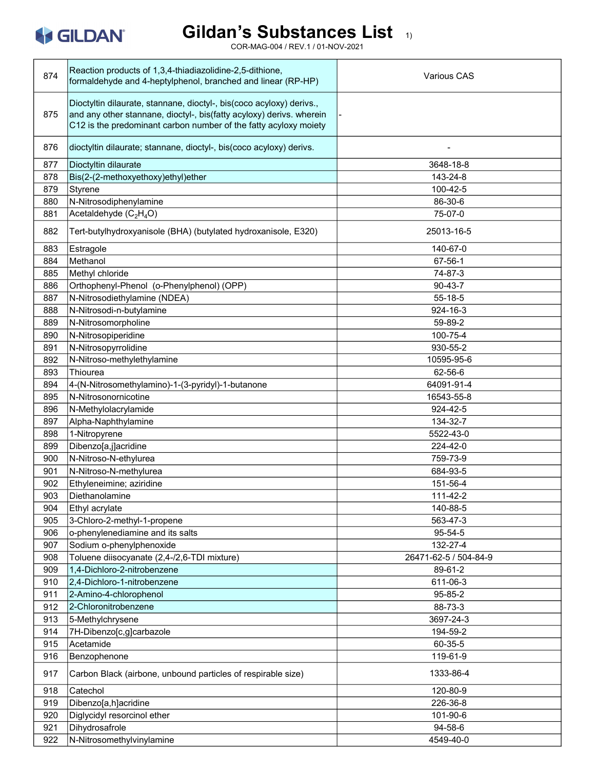# Gildan's Substances List 1)

COR-MAG-004 / REV.1 / 01-NOV-2021

| | | |
|---|---|---|
| 874 | Reaction products of 1,3,4-thiadiazolidine-2,5-dithione, formaldehyde and 4-heptylphenol, branched and linear (RP-HP) | Various CAS |
| 875 | Dioctyltin dilaurate, stannane, dioctyl-, bis(coco acyloxy) derivs., and any other stannane, dioctyl-, bis(fatty acyloxy) derivs. wherein C12 is the predominant carbon number of the fatty acyloxy moiety | - |
| 876 | dioctyltin dilaurate; stannane, dioctyl-, bis(coco acyloxy) derivs. | - |
| 877 | Dioctyltin dilaurate | 3648-18-8 |
| 878 | Bis(2-(2-methoxyethoxy)ethyl)ether | 143-24-8 |
| 879 | Styrene | 100-42-5 |
| 880 | N-Nitrosodiphenylamine | 86-30-6 |
| 881 | Acetaldehyde ($C_2H_4O$) | 75-07-0 |
| 882 | Tert-butylhydroxyanisole (BHA) (butylated hydroxanisole, E320) | 25013-16-5 |
| 883 | Estragole | 140-67-0 |
| 884 | Methanol | 67-56-1 |
| 885 | Methyl chloride | 74-87-3 |
| 886 | Orthophenyl-Phenol (o-Phenylphenol) (OPP) | 90-43-7 |
| 887 | N-Nitrosodiethylamine (NDEA) | 55-18-5 |
| 888 | N-Nitrosodi-n-butylamine | 924-16-3 |
| 889 | N-Nitrosomorpholine | 59-89-2 |
| 890 | N-Nitrosopiperidine | 100-75-4 |
| 891 | N-Nitrosopyrrolidine | 930-55-2 |
| 892 | N-Nitroso-methylethylamine | 10595-95-6 |
| 893 | Thiourea | 62-56-6 |
| 894 | 4-(N-Nitrosomethylamino)-1-(3-pyridyl)-1-butanone | 64091-91-4 |
| 895 | N-Nitrosonornicotine | 16543-55-8 |
| 896 | N-Methylolacrylamide | 924-42-5 |
| 897 | Alpha-Naphthylamine | 134-32-7 |
| 898 | 1-Nitropyrene | 5522-43-0 |
| 899 | Dibenzo[a,j]acridine | 224-42-0 |
| 900 | N-Nitroso-N-ethylurea | 759-73-9 |
| 901 | N-Nitroso-N-methylurea | 684-93-5 |
| 902 | Ethyleneimine; aziridine | 151-56-4 |
| 903 | Diethanolamine | 111-42-2 |
| 904 | Ethyl acrylate | 140-88-5 |
| 905 | 3-Chloro-2-methyl-1-propene | 563-47-3 |
| 906 | o-phenylenediamine and its salts | 95-54-5 |
| 907 | Sodium o-phenylphenoxide | 132-27-4 |
| 908 | Toluene diisocyanate (2,4-/2,6-TDI mixture) | 26471-62-5 / 504-84-9 |
| 909 | 1,4-Dichloro-2-nitrobenzene | 89-61-2 |
| 910 | 2,4-Dichloro-1-nitrobenzene | 611-06-3 |
| 911 | 2-Amino-4-chlorophenol | 95-85-2 |
| 912 | 2-Chloronitrobenzene | 88-73-3 |
| 913 | 5-Methylchrysene | 3697-24-3 |
| 914 | 7H-Dibenzo[c,g]carbazole | 194-59-2 |
| 915 | Acetamide | 60-35-5 |
| 916 | Benzophenone | 119-61-9 |
| 917 | Carbon Black (airbone, unbound particles of respirable size) | 1333-86-4 |
| 918 | Catechol | 120-80-9 |
| 919 | Dibenzo[a,h]acridine | 226-36-8 |
| 920 | Diglycidyl resorcinol ether | 101-90-6 |
| 921 | Dihydrosafrole | 94-58-6 |
| 922 | N-Nitrosomethylvinylamine | 4549-40-0 |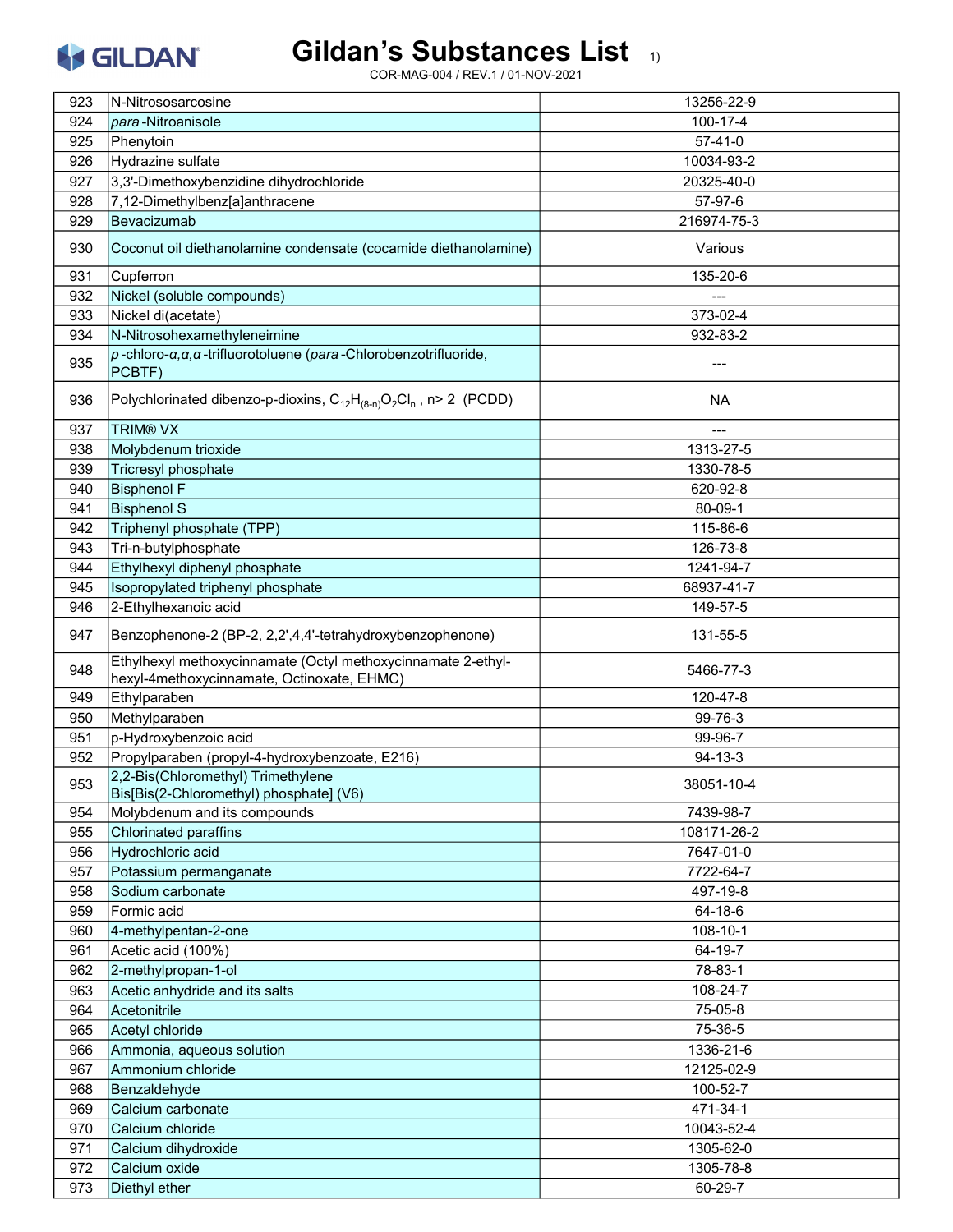# Gildan's Substances List 1)

COR-MAG-004 / REV.1 / 01-NOV-2021

| | | |
|---|---|---|
| 923 | N-Nitrososarcosine | 13256-22-9 |
| 924 | *para*-Nitroanisole | 100-17-4 |
| 925 | Phenytoin | 57-41-0 |
| 926 | Hydrazine sulfate | 10034-93-2 |
| 927 | 3,3'-Dimethoxybenzidine dihydrochloride | 20325-40-0 |
| 928 | 7,12-Dimethylbenz[a]anthracene | 57-97-6 |
| 929 | Bevacizumab | 216974-75-3 |
| 930 | Coconut oil diethanolamine condensate (cocamide diethanolamine) | Various |
| 931 | Cupferron | 135-20-6 |
| 932 | Nickel (soluble compounds) | --- |
| 933 | Nickel di(acetate) | 373-02-4 |
| 934 | N-Nitrosohexamethyleneimine | 932-83-2 |
| 935 | *p*-chloro-*α,α,α*-trifluorotoluene (*para*-Chlorobenzotrifluoride, PCBTF) | --- |
| 936 | Polychlorinated dibenzo-p-dioxins, $C_{12}H_{(8-n)}O_2Cl_n$ , n> 2 (PCDD) | NA |
| 937 | TRIM® VX | --- |
| 938 | Molybdenum trioxide | 1313-27-5 |
| 939 | Tricresyl phosphate | 1330-78-5 |
| 940 | Bisphenol F | 620-92-8 |
| 941 | Bisphenol S | 80-09-1 |
| 942 | Triphenyl phosphate (TPP) | 115-86-6 |
| 943 | Tri-n-butylphosphate | 126-73-8 |
| 944 | Ethylhexyl diphenyl phosphate | 1241-94-7 |
| 945 | Isopropylated triphenyl phosphate | 68937-41-7 |
| 946 | 2-Ethylhexanoic acid | 149-57-5 |
| 947 | Benzophenone-2 (BP-2, 2,2',4,4'-tetrahydroxybenzophenone) | 131-55-5 |
| 948 | Ethylhexyl methoxycinnamate (Octyl methoxycinnamate 2-ethyl-hexyl-4methoxycinnamate, Octinoxate, EHMC) | 5466-77-3 |
| 949 | Ethylparaben | 120-47-8 |
| 950 | Methylparaben | 99-76-3 |
| 951 | p-Hydroxybenzoic acid | 99-96-7 |
| 952 | Propylparaben (propyl-4-hydroxybenzoate, E216) | 94-13-3 |
| 953 | 2,2-Bis(Chloromethyl) Trimethylene Bis[Bis(2-Chloromethyl) phosphate] (V6) | 38051-10-4 |
| 954 | Molybdenum and its compounds | 7439-98-7 |
| 955 | Chlorinated paraffins | 108171-26-2 |
| 956 | Hydrochloric acid | 7647-01-0 |
| 957 | Potassium permanganate | 7722-64-7 |
| 958 | Sodium carbonate | 497-19-8 |
| 959 | Formic acid | 64-18-6 |
| 960 | 4-methylpentan-2-one | 108-10-1 |
| 961 | Acetic acid (100%) | 64-19-7 |
| 962 | 2-methylpropan-1-ol | 78-83-1 |
| 963 | Acetic anhydride and its salts | 108-24-7 |
| 964 | Acetonitrile | 75-05-8 |
| 965 | Acetyl chloride | 75-36-5 |
| 966 | Ammonia, aqueous solution | 1336-21-6 |
| 967 | Ammonium chloride | 12125-02-9 |
| 968 | Benzaldehyde | 100-52-7 |
| 969 | Calcium carbonate | 471-34-1 |
| 970 | Calcium chloride | 10043-52-4 |
| 971 | Calcium dihydroxide | 1305-62-0 |
| 972 | Calcium oxide | 1305-78-8 |
| 973 | Diethyl ether | 60-29-7 |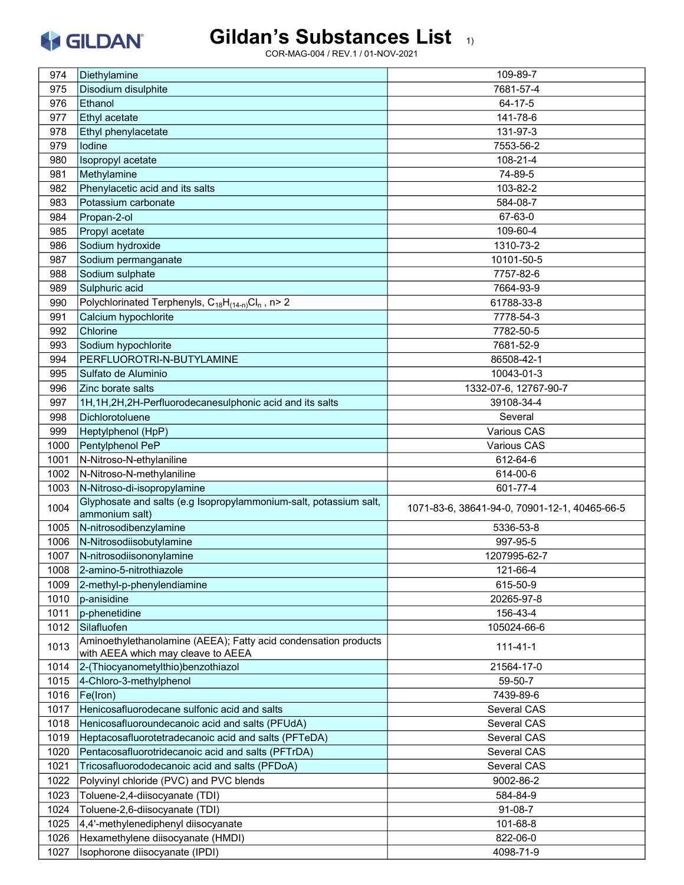# Gildan's Substances List 1)

COR-MAG-004 / REV.1 / 01-NOV-2021

| | | |
|---|---|---|
| 974 | Diethylamine | 109-89-7 |
| 975 | Disodium disulphite | 7681-57-4 |
| 976 | Ethanol | 64-17-5 |
| 977 | Ethyl acetate | 141-78-6 |
| 978 | Ethyl phenylacetate | 131-97-3 |
| 979 | Iodine | 7553-56-2 |
| 980 | Isopropyl acetate | 108-21-4 |
| 981 | Methylamine | 74-89-5 |
| 982 | Phenylacetic acid and its salts | 103-82-2 |
| 983 | Potassium carbonate | 584-08-7 |
| 984 | Propan-2-ol | 67-63-0 |
| 985 | Propyl acetate | 109-60-4 |
| 986 | Sodium hydroxide | 1310-73-2 |
| 987 | Sodium permanganate | 10101-50-5 |
| 988 | Sodium sulphate | 7757-82-6 |
| 989 | Sulphuric acid | 7664-93-9 |
| 990 | Polychlorinated Terphenyls, $C_{18}H_{(14-n)}Cl_n$ , n> 2 | 61788-33-8 |
| 991 | Calcium hypochlorite | 7778-54-3 |
| 992 | Chlorine | 7782-50-5 |
| 993 | Sodium hypochlorite | 7681-52-9 |
| 994 | PERFLUOROTRI-N-BUTYLAMINE | 86508-42-1 |
| 995 | Sulfato de Aluminio | 10043-01-3 |
| 996 | Zinc borate salts | 1332-07-6, 12767-90-7 |
| 997 | 1H,1H,2H,2H-Perfluorodecanesulphonic acid and its salts | 39108-34-4 |
| 998 | Dichlorotoluene | Several |
| 999 | Heptylphenol (HpP) | Various CAS |
| 1000 | Pentylphenol PeP | Various CAS |
| 1001 | N-Nitroso-N-ethylaniline | 612-64-6 |
| 1002 | N-Nitroso-N-methylaniline | 614-00-6 |
| 1003 | N-Nitroso-di-isopropylamine | 601-77-4 |
| 1004 | Glyphosate and salts (e.g Isopropylammonium-salt, potassium salt, ammonium salt) | 1071-83-6, 38641-94-0, 70901-12-1, 40465-66-5 |
| 1005 | N-nitrosodibenzylamine | 5336-53-8 |
| 1006 | N-Nitrosodiisobutylamine | 997-95-5 |
| 1007 | N-nitrosodiisononylamine | 1207995-62-7 |
| 1008 | 2-amino-5-nitrothiazole | 121-66-4 |
| 1009 | 2-methyl-p-phenylendiamine | 615-50-9 |
| 1010 | p-anisidine | 20265-97-8 |
| 1011 | p-phenetidine | 156-43-4 |
| 1012 | Silafluofen | 105024-66-6 |
| 1013 | Aminoethylethanolamine (AEEA); Fatty acid condensation products with AEEA which may cleave to AEEA | 111-41-1 |
| 1014 | 2-(Thiocyanometylthio)benzothiazol | 21564-17-0 |
| 1015 | 4-Chloro-3-methylphenol | 59-50-7 |
| 1016 | Fe(Iron) | 7439-89-6 |
| 1017 | Henicosafluorodecane sulfonic acid and salts | Several CAS |
| 1018 | Henicosafluoroundecanoic acid and salts (PFUdA) | Several CAS |
| 1019 | Heptacosafluorotetradecanoic acid and salts (PFTeDA) | Several CAS |
| 1020 | Pentacosafluorotridecanoic acid and salts (PFTrDA) | Several CAS |
| 1021 | Tricosafluorododecanoic acid and salts (PFDoA) | Several CAS |
| 1022 | Polyvinyl chloride (PVC) and PVC blends | 9002-86-2 |
| 1023 | Toluene-2,4-diisocyanate (TDI) | 584-84-9 |
| 1024 | Toluene-2,6-diisocyanate (TDI) | 91-08-7 |
| 1025 | 4,4'-methylenediphenyl diisocyanate | 101-68-8 |
| 1026 | Hexamethylene diisocyanate (HMDI) | 822-06-0 |
| 1027 | Isophorone diisocyanate (IPDI) | 4098-71-9 |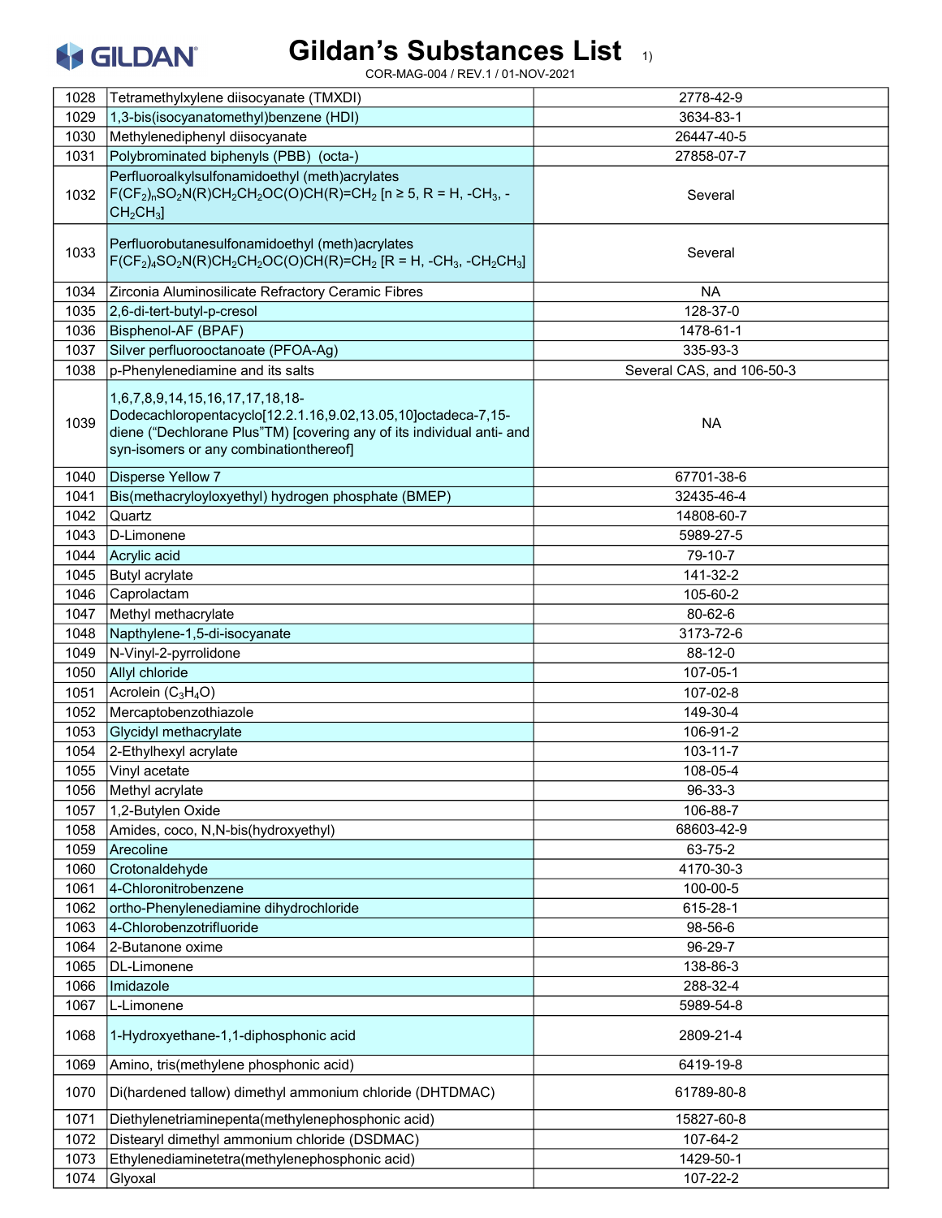# Gildan's Substances List 1)

COR-MAG-004 / REV.1 / 01-NOV-2021

| | | |
|---|---|---|
| 1028 | Tetramethylxylene diisocyanate (TMXDI) | 2778-42-9 |
| 1029 | 1,3-bis(isocyanatomethyl)benzene (HDI) | 3634-83-1 |
| 1030 | Methylenediphenyl diisocyanate | 26447-40-5 |
| 1031 | Polybrominated biphenyls (PBB) (octa-) | 27858-07-7 |
| 1032 | Perfluoroalkylsulfonamidoethyl (meth)acrylates $F(CF_2)_nSO_2N(R)CH_2CH_2OC(O)CH(R)=CH_2$ [n ≥ 5, R = H, $-CH_3$, $-CH_2CH_3$] | Several |
| 1033 | Perfluorobutanesulfonamidoethyl (meth)acrylates $F(CF_2)_4SO_2N(R)CH_2CH_2OC(O)CH(R)=CH_2$ [R = H, $-CH_3$, $-CH_2CH_3$] | Several |
| 1034 | Zirconia Aluminosilicate Refractory Ceramic Fibres | NA |
| 1035 | 2,6-di-tert-butyl-p-cresol | 128-37-0 |
| 1036 | Bisphenol-AF (BPAF) | 1478-61-1 |
| 1037 | Silver perfluorooctanoate (PFOA-Ag) | 335-93-3 |
| 1038 | p-Phenylenediamine and its salts | Several CAS, and 106-50-3 |
| 1039 | 1,6,7,8,9,14,15,16,17,17,18,18-Dodecachloropentacyclo[12.2.1.16,9.02,13.05,10]octadeca-7,15-diene ("Dechlorane Plus"TM) [covering any of its individual anti- and syn-isomers or any combinationthereof] | NA |
| 1040 | Disperse Yellow 7 | 67701-38-6 |
| 1041 | Bis(methacryloyloxyethyl) hydrogen phosphate (BMEP) | 32435-46-4 |
| 1042 | Quartz | 14808-60-7 |
| 1043 | D-Limonene | 5989-27-5 |
| 1044 | Acrylic acid | 79-10-7 |
| 1045 | Butyl acrylate | 141-32-2 |
| 1046 | Caprolactam | 105-60-2 |
| 1047 | Methyl methacrylate | 80-62-6 |
| 1048 | Napthylene-1,5-di-isocyanate | 3173-72-6 |
| 1049 | N-Vinyl-2-pyrrolidone | 88-12-0 |
| 1050 | Allyl chloride | 107-05-1 |
| 1051 | Acrolein ($C_3H_4O$) | 107-02-8 |
| 1052 | Mercaptobenzothiazole | 149-30-4 |
| 1053 | Glycidyl methacrylate | 106-91-2 |
| 1054 | 2-Ethylhexyl acrylate | 103-11-7 |
| 1055 | Vinyl acetate | 108-05-4 |
| 1056 | Methyl acrylate | 96-33-3 |
| 1057 | 1,2-Butylen Oxide | 106-88-7 |
| 1058 | Amides, coco, N,N-bis(hydroxyethyl) | 68603-42-9 |
| 1059 | Arecoline | 63-75-2 |
| 1060 | Crotonaldehyde | 4170-30-3 |
| 1061 | 4-Chloronitrobenzene | 100-00-5 |
| 1062 | ortho-Phenylenediamine dihydrochloride | 615-28-1 |
| 1063 | 4-Chlorobenzotrifluoride | 98-56-6 |
| 1064 | 2-Butanone oxime | 96-29-7 |
| 1065 | DL-Limonene | 138-86-3 |
| 1066 | Imidazole | 288-32-4 |
| 1067 | L-Limonene | 5989-54-8 |
| 1068 | 1-Hydroxyethane-1,1-diphosphonic acid | 2809-21-4 |
| 1069 | Amino, tris(methylene phosphonic acid) | 6419-19-8 |
| 1070 | Di(hardened tallow) dimethyl ammonium chloride (DHTDMAC) | 61789-80-8 |
| 1071 | Diethylenetriaminepenta(methylenephosphonic acid) | 15827-60-8 |
| 1072 | Distearyl dimethyl ammonium chloride (DSDMAC) | 107-64-2 |
| 1073 | Ethylenediaminetetra(methylenephosphonic acid) | 1429-50-1 |
| 1074 | Glyoxal | 107-22-2 |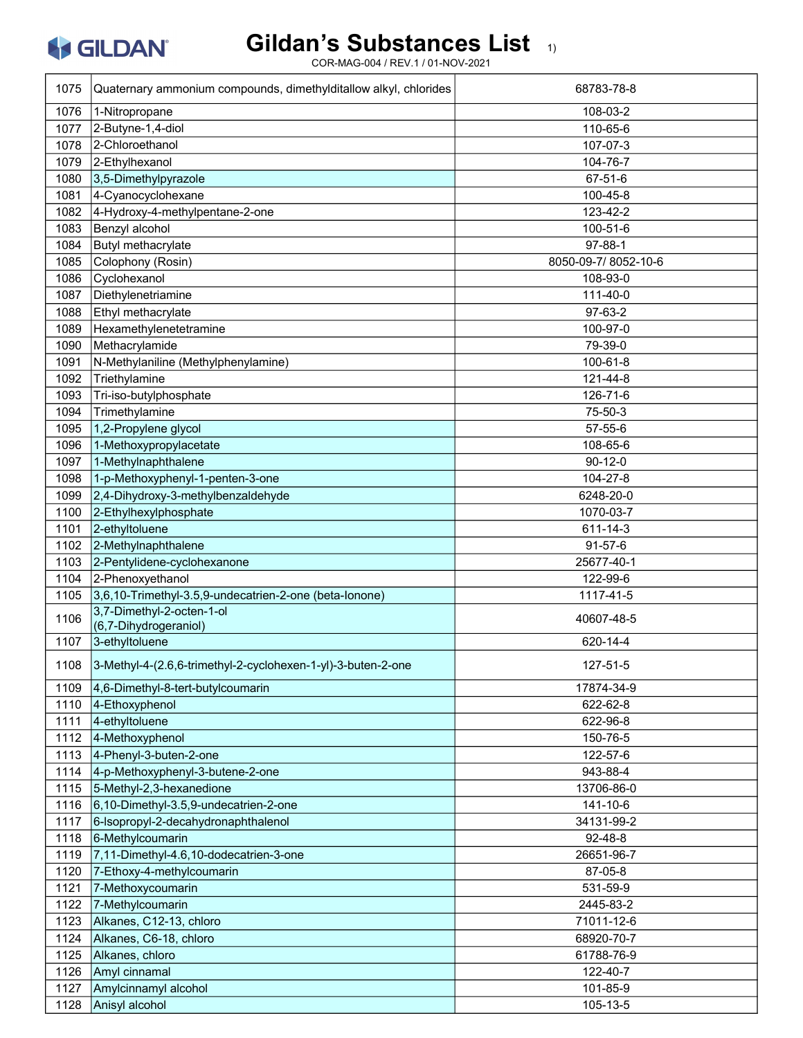# Gildan's Substances List 1)

COR-MAG-004 / REV.1 / 01-NOV-2021

| | | |
|---|---|---|
| 1075 | Quaternary ammonium compounds, dimethylditallow alkyl, chlorides | 68783-78-8 |
| 1076 | 1-Nitropropane | 108-03-2 |
| 1077 | 2-Butyne-1,4-diol | 110-65-6 |
| 1078 | 2-Chloroethanol | 107-07-3 |
| 1079 | 2-Ethylhexanol | 104-76-7 |
| 1080 | 3,5-Dimethylpyrazole | 67-51-6 |
| 1081 | 4-Cyanocyclohexane | 100-45-8 |
| 1082 | 4-Hydroxy-4-methylpentane-2-one | 123-42-2 |
| 1083 | Benzyl alcohol | 100-51-6 |
| 1084 | Butyl methacrylate | 97-88-1 |
| 1085 | Colophony (Rosin) | 8050-09-7/ 8052-10-6 |
| 1086 | Cyclohexanol | 108-93-0 |
| 1087 | Diethylenetriamine | 111-40-0 |
| 1088 | Ethyl methacrylate | 97-63-2 |
| 1089 | Hexamethylenetetramine | 100-97-0 |
| 1090 | Methacrylamide | 79-39-0 |
| 1091 | N-Methylaniline (Methylphenylamine) | 100-61-8 |
| 1092 | Triethylamine | 121-44-8 |
| 1093 | Tri-iso-butylphosphate | 126-71-6 |
| 1094 | Trimethylamine | 75-50-3 |
| 1095 | 1,2-Propylene glycol | 57-55-6 |
| 1096 | 1-Methoxypropylacetate | 108-65-6 |
| 1097 | 1-Methylnaphthalene | 90-12-0 |
| 1098 | 1-p-Methoxyphenyl-1-penten-3-one | 104-27-8 |
| 1099 | 2,4-Dihydroxy-3-methylbenzaldehyde | 6248-20-0 |
| 1100 | 2-Ethylhexylphosphate | 1070-03-7 |
| 1101 | 2-ethyltoluene | 611-14-3 |
| 1102 | 2-Methylnaphthalene | 91-57-6 |
| 1103 | 2-Pentylidene-cyclohexanone | 25677-40-1 |
| 1104 | 2-Phenoxyethanol | 122-99-6 |
| 1105 | 3,6,10-Trimethyl-3.5,9-undecatrien-2-one (beta-Ionone) | 1117-41-5 |
| 1106 | 3,7-Dimethyl-2-octen-1-ol (6,7-Dihydrogeraniol) | 40607-48-5 |
| 1107 | 3-ethyltoluene | 620-14-4 |
| 1108 | 3-Methyl-4-(2.6,6-trimethyl-2-cyclohexen-1-yl)-3-buten-2-one | 127-51-5 |
| 1109 | 4,6-Dimethyl-8-tert-butylcoumarin | 17874-34-9 |
| 1110 | 4-Ethoxyphenol | 622-62-8 |
| 1111 | 4-ethyltoluene | 622-96-8 |
| 1112 | 4-Methoxyphenol | 150-76-5 |
| 1113 | 4-Phenyl-3-buten-2-one | 122-57-6 |
| 1114 | 4-p-Methoxyphenyl-3-butene-2-one | 943-88-4 |
| 1115 | 5-Methyl-2,3-hexanedione | 13706-86-0 |
| 1116 | 6,10-Dimethyl-3.5,9-undecatrien-2-one | 141-10-6 |
| 1117 | 6-Isopropyl-2-decahydronaphthalenol | 34131-99-2 |
| 1118 | 6-Methylcoumarin | 92-48-8 |
| 1119 | 7,11-Dimethyl-4.6,10-dodecatrien-3-one | 26651-96-7 |
| 1120 | 7-Ethoxy-4-methylcoumarin | 87-05-8 |
| 1121 | 7-Methoxycoumarin | 531-59-9 |
| 1122 | 7-Methylcoumarin | 2445-83-2 |
| 1123 | Alkanes, C12-13, chloro | 71011-12-6 |
| 1124 | Alkanes, C6-18, chloro | 68920-70-7 |
| 1125 | Alkanes, chloro | 61788-76-9 |
| 1126 | Amyl cinnamal | 122-40-7 |
| 1127 | Amylcinnamyl alcohol | 101-85-9 |
| 1128 | Anisyl alcohol | 105-13-5 |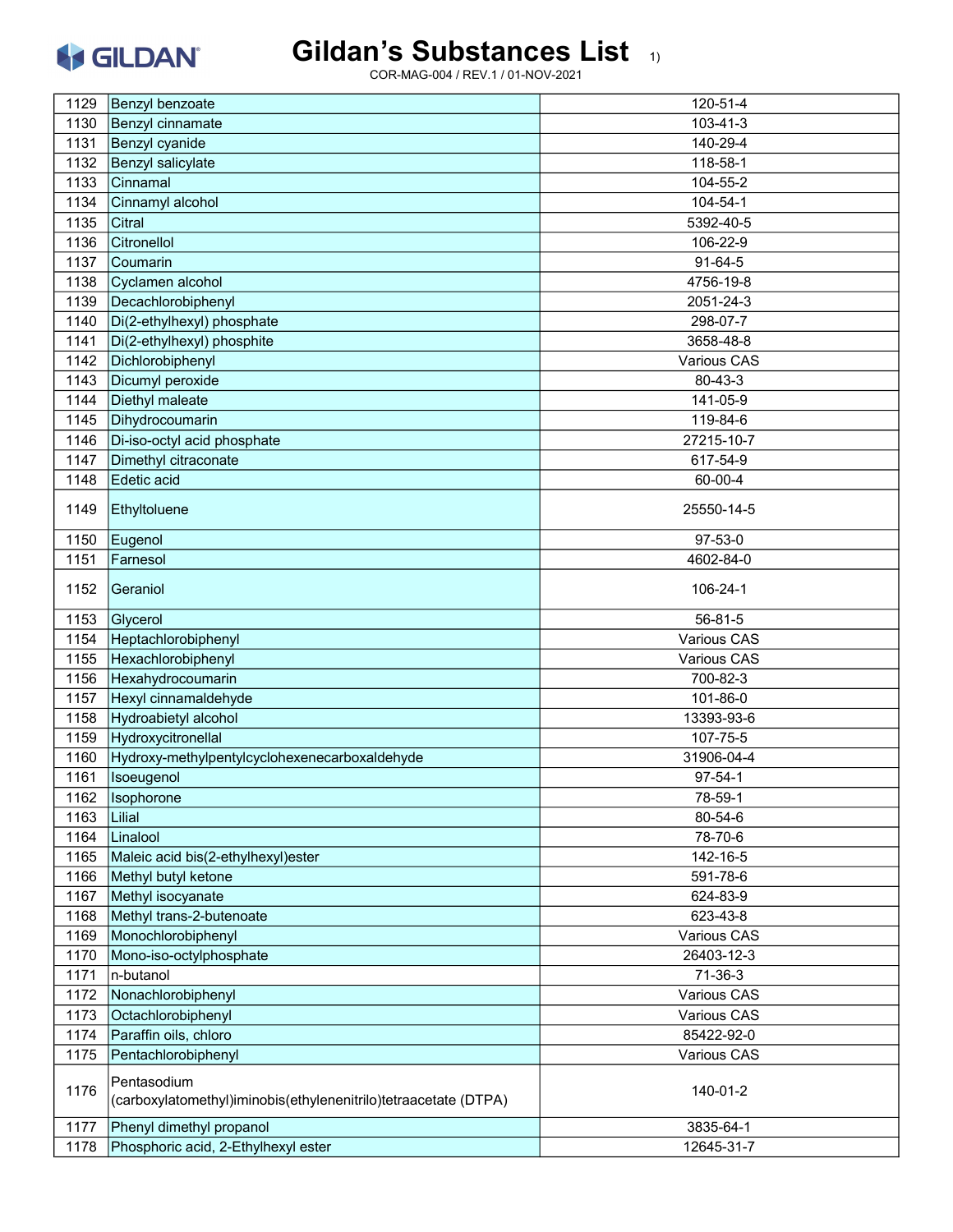# Gildan's Substances List 1)

COR-MAG-004 / REV.1 / 01-NOV-2021

| | | |
|---|---|---|
| 1129 | Benzyl benzoate | 120-51-4 |
| 1130 | Benzyl cinnamate | 103-41-3 |
| 1131 | Benzyl cyanide | 140-29-4 |
| 1132 | Benzyl salicylate | 118-58-1 |
| 1133 | Cinnamal | 104-55-2 |
| 1134 | Cinnamyl alcohol | 104-54-1 |
| 1135 | Citral | 5392-40-5 |
| 1136 | Citronellol | 106-22-9 |
| 1137 | Coumarin | 91-64-5 |
| 1138 | Cyclamen alcohol | 4756-19-8 |
| 1139 | Decachlorobiphenyl | 2051-24-3 |
| 1140 | Di(2-ethylhexyl) phosphate | 298-07-7 |
| 1141 | Di(2-ethylhexyl) phosphite | 3658-48-8 |
| 1142 | Dichlorobiphenyl | Various CAS |
| 1143 | Dicumyl peroxide | 80-43-3 |
| 1144 | Diethyl maleate | 141-05-9 |
| 1145 | Dihydrocoumarin | 119-84-6 |
| 1146 | Di-iso-octyl acid phosphate | 27215-10-7 |
| 1147 | Dimethyl citraconate | 617-54-9 |
| 1148 | Edetic acid | 60-00-4 |
| 1149 | Ethyltoluene | 25550-14-5 |
| 1150 | Eugenol | 97-53-0 |
| 1151 | Farnesol | 4602-84-0 |
| 1152 | Geraniol | 106-24-1 |
| 1153 | Glycerol | 56-81-5 |
| 1154 | Heptachlorobiphenyl | Various CAS |
| 1155 | Hexachlorobiphenyl | Various CAS |
| 1156 | Hexahydrocoumarin | 700-82-3 |
| 1157 | Hexyl cinnamaldehyde | 101-86-0 |
| 1158 | Hydroabietyl alcohol | 13393-93-6 |
| 1159 | Hydroxycitronellal | 107-75-5 |
| 1160 | Hydroxy-methylpentylcyclohexenecarboxaldehyde | 31906-04-4 |
| 1161 | Isoeugenol | 97-54-1 |
| 1162 | Isophorone | 78-59-1 |
| 1163 | Lilial | 80-54-6 |
| 1164 | Linalool | 78-70-6 |
| 1165 | Maleic acid bis(2-ethylhexyl)ester | 142-16-5 |
| 1166 | Methyl butyl ketone | 591-78-6 |
| 1167 | Methyl isocyanate | 624-83-9 |
| 1168 | Methyl trans-2-butenoate | 623-43-8 |
| 1169 | Monochlorobiphenyl | Various CAS |
| 1170 | Mono-iso-octylphosphate | 26403-12-3 |
| 1171 | n-butanol | 71-36-3 |
| 1172 | Nonachlorobiphenyl | Various CAS |
| 1173 | Octachlorobiphenyl | Various CAS |
| 1174 | Paraffin oils, chloro | 85422-92-0 |
| 1175 | Pentachlorobiphenyl | Various CAS |
| 1176 | Pentasodium (carboxylatomethyl)iminobis(ethylenenitrilo)tetraacetate (DTPA) | 140-01-2 |
| 1177 | Phenyl dimethyl propanol | 3835-64-1 |
| 1178 | Phosphoric acid, 2-Ethylhexyl ester | 12645-31-7 |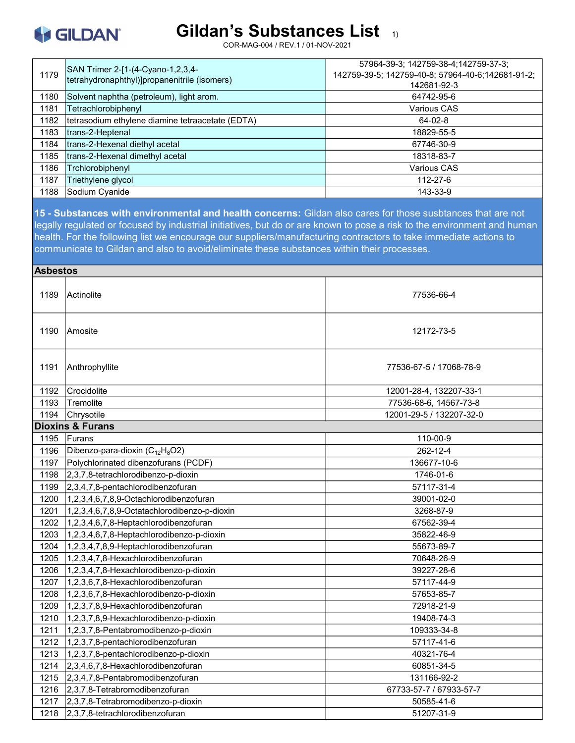| | | |
|---|---|---|
| 1179 | SAN Trimer 2-[1-(4-Cyano-1,2,3,4-tetrahydronaphthyl)]propanenitrile (isomers) | 57964-39-3; 142759-38-4;142759-37-3; 142759-39-5; 142759-40-8; 57964-40-6;142681-91-2; 142681-92-3 |
| 1180 | Solvent naphtha (petroleum), light arom. | 64742-95-6 |
| 1181 | Tetrachlorobiphenyl | Various CAS |
| 1182 | tetrasodium ethylene diamine tetraacetate (EDTA) | 64-02-8 |
| 1183 | trans-2-Heptenal | 18829-55-5 |
| 1184 | trans-2-Hexenal diethyl acetal | 67746-30-9 |
| 1185 | trans-2-Hexenal dimethyl acetal | 18318-83-7 |
| 1186 | Trchlorobiphenyl | Various CAS |
| 1187 | Triethylene glycol | 112-27-6 |
| 1188 | Sodium Cyanide | 143-33-9 |

**15 - Substances with environmental and health concerns:** Gildan also cares for those susbtances that are not legally regulated or focused by industrial initiatives, but do or are known to pose a risk to the environment and human health. For the following list we encourage our suppliers/manufacturing contractors to take immediate actions to communicate to Gildan and also to avoid/eliminate these substances within their processes.

| | | |
|---|---|---|
| **Asbestos** | | |
| 1189 | Actinolite | 77536-66-4 |
| 1190 | Amosite | 12172-73-5 |
| 1191 | Anthrophyllite | 77536-67-5 / 17068-78-9 |
| 1192 | Crocidolite | 12001-28-4, 132207-33-1 |
| 1193 | Tremolite | 77536-68-6, 14567-73-8 |
| 1194 | Chrysotile | 12001-29-5 / 132207-32-0 |
| **Dioxins & Furans** | | |
| 1195 | Furans | 110-00-9 |
| 1196 | Dibenzo-para-dioxin ($C_{12}H_8O2$) | 262-12-4 |
| 1197 | Polychlorinated dibenzofurans (PCDF) | 136677-10-6 |
| 1198 | 2,3,7,8-tetrachlorodibenzo-p-dioxin | 1746-01-6 |
| 1199 | 2,3,4,7,8-pentachlorodibenzofuran | 57117-31-4 |
| 1200 | 1,2,3,4,6,7,8,9-Octachlorodibenzofuran | 39001-02-0 |
| 1201 | 1,2,3,4,6,7,8,9-Octatachlorodibenzo-p-dioxin | 3268-87-9 |
| 1202 | 1,2,3,4,6,7,8-Heptachlorodibenzofuran | 67562-39-4 |
| 1203 | 1,2,3,4,6,7,8-Heptachlorodibenzo-p-dioxin | 35822-46-9 |
| 1204 | 1,2,3,4,7,8,9-Heptachlorodibenzofuran | 55673-89-7 |
| 1205 | 1,2,3,4,7,8-Hexachlorodibenzofuran | 70648-26-9 |
| 1206 | 1,2,3,4,7,8-Hexachlorodibenzo-p-dioxin | 39227-28-6 |
| 1207 | 1,2,3,6,7,8-Hexachlorodibenzofuran | 57117-44-9 |
| 1208 | 1,2,3,6,7,8-Hexachlorodibenzo-p-dioxin | 57653-85-7 |
| 1209 | 1,2,3,7,8,9-Hexachlorodibenzofuran | 72918-21-9 |
| 1210 | 1,2,3,7,8,9-Hexachlorodibenzo-p-dioxin | 19408-74-3 |
| 1211 | 1,2,3,7,8-Pentabromodibenzo-p-dioxin | 109333-34-8 |
| 1212 | 1,2,3,7,8-pentachlorodibenzofuran | 57117-41-6 |
| 1213 | 1,2,3,7,8-pentachlorodibenzo-p-dioxin | 40321-76-4 |
| 1214 | 2,3,4,6,7,8-Hexachlorodibenzofuran | 60851-34-5 |
| 1215 | 2,3,4,7,8-Pentabromodibenzofuran | 131166-92-2 |
| 1216 | 2,3,7,8-Tetrabromodibenzofuran | 67733-57-7 / 67933-57-7 |
| 1217 | 2,3,7,8-Tetrabromodibenzo-p-dioxin | 50585-41-6 |
| 1218 | 2,3,7,8-tetrachlorodibenzofuran | 51207-31-9 |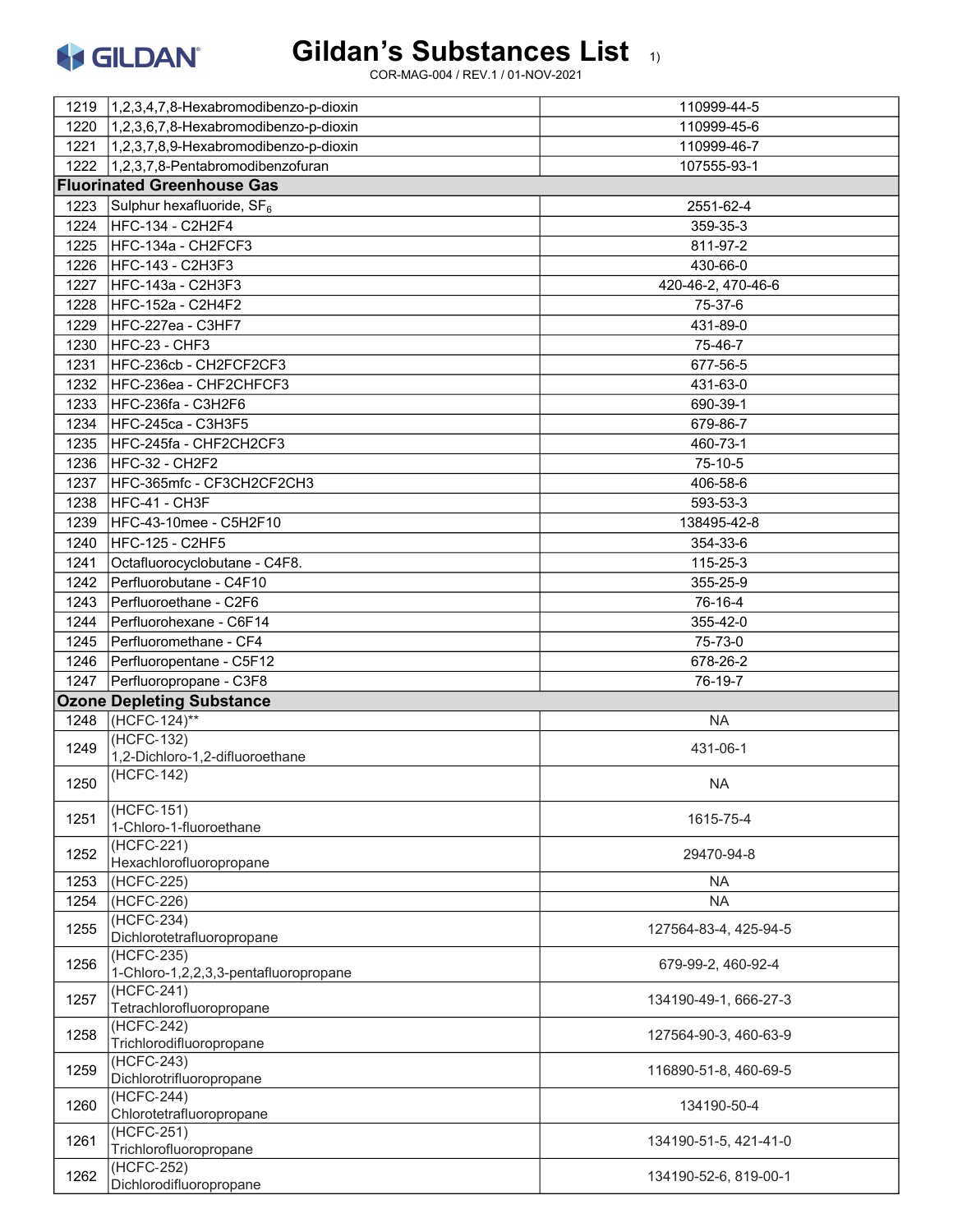# Gildan's Substances List 1)

COR-MAG-004 / REV.1 / 01-NOV-2021

| | | |
|---|---|---|
| 1219 | 1,2,3,4,7,8-Hexabromodibenzo-p-dioxin | 110999-44-5 |
| 1220 | 1,2,3,6,7,8-Hexabromodibenzo-p-dioxin | 110999-45-6 |
| 1221 | 1,2,3,7,8,9-Hexabromodibenzo-p-dioxin | 110999-46-7 |
| 1222 | 1,2,3,7,8-Pentabromodibenzofuran | 107555-93-1 |
| **Fluorinated Greenhouse Gas** | | |
| 1223 | Sulphur hexafluoride, $SF_6$ | 2551-62-4 |
| 1224 | HFC-134 - C2H2F4 | 359-35-3 |
| 1225 | HFC-134a - CH2FCF3 | 811-97-2 |
| 1226 | HFC-143 - C2H3F3 | 430-66-0 |
| 1227 | HFC-143a - C2H3F3 | 420-46-2, 470-46-6 |
| 1228 | HFC-152a - C2H4F2 | 75-37-6 |
| 1229 | HFC-227ea - C3HF7 | 431-89-0 |
| 1230 | HFC-23 - CHF3 | 75-46-7 |
| 1231 | HFC-236cb - CH2FCF2CF3 | 677-56-5 |
| 1232 | HFC-236ea - CHF2CHFCF3 | 431-63-0 |
| 1233 | HFC-236fa - C3H2F6 | 690-39-1 |
| 1234 | HFC-245ca - C3H3F5 | 679-86-7 |
| 1235 | HFC-245fa - CHF2CH2CF3 | 460-73-1 |
| 1236 | HFC-32 - CH2F2 | 75-10-5 |
| 1237 | HFC-365mfc - CF3CH2CF2CH3 | 406-58-6 |
| 1238 | HFC-41 - CH3F | 593-53-3 |
| 1239 | HFC-43-10mee - C5H2F10 | 138495-42-8 |
| 1240 | HFC-125 - C2HF5 | 354-33-6 |
| 1241 | Octafluorocyclobutane - C4F8. | 115-25-3 |
| 1242 | Perfluorobutane - C4F10 | 355-25-9 |
| 1243 | Perfluoroethane - C2F6 | 76-16-4 |
| 1244 | Perfluorohexane - C6F14 | 355-42-0 |
| 1245 | Perfluoromethane - CF4 | 75-73-0 |
| 1246 | Perfluoropentane - C5F12 | 678-26-2 |
| 1247 | Perfluoropropane - C3F8 | 76-19-7 |
| **Ozone Depleting Substance** | | |
| 1248 | (HCFC-124)** | NA |
| 1249 | (HCFC-132) 1,2-Dichloro-1,2-difluoroethane | 431-06-1 |
| 1250 | (HCFC-142) | NA |
| 1251 | (HCFC-151) 1-Chloro-1-fluoroethane | 1615-75-4 |
| 1252 | (HCFC-221) Hexachlorofluoropropane | 29470-94-8 |
| 1253 | (HCFC-225) | NA |
| 1254 | (HCFC-226) | NA |
| 1255 | (HCFC-234) Dichlorotetrafluoropropane | 127564-83-4, 425-94-5 |
| 1256 | (HCFC-235) 1-Chloro-1,2,2,3,3-pentafluoropropane | 679-99-2, 460-92-4 |
| 1257 | (HCFC-241) Tetrachlorofluoropropane | 134190-49-1, 666-27-3 |
| 1258 | (HCFC-242) Trichlorodifluoropropane | 127564-90-3, 460-63-9 |
| 1259 | (HCFC-243) Dichlorotrifluoropropane | 116890-51-8, 460-69-5 |
| 1260 | (HCFC-244) Chlorotetrafluoropropane | 134190-50-4 |
| 1261 | (HCFC-251) Trichlorofluoropropane | 134190-51-5, 421-41-0 |
| 1262 | (HCFC-252) Dichlorodifluoropropane | 134190-52-6, 819-00-1 |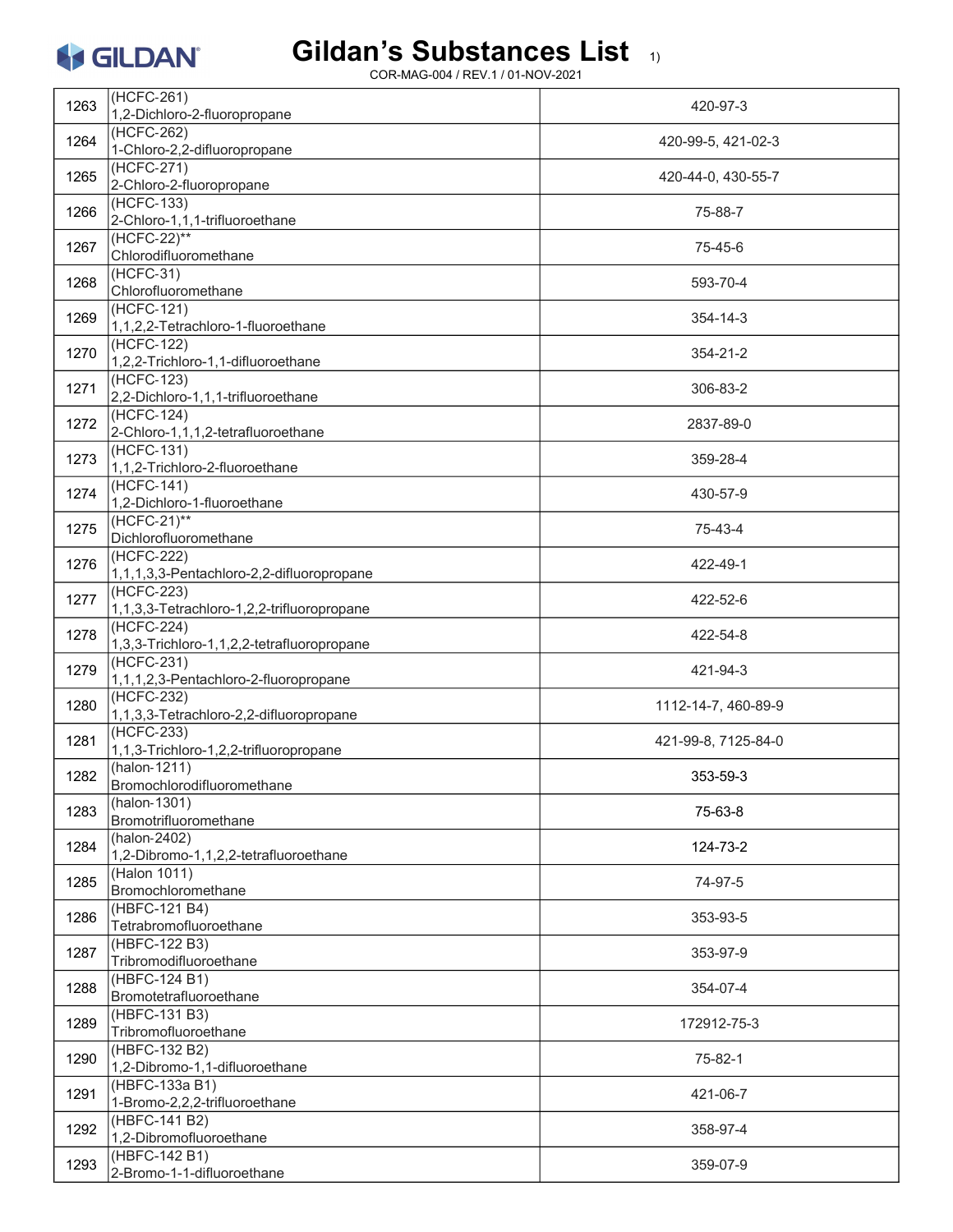| | | |
|---|---|---|
| 1263 | (HCFC-261)<br>1,2-Dichloro-2-fluoropropane | 420-97-3 |
| 1264 | (HCFC-262)<br>1-Chloro-2,2-difluoropropane | 420-99-5, 421-02-3 |
| 1265 | (HCFC-271)<br>2-Chloro-2-fluoropropane | 420-44-0, 430-55-7 |
| 1266 | (HCFC-133)<br>2-Chloro-1,1,1-trifluoroethane | 75-88-7 |
| 1267 | (HCFC-22)**<br>Chlorodifluoromethane | 75-45-6 |
| 1268 | (HCFC-31)<br>Chlorofluoromethane | 593-70-4 |
| 1269 | (HCFC-121)<br>1,1,2,2-Tetrachloro-1-fluoroethane | 354-14-3 |
| 1270 | (HCFC-122)<br>1,2,2-Trichloro-1,1-difluoroethane | 354-21-2 |
| 1271 | (HCFC-123)<br>2,2-Dichloro-1,1,1-trifluoroethane | 306-83-2 |
| 1272 | (HCFC-124)<br>2-Chloro-1,1,1,2-tetrafluoroethane | 2837-89-0 |
| 1273 | (HCFC-131)<br>1,1,2-Trichloro-2-fluoroethane | 359-28-4 |
| 1274 | (HCFC-141)<br>1,2-Dichloro-1-fluoroethane | 430-57-9 |
| 1275 | (HCFC-21)**<br>Dichlorofluoromethane | 75-43-4 |
| 1276 | (HCFC-222)<br>1,1,1,3,3-Pentachloro-2,2-difluoropropane | 422-49-1 |
| 1277 | (HCFC-223)<br>1,1,3,3-Tetrachloro-1,2,2-trifluoropropane | 422-52-6 |
| 1278 | (HCFC-224)<br>1,3,3-Trichloro-1,1,2,2-tetrafluoropropane | 422-54-8 |
| 1279 | (HCFC-231)<br>1,1,1,2,3-Pentachloro-2-fluoropropane | 421-94-3 |
| 1280 | (HCFC-232)<br>1,1,3,3-Tetrachloro-2,2-difluoropropane | 1112-14-7, 460-89-9 |
| 1281 | (HCFC-233)<br>1,1,3-Trichloro-1,2,2-trifluoropropane | 421-99-8, 7125-84-0 |
| 1282 | (halon-1211)<br>Bromochlorodifluoromethane | 353-59-3 |
| 1283 | (halon-1301)<br>Bromotrifluoromethane | 75-63-8 |
| 1284 | (halon-2402)<br>1,2-Dibromo-1,1,2,2-tetrafluoroethane | 124-73-2 |
| 1285 | (Halon 1011)<br>Bromochloromethane | 74-97-5 |
| 1286 | (HBFC-121 B4)<br>Tetrabromofluoroethane | 353-93-5 |
| 1287 | (HBFC-122 B3)<br>Tribromodifluoroethane | 353-97-9 |
| 1288 | (HBFC-124 B1)<br>Bromotetrafluoroethane | 354-07-4 |
| 1289 | (HBFC-131 B3)<br>Tribromofluoroethane | 172912-75-3 |
| 1290 | (HBFC-132 B2)<br>1,2-Dibromo-1,1-difluoroethane | 75-82-1 |
| 1291 | (HBFC-133a B1)<br>1-Bromo-2,2,2-trifluoroethane | 421-06-7 |
| 1292 | (HBFC-141 B2)<br>1,2-Dibromofluoroethane | 358-97-4 |
| 1293 | (HBFC-142 B1)<br>2-Bromo-1-1-difluoroethane | 359-07-9 |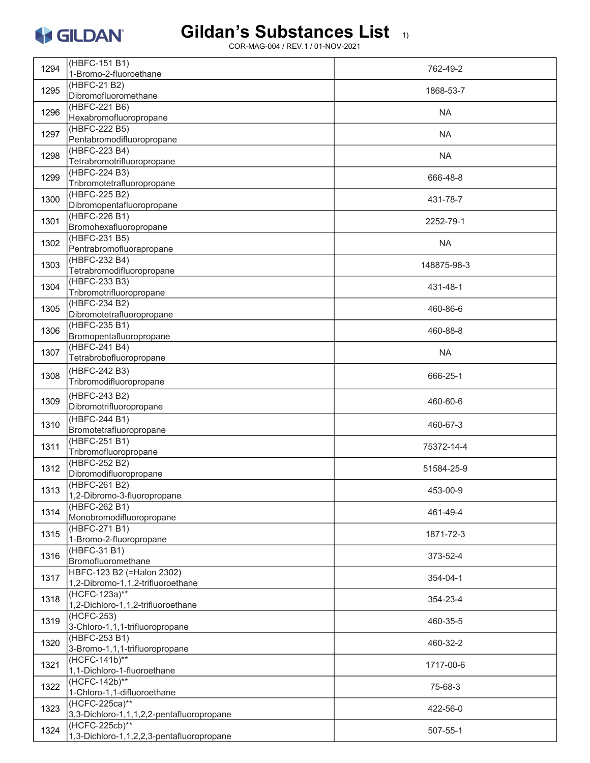| 1294 | (HBFC-151 B1) 1-Bromo-2-fluoroethane | 762-49-2 |
|---|---|---|
| 1295 | (HBFC-21 B2) Dibromofluoromethane | 1868-53-7 |
| 1296 | (HBFC-221 B6) Hexabromofluoropropane | NA |
| 1297 | (HBFC-222 B5) Pentabromodifluoropropane | NA |
| 1298 | (HBFC-223 B4) Tetrabromotrifluoropropane | NA |
| 1299 | (HBFC-224 B3) Tribromotetrafluoropropane | 666-48-8 |
| 1300 | (HBFC-225 B2) Dibromopentafluoropropane | 431-78-7 |
| 1301 | (HBFC-226 B1) Bromohexafluoropropane | 2252-79-1 |
| 1302 | (HBFC-231 B5) Pentrabromofluorapropane | NA |
| 1303 | (HBFC-232 B4) Tetrabromodifluoropropane | 148875-98-3 |
| 1304 | (HBFC-233 B3) Tribromotrifluoropropane | 431-48-1 |
| 1305 | (HBFC-234 B2) Dibromotetrafluoropropane | 460-86-6 |
| 1306 | (HBFC-235 B1) Bromopentafluoropropane | 460-88-8 |
| 1307 | (HBFC-241 B4) Tetrabrobofluoropropane | NA |
| 1308 | (HBFC-242 B3) Tribromodifluoropropane | 666-25-1 |
| 1309 | (HBFC-243 B2) Dibromotrifluoropropane | 460-60-6 |
| 1310 | (HBFC-244 B1) Bromotetrafluoropropane | 460-67-3 |
| 1311 | (HBFC-251 B1) Tribromofluoropropane | 75372-14-4 |
| 1312 | (HBFC-252 B2) Dibromodifluoropropane | 51584-25-9 |
| 1313 | (HBFC-261 B2) 1,2-Dibromo-3-fluoropropane | 453-00-9 |
| 1314 | (HBFC-262 B1) Monobromodifluoropropane | 461-49-4 |
| 1315 | (HBFC-271 B1) 1-Bromo-2-fluoropropane | 1871-72-3 |
| 1316 | (HBFC-31 B1) Bromofluoromethane | 373-52-4 |
| 1317 | HBFC-123 B2 (=Halon 2302) 1,2-Dibromo-1,1,2-trifluoroethane | 354-04-1 |
| 1318 | (HCFC-123a)** 1,2-Dichloro-1,1,2-trifluoroethane | 354-23-4 |
| 1319 | (HCFC-253) 3-Chloro-1,1,1-trifluoropropane | 460-35-5 |
| 1320 | (HBFC-253 B1) 3-Bromo-1,1,1-trifluoropropane | 460-32-2 |
| 1321 | (HCFC-141b)** 1,1-Dichloro-1-fluoroethane | 1717-00-6 |
| 1322 | (HCFC-142b)** 1-Chloro-1,1-difluoroethane | 75-68-3 |
| 1323 | (HCFC-225ca)** 3,3-Dichloro-1,1,1,2,2-pentafluoropropane | 422-56-0 |
| 1324 | (HCFC-225cb)** 1,3-Dichloro-1,1,2,2,3-pentafluoropropane | 507-55-1 |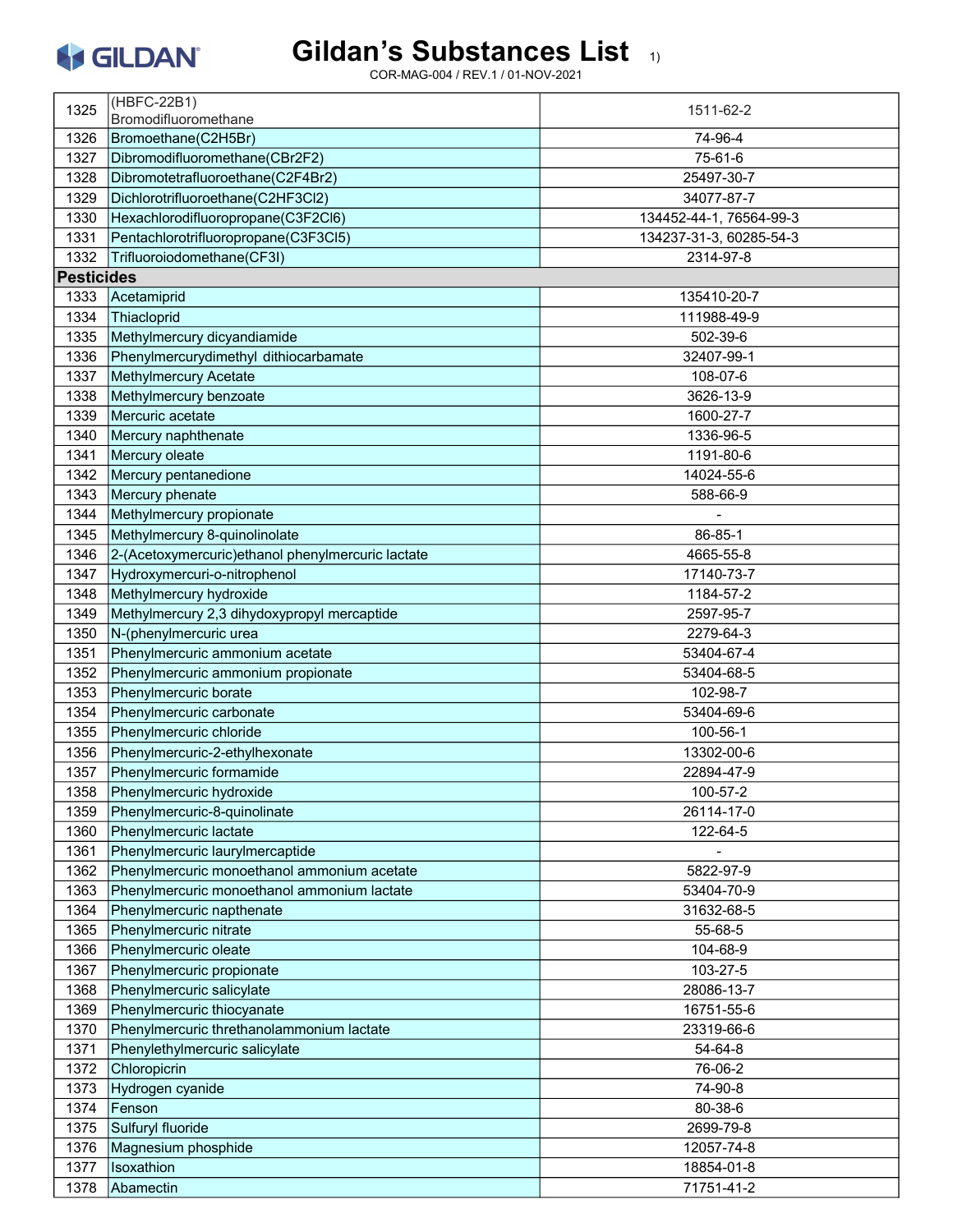# Gildan's Substances List 1)

COR-MAG-004 / REV.1 / 01-NOV-2021

| | | |
|---|---|---|
| 1325 | (HBFC-22B1) Bromodifluoromethane | 1511-62-2 |
| 1326 | Bromoethane(C2H5Br) | 74-96-4 |
| 1327 | Dibromodifluoromethane(CBr2F2) | 75-61-6 |
| 1328 | Dibromotetrafluoroethane(C2F4Br2) | 25497-30-7 |
| 1329 | Dichlorotrifluoroethane(C2HF3Cl2) | 34077-87-7 |
| 1330 | Hexachlorodifluoropropane(C3F2Cl6) | 134452-44-1, 76564-99-3 |
| 1331 | Pentachlorotrifluoropropane(C3F3Cl5) | 134237-31-3, 60285-54-3 |
| 1332 | Trifluoroiodomethane(CF3I) | 2314-97-8 |
| **Pesticides** | | |
| 1333 | Acetamiprid | 135410-20-7 |
| 1334 | Thiacloprid | 111988-49-9 |
| 1335 | Methylmercury dicyandiamide | 502-39-6 |
| 1336 | Phenylmercurydimethyl dithiocarbamate | 32407-99-1 |
| 1337 | Methylmercury Acetate | 108-07-6 |
| 1338 | Methylmercury benzoate | 3626-13-9 |
| 1339 | Mercuric acetate | 1600-27-7 |
| 1340 | Mercury naphthenate | 1336-96-5 |
| 1341 | Mercury oleate | 1191-80-6 |
| 1342 | Mercury pentanedione | 14024-55-6 |
| 1343 | Mercury phenate | 588-66-9 |
| 1344 | Methylmercury propionate | - |
| 1345 | Methylmercury 8-quinolinolate | 86-85-1 |
| 1346 | 2-(Acetoxymercuric)ethanol phenylmercuric lactate | 4665-55-8 |
| 1347 | Hydroxymercuri-o-nitrophenol | 17140-73-7 |
| 1348 | Methylmercury hydroxide | 1184-57-2 |
| 1349 | Methylmercury 2,3 dihydoxypropyl mercaptide | 2597-95-7 |
| 1350 | N-(phenylmercuric urea | 2279-64-3 |
| 1351 | Phenylmercuric ammonium acetate | 53404-67-4 |
| 1352 | Phenylmercuric ammonium propionate | 53404-68-5 |
| 1353 | Phenylmercuric borate | 102-98-7 |
| 1354 | Phenylmercuric carbonate | 53404-69-6 |
| 1355 | Phenylmercuric chloride | 100-56-1 |
| 1356 | Phenylmercuric-2-ethylhexonate | 13302-00-6 |
| 1357 | Phenylmercuric formamide | 22894-47-9 |
| 1358 | Phenylmercuric hydroxide | 100-57-2 |
| 1359 | Phenylmercuric-8-quinolinate | 26114-17-0 |
| 1360 | Phenylmercuric lactate | 122-64-5 |
| 1361 | Phenylmercuric laurylmercaptide | - |
| 1362 | Phenylmercuric monoethanol ammonium acetate | 5822-97-9 |
| 1363 | Phenylmercuric monoethanol ammonium lactate | 53404-70-9 |
| 1364 | Phenylmercuric napthenate | 31632-68-5 |
| 1365 | Phenylmercuric nitrate | 55-68-5 |
| 1366 | Phenylmercuric oleate | 104-68-9 |
| 1367 | Phenylmercuric propionate | 103-27-5 |
| 1368 | Phenylmercuric salicylate | 28086-13-7 |
| 1369 | Phenylmercuric thiocyanate | 16751-55-6 |
| 1370 | Phenylmercuric threthanolammonium lactate | 23319-66-6 |
| 1371 | Phenylethylmercuric salicylate | 54-64-8 |
| 1372 | Chloropicrin | 76-06-2 |
| 1373 | Hydrogen cyanide | 74-90-8 |
| 1374 | Fenson | 80-38-6 |
| 1375 | Sulfuryl fluoride | 2699-79-8 |
| 1376 | Magnesium phosphide | 12057-74-8 |
| 1377 | Isoxathion | 18854-01-8 |
| 1378 | Abamectin | 71751-41-2 |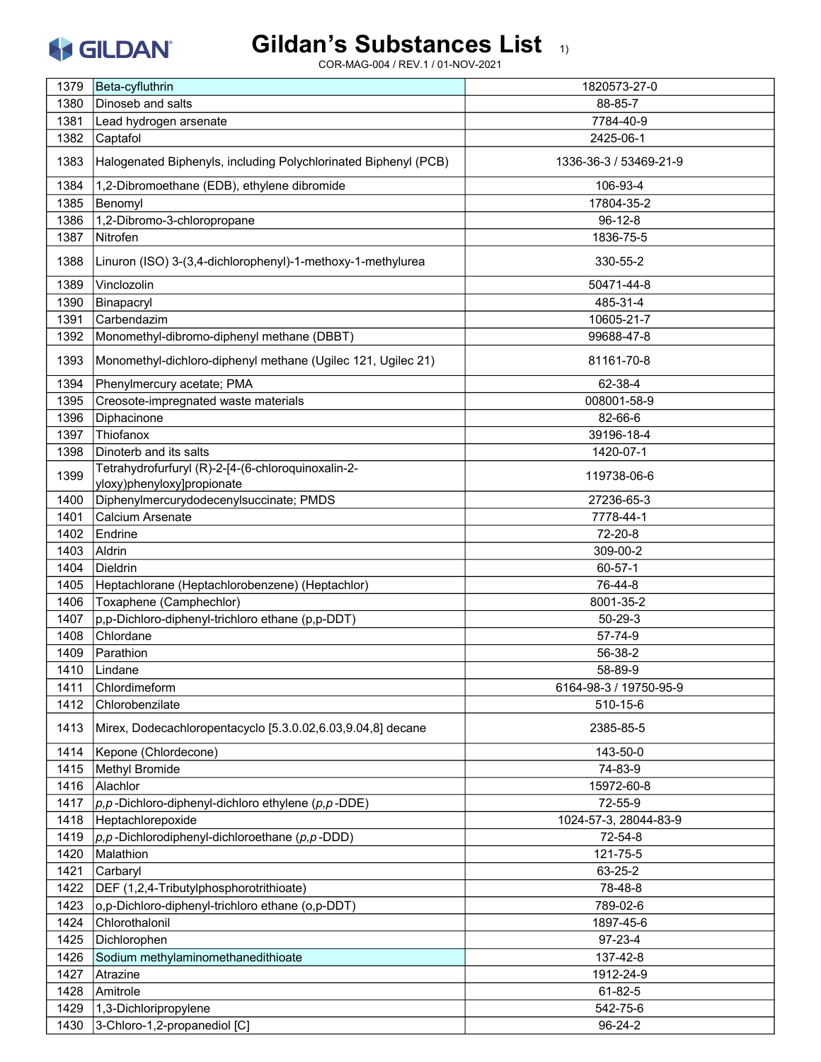# Gildan's Substances List 1)

COR-MAG-004 / REV.1 / 01-NOV-2021

| | | |
|---|---|---|
| 1379 | Beta-cyfluthrin | 1820573-27-0 |
| 1380 | Dinoseb and salts | 88-85-7 |
| 1381 | Lead hydrogen arsenate | 7784-40-9 |
| 1382 | Captafol | 2425-06-1 |
| 1383 | Halogenated Biphenyls, including Polychlorinated Biphenyl (PCB) | 1336-36-3 / 53469-21-9 |
| 1384 | 1,2-Dibromoethane (EDB), ethylene dibromide | 106-93-4 |
| 1385 | Benomyl | 17804-35-2 |
| 1386 | 1,2-Dibromo-3-chloropropane | 96-12-8 |
| 1387 | Nitrofen | 1836-75-5 |
| 1388 | Linuron (ISO) 3-(3,4-dichlorophenyl)-1-methoxy-1-methylurea | 330-55-2 |
| 1389 | Vinclozolin | 50471-44-8 |
| 1390 | Binapacryl | 485-31-4 |
| 1391 | Carbendazim | 10605-21-7 |
| 1392 | Monomethyl-dibromo-diphenyl methane (DBBT) | 99688-47-8 |
| 1393 | Monomethyl-dichloro-diphenyl methane (Ugilec 121, Ugilec 21) | 81161-70-8 |
| 1394 | Phenylmercury acetate; PMA | 62-38-4 |
| 1395 | Creosote-impregnated waste materials | 008001-58-9 |
| 1396 | Diphacinone | 82-66-6 |
| 1397 | Thiofanox | 39196-18-4 |
| 1398 | Dinoterb and its salts | 1420-07-1 |
| 1399 | Tetrahydrofurfuryl (R)-2-[4-(6-chloroquinoxalin-2-yloxy)phenyloxy]propionate | 119738-06-6 |
| 1400 | Diphenylmercurydodecenylsuccinate; PMDS | 27236-65-3 |
| 1401 | Calcium Arsenate | 7778-44-1 |
| 1402 | Endrine | 72-20-8 |
| 1403 | Aldrin | 309-00-2 |
| 1404 | Dieldrin | 60-57-1 |
| 1405 | Heptachlorane (Heptachlorobenzene) (Heptachlor) | 76-44-8 |
| 1406 | Toxaphene (Camphechlor) | 8001-35-2 |
| 1407 | p,p-Dichloro-diphenyl-trichloro ethane (p,p-DDT) | 50-29-3 |
| 1408 | Chlordane | 57-74-9 |
| 1409 | Parathion | 56-38-2 |
| 1410 | Lindane | 58-89-9 |
| 1411 | Chlordimeform | 6164-98-3 / 19750-95-9 |
| 1412 | Chlorobenzilate | 510-15-6 |
| 1413 | Mirex, Dodecachloropentacyclo [5.3.0.02,6.03,9.04,8] decane | 2385-85-5 |
| 1414 | Kepone (Chlordecone) | 143-50-0 |
| 1415 | Methyl Bromide | 74-83-9 |
| 1416 | Alachlor | 15972-60-8 |
| 1417 | *p,p*-Dichloro-diphenyl-dichloro ethylene (*p,p*-DDE) | 72-55-9 |
| 1418 | Heptachlorepoxide | 1024-57-3, 28044-83-9 |
| 1419 | *p,p*-Dichlorodiphenyl-dichloroethane (*p,p*-DDD) | 72-54-8 |
| 1420 | Malathion | 121-75-5 |
| 1421 | Carbaryl | 63-25-2 |
| 1422 | DEF (1,2,4-Tributylphosphorotrithioate) | 78-48-8 |
| 1423 | o,p-Dichloro-diphenyl-trichloro ethane (o,p-DDT) | 789-02-6 |
| 1424 | Chlorothalonil | 1897-45-6 |
| 1425 | Dichlorophen | 97-23-4 |
| 1426 | Sodium methylaminomethanedithioate | 137-42-8 |
| 1427 | Atrazine | 1912-24-9 |
| 1428 | Amitrole | 61-82-5 |
| 1429 | 1,3-Dichloripropylene | 542-75-6 |
| 1430 | 3-Chloro-1,2-propanediol [C] | 96-24-2 |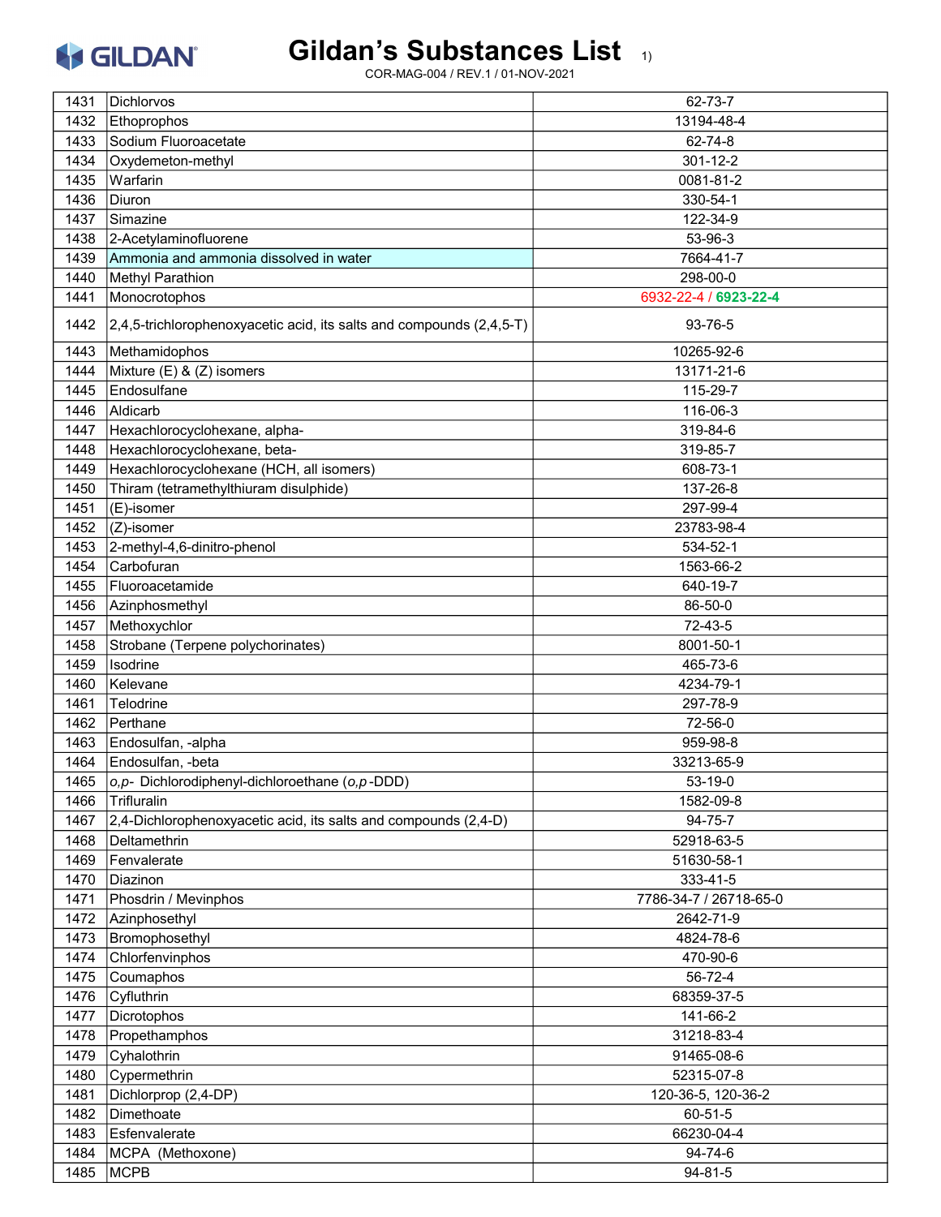# Gildan's Substances List 1)

COR-MAG-004 / REV.1 / 01-NOV-2021

| | | |
|---|---|---|
| 1431 | Dichlorvos | 62-73-7 |
| 1432 | Ethoprophos | 13194-48-4 |
| 1433 | Sodium Fluoroacetate | 62-74-8 |
| 1434 | Oxydemeton-methyl | 301-12-2 |
| 1435 | Warfarin | 0081-81-2 |
| 1436 | Diuron | 330-54-1 |
| 1437 | Simazine | 122-34-9 |
| 1438 | 2-Acetylaminofluorene | 53-96-3 |
| 1439 | Ammonia and ammonia dissolved in water | 7664-41-7 |
| 1440 | Methyl Parathion | 298-00-0 |
| 1441 | Monocrotophos | 6932-22-4 / **6923-22-4** |
| 1442 | 2,4,5-trichlorophenoxyacetic acid, its salts and compounds (2,4,5-T) | 93-76-5 |
| 1443 | Methamidophos | 10265-92-6 |
| 1444 | Mixture (E) & (Z) isomers | 13171-21-6 |
| 1445 | Endosulfane | 115-29-7 |
| 1446 | Aldicarb | 116-06-3 |
| 1447 | Hexachlorocyclohexane, alpha- | 319-84-6 |
| 1448 | Hexachlorocyclohexane, beta- | 319-85-7 |
| 1449 | Hexachlorocyclohexane (HCH, all isomers) | 608-73-1 |
| 1450 | Thiram (tetramethylthiuram disulphide) | 137-26-8 |
| 1451 | (E)-isomer | 297-99-4 |
| 1452 | (Z)-isomer | 23783-98-4 |
| 1453 | 2-methyl-4,6-dinitro-phenol | 534-52-1 |
| 1454 | Carbofuran | 1563-66-2 |
| 1455 | Fluoroacetamide | 640-19-7 |
| 1456 | Azinphosmethyl | 86-50-0 |
| 1457 | Methoxychlor | 72-43-5 |
| 1458 | Strobane (Terpene polychorinates) | 8001-50-1 |
| 1459 | Isodrine | 465-73-6 |
| 1460 | Kelevane | 4234-79-1 |
| 1461 | Telodrine | 297-78-9 |
| 1462 | Perthane | 72-56-0 |
| 1463 | Endosulfan, -alpha | 959-98-8 |
| 1464 | Endosulfan, -beta | 33213-65-9 |
| 1465 | *o,p-* Dichlorodiphenyl-dichloroethane (*o,p*-DDD) | 53-19-0 |
| 1466 | Trifluralin | 1582-09-8 |
| 1467 | 2,4-Dichlorophenoxyacetic acid, its salts and compounds (2,4-D) | 94-75-7 |
| 1468 | Deltamethrin | 52918-63-5 |
| 1469 | Fenvalerate | 51630-58-1 |
| 1470 | Diazinon | 333-41-5 |
| 1471 | Phosdrin / Mevinphos | 7786-34-7 / 26718-65-0 |
| 1472 | Azinphosethyl | 2642-71-9 |
| 1473 | Bromophosethyl | 4824-78-6 |
| 1474 | Chlorfenvinphos | 470-90-6 |
| 1475 | Coumaphos | 56-72-4 |
| 1476 | Cyfluthrin | 68359-37-5 |
| 1477 | Dicrotophos | 141-66-2 |
| 1478 | Propethamphos | 31218-83-4 |
| 1479 | Cyhalothrin | 91465-08-6 |
| 1480 | Cypermethrin | 52315-07-8 |
| 1481 | Dichlorprop (2,4-DP) | 120-36-5, 120-36-2 |
| 1482 | Dimethoate | 60-51-5 |
| 1483 | Esfenvalerate | 66230-04-4 |
| 1484 | MCPA (Methoxone) | 94-74-6 |
| 1485 | MCPB | 94-81-5 |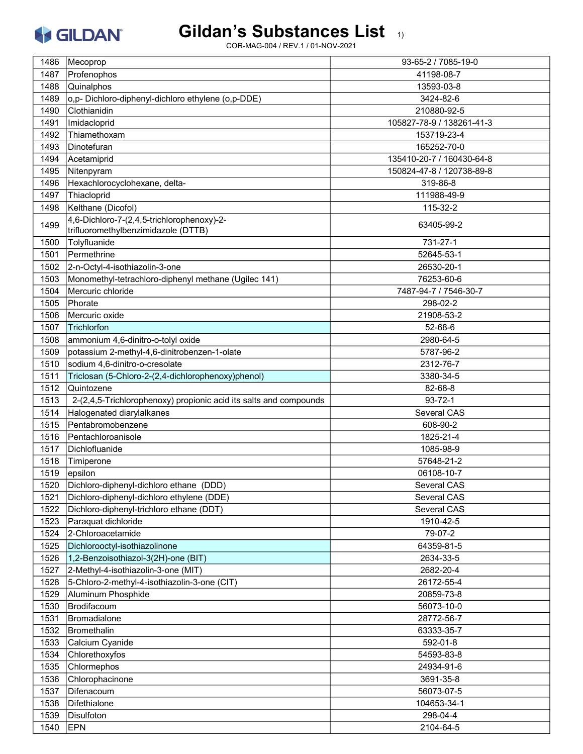| 1486 | Mecoprop | 93-65-2 / 7085-19-0 |
|---|---|---|
| 1487 | Profenophos | 41198-08-7 |
| 1488 | Quinalphos | 13593-03-8 |
| 1489 | o,p- Dichloro-diphenyl-dichloro ethylene (o,p-DDE) | 3424-82-6 |
| 1490 | Clothianidin | 210880-92-5 |
| 1491 | Imidacloprid | 105827-78-9 / 138261-41-3 |
| 1492 | Thiamethoxam | 153719-23-4 |
| 1493 | Dinotefuran | 165252-70-0 |
| 1494 | Acetamiprid | 135410-20-7 / 160430-64-8 |
| 1495 | Nitenpyram | 150824-47-8 / 120738-89-8 |
| 1496 | Hexachlorocyclohexane, delta- | 319-86-8 |
| 1497 | Thiacloprid | 111988-49-9 |
| 1498 | Kelthane (Dicofol) | 115-32-2 |
| 1499 | 4,6-Dichloro-7-(2,4,5-trichlorophenoxy)-2-trifluoromethylbenzimidazole (DTTB) | 63405-99-2 |
| 1500 | Tolyfluanide | 731-27-1 |
| 1501 | Permethrine | 52645-53-1 |
| 1502 | 2-n-Octyl-4-isothiazolin-3-one | 26530-20-1 |
| 1503 | Monomethyl-tetrachloro-diphenyl methane (Ugilec 141) | 76253-60-6 |
| 1504 | Mercuric chloride | 7487-94-7 / 7546-30-7 |
| 1505 | Phorate | 298-02-2 |
| 1506 | Mercuric oxide | 21908-53-2 |
| 1507 | Trichlorfon | 52-68-6 |
| 1508 | ammonium 4,6-dinitro-o-tolyl oxide | 2980-64-5 |
| 1509 | potassium 2-methyl-4,6-dinitrobenzen-1-olate | 5787-96-2 |
| 1510 | sodium 4,6-dinitro-o-cresolate | 2312-76-7 |
| 1511 | Triclosan (5-Chloro-2-(2,4-dichlorophenoxy)phenol) | 3380-34-5 |
| 1512 | Quintozene | 82-68-8 |
| 1513 | 2-(2,4,5-Trichlorophenoxy) propionic acid its salts and compounds | 93-72-1 |
| 1514 | Halogenated diarylalkanes | Several CAS |
| 1515 | Pentabromobenzene | 608-90-2 |
| 1516 | Pentachloroanisole | 1825-21-4 |
| 1517 | Dichlofluanide | 1085-98-9 |
| 1518 | Timiperone | 57648-21-2 |
| 1519 | epsilon | 06108-10-7 |
| 1520 | Dichloro-diphenyl-dichloro ethane (DDD) | Several CAS |
| 1521 | Dichloro-diphenyl-dichloro ethylene (DDE) | Several CAS |
| 1522 | Dichloro-diphenyl-trichloro ethane (DDT) | Several CAS |
| 1523 | Paraquat dichloride | 1910-42-5 |
| 1524 | 2-Chloroacetamide | 79-07-2 |
| 1525 | Dichlorooctyl-isothiazolinone | 64359-81-5 |
| 1526 | 1,2-Benzoisothiazol-3(2H)-one (BIT) | 2634-33-5 |
| 1527 | 2-Methyl-4-isothiazolin-3-one (MIT) | 2682-20-4 |
| 1528 | 5-Chloro-2-methyl-4-isothiazolin-3-one (CIT) | 26172-55-4 |
| 1529 | Aluminum Phosphide | 20859-73-8 |
| 1530 | Brodifacoum | 56073-10-0 |
| 1531 | Bromadialone | 28772-56-7 |
| 1532 | Bromethalin | 63333-35-7 |
| 1533 | Calcium Cyanide | 592-01-8 |
| 1534 | Chlorethoxyfos | 54593-83-8 |
| 1535 | Chlormephos | 24934-91-6 |
| 1536 | Chlorophacinone | 3691-35-8 |
| 1537 | Difenacoum | 56073-07-5 |
| 1538 | Difethialone | 104653-34-1 |
| 1539 | Disulfoton | 298-04-4 |
| 1540 | EPN | 2104-64-5 |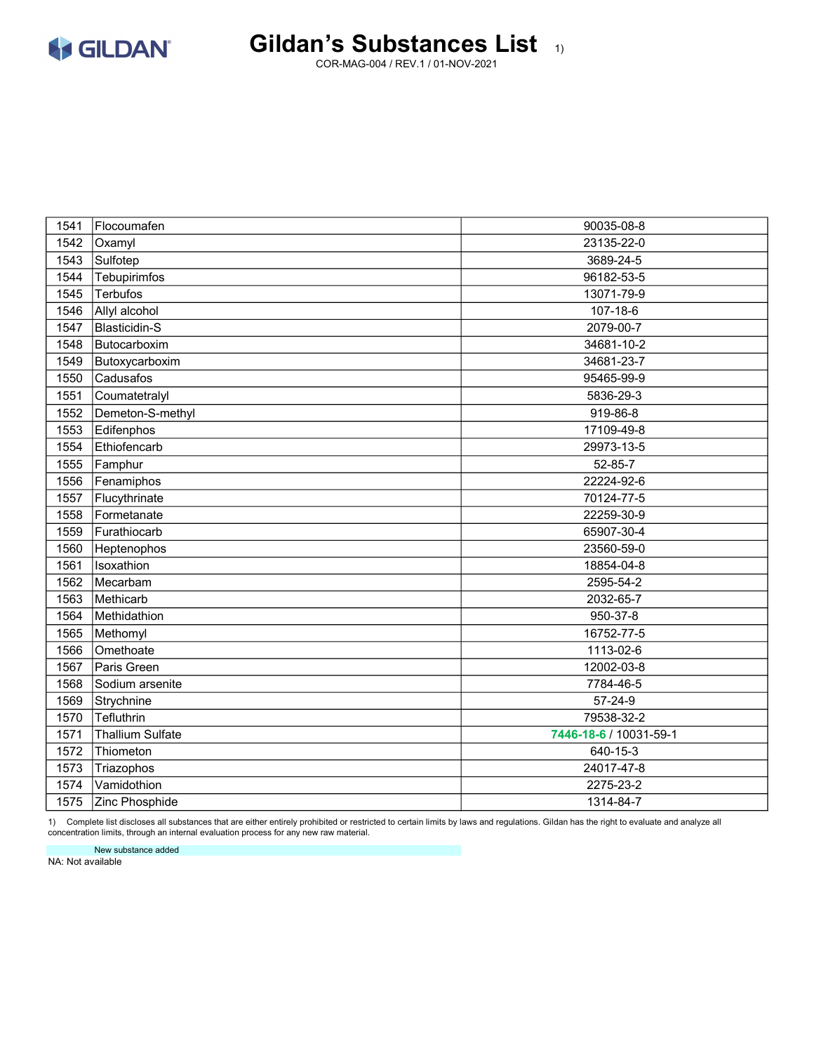# Gildan's Substances List [1)]

COR-MAG-004 / REV.1 / 01-NOV-2021

| | | |
|---|---|---|
| 1541 | Flocoumafen | 90035-08-8 |
| 1542 | Oxamyl | 23135-22-0 |
| 1543 | Sulfotep | 3689-24-5 |
| 1544 | Tebupirimfos | 96182-53-5 |
| 1545 | Terbufos | 13071-79-9 |
| 1546 | Allyl alcohol | 107-18-6 |
| 1547 | Blasticidin-S | 2079-00-7 |
| 1548 | Butocarboxim | 34681-10-2 |
| 1549 | Butoxycarboxim | 34681-23-7 |
| 1550 | Cadusafos | 95465-99-9 |
| 1551 | Coumatetralyl | 5836-29-3 |
| 1552 | Demeton-S-methyl | 919-86-8 |
| 1553 | Edifenphos | 17109-49-8 |
| 1554 | Ethiofencarb | 29973-13-5 |
| 1555 | Famphur | 52-85-7 |
| 1556 | Fenamiphos | 22224-92-6 |
| 1557 | Flucythrinate | 70124-77-5 |
| 1558 | Formetanate | 22259-30-9 |
| 1559 | Furathiocarb | 65907-30-4 |
| 1560 | Heptenophos | 23560-59-0 |
| 1561 | Isoxathion | 18854-04-8 |
| 1562 | Mecarbam | 2595-54-2 |
| 1563 | Methicarb | 2032-65-7 |
| 1564 | Methidathion | 950-37-8 |
| 1565 | Methomyl | 16752-77-5 |
| 1566 | Omethoate | 1113-02-6 |
| 1567 | Paris Green | 12002-03-8 |
| 1568 | Sodium arsenite | 7784-46-5 |
| 1569 | Strychnine | 57-24-9 |
| 1570 | Tefluthrin | 79538-32-2 |
| 1571 | Thallium Sulfate | 7446-18-6 / 10031-59-1 |
| 1572 | Thiometon | 640-15-3 |
| 1573 | Triazophos | 24017-47-8 |
| 1574 | Vamidothion | 2275-23-2 |
| 1575 | Zinc Phosphide | 1314-84-7 |

1) Complete list discloses all substances that are either entirely prohibited or restricted to certain limits by laws and regulations. Gildan has the right to evaluate and analyze all concentration limits, through an internal evaluation process for any new raw material.

New substance added

NA: Not available